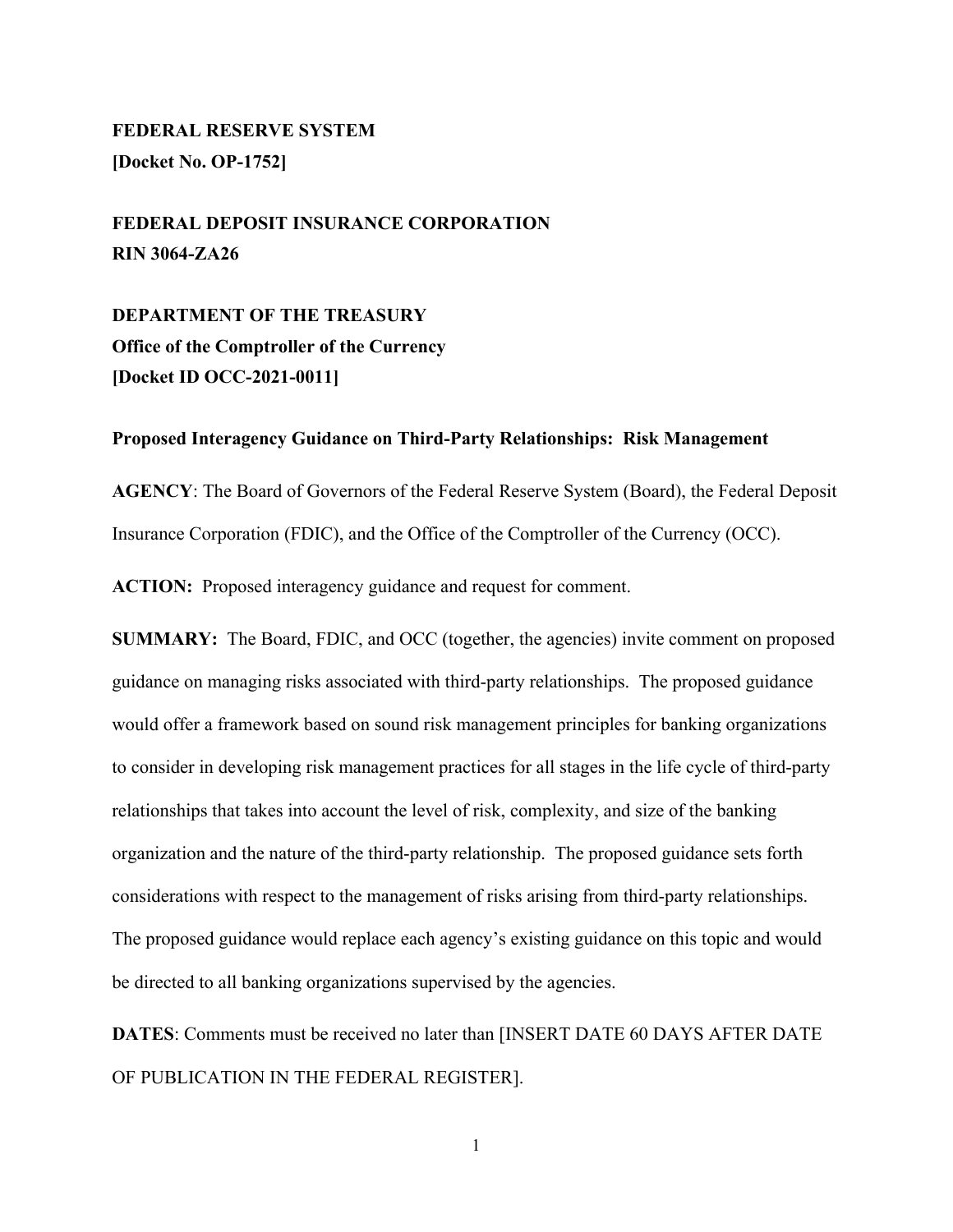**FEDERAL RESERVE SYSTEM**
**[Docket No. OP-1752]**

**FEDERAL DEPOSIT INSURANCE CORPORATION**
**RIN 3064-ZA26**

**DEPARTMENT OF THE TREASURY**
**Office of the Comptroller of the Currency**
**[Docket ID OCC-2021-0011]**

**Proposed Interagency Guidance on Third-Party Relationships: Risk Management**

**AGENCY**: The Board of Governors of the Federal Reserve System (Board), the Federal Deposit Insurance Corporation (FDIC), and the Office of the Comptroller of the Currency (OCC).

**ACTION:** Proposed interagency guidance and request for comment.

**SUMMARY:** The Board, FDIC, and OCC (together, the agencies) invite comment on proposed guidance on managing risks associated with third-party relationships. The proposed guidance would offer a framework based on sound risk management principles for banking organizations to consider in developing risk management practices for all stages in the life cycle of third-party relationships that takes into account the level of risk, complexity, and size of the banking organization and the nature of the third-party relationship. The proposed guidance sets forth considerations with respect to the management of risks arising from third-party relationships. The proposed guidance would replace each agency's existing guidance on this topic and would be directed to all banking organizations supervised by the agencies.

**DATES**: Comments must be received no later than [INSERT DATE 60 DAYS AFTER DATE OF PUBLICATION IN THE FEDERAL REGISTER].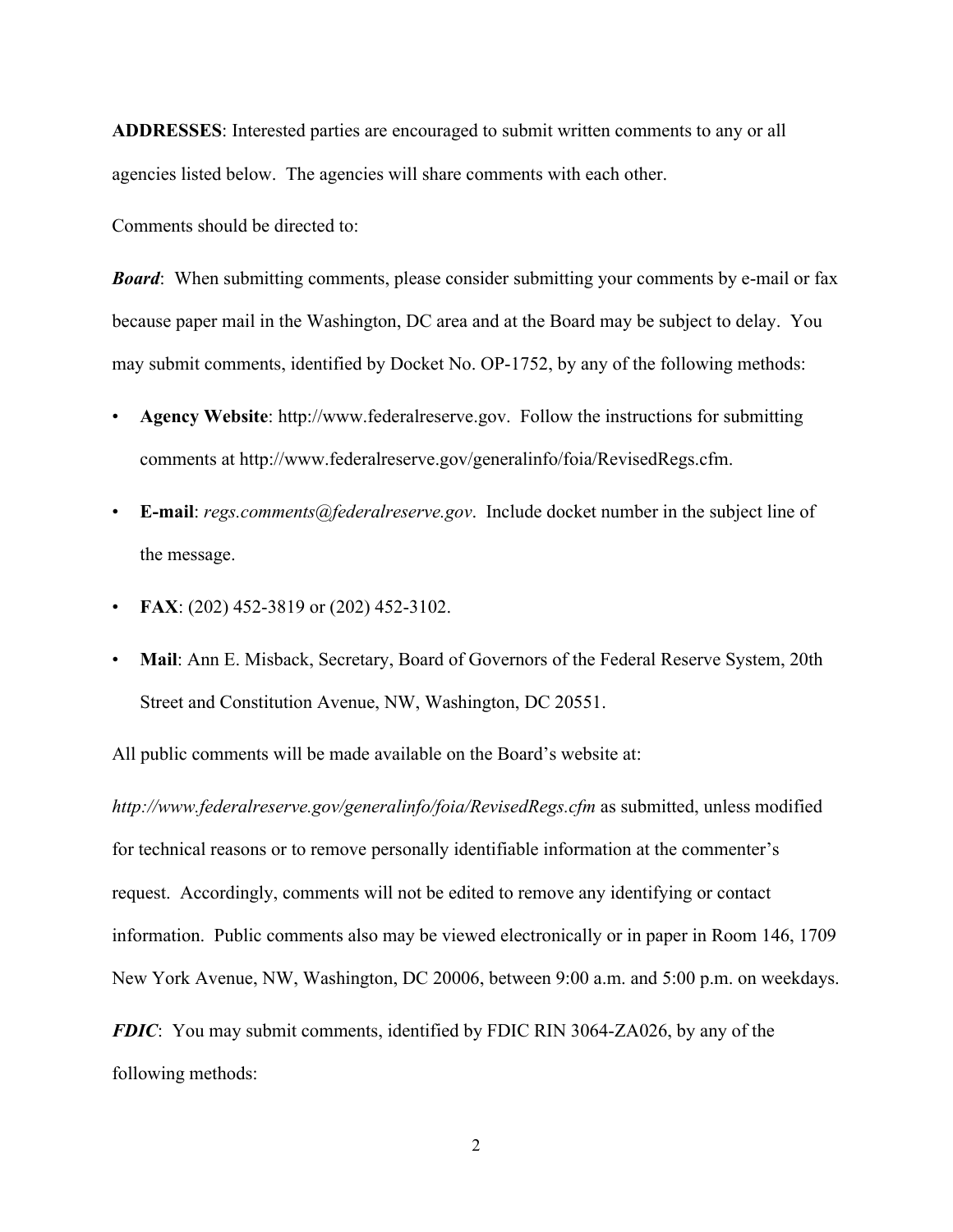**ADDRESSES**: Interested parties are encouraged to submit written comments to any or all agencies listed below. The agencies will share comments with each other.

Comments should be directed to:

***Board***: When submitting comments, please consider submitting your comments by e-mail or fax because paper mail in the Washington, DC area and at the Board may be subject to delay. You may submit comments, identified by Docket No. OP-1752, by any of the following methods:

- **Agency Website**: http://www.federalreserve.gov. Follow the instructions for submitting comments at http://www.federalreserve.gov/generalinfo/foia/RevisedRegs.cfm.
- **E-mail**: *regs.comments@federalreserve.gov*. Include docket number in the subject line of the message.
- **FAX**: (202) 452-3819 or (202) 452-3102.
- **Mail**: Ann E. Misback, Secretary, Board of Governors of the Federal Reserve System, 20th Street and Constitution Avenue, NW, Washington, DC 20551.

All public comments will be made available on the Board's website at: *http://www.federalreserve.gov/generalinfo/foia/RevisedRegs.cfm* as submitted, unless modified for technical reasons or to remove personally identifiable information at the commenter's request. Accordingly, comments will not be edited to remove any identifying or contact information. Public comments also may be viewed electronically or in paper in Room 146, 1709 New York Avenue, NW, Washington, DC 20006, between 9:00 a.m. and 5:00 p.m. on weekdays.

***FDIC***: You may submit comments, identified by FDIC RIN 3064-ZA026, by any of the following methods: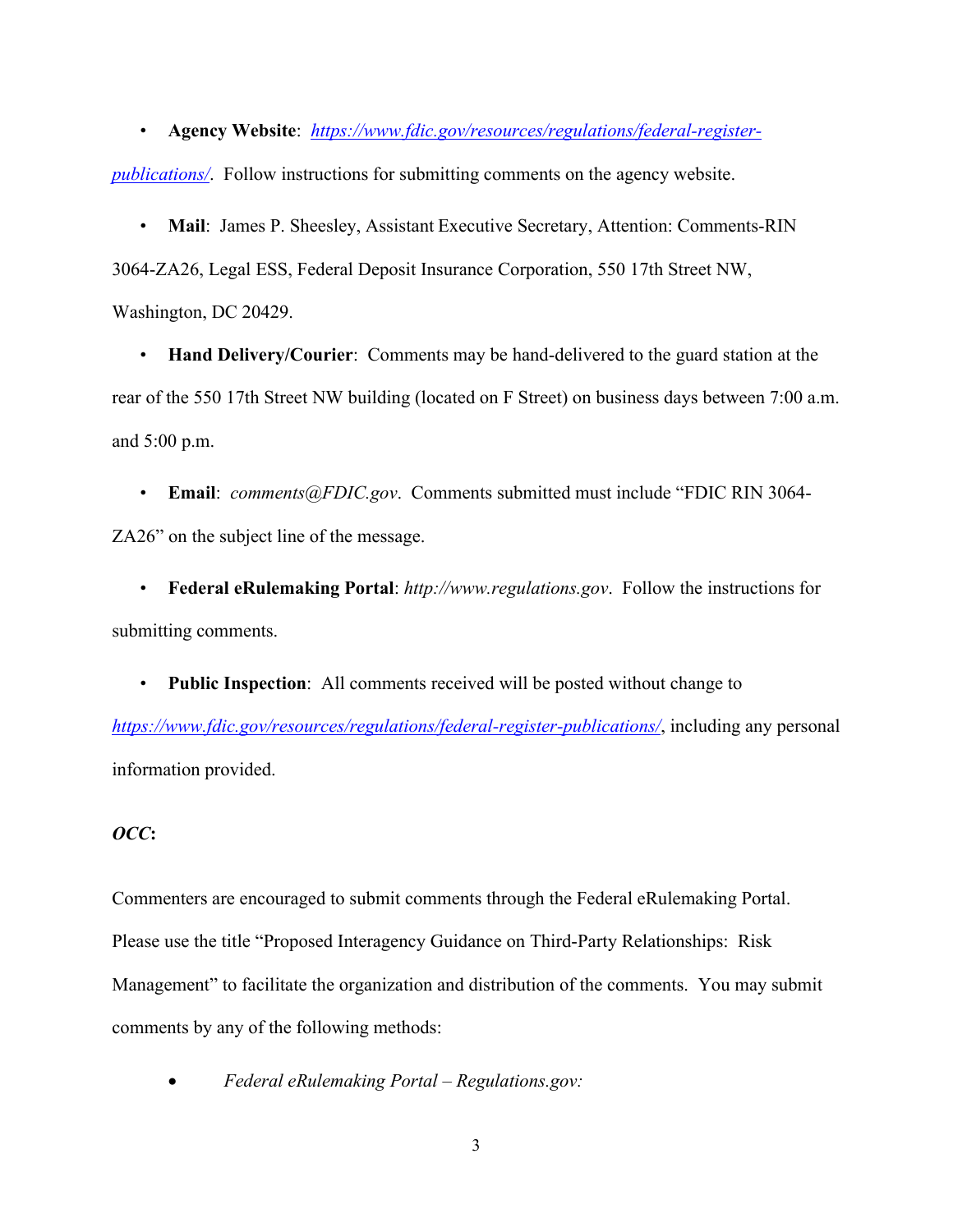- **Agency Website**: *https://www.fdic.gov/resources/regulations/federal-register-publications/*. Follow instructions for submitting comments on the agency website.

- **Mail**: James P. Sheesley, Assistant Executive Secretary, Attention: Comments-RIN 3064-ZA26, Legal ESS, Federal Deposit Insurance Corporation, 550 17th Street NW, Washington, DC 20429.

- **Hand Delivery/Courier**: Comments may be hand-delivered to the guard station at the rear of the 550 17th Street NW building (located on F Street) on business days between 7:00 a.m. and 5:00 p.m.

- **Email**: *comments@FDIC.gov*. Comments submitted must include "FDIC RIN 3064-ZA26" on the subject line of the message.

- **Federal eRulemaking Portal**: *http://www.regulations.gov*. Follow the instructions for submitting comments.

- **Public Inspection**: All comments received will be posted without change to *https://www.fdic.gov/resources/regulations/federal-register-publications/*, including any personal information provided.

***OCC*:**

Commenters are encouraged to submit comments through the Federal eRulemaking Portal. Please use the title "Proposed Interagency Guidance on Third-Party Relationships: Risk Management" to facilitate the organization and distribution of the comments. You may submit comments by any of the following methods:

- *Federal eRulemaking Portal – Regulations.gov:*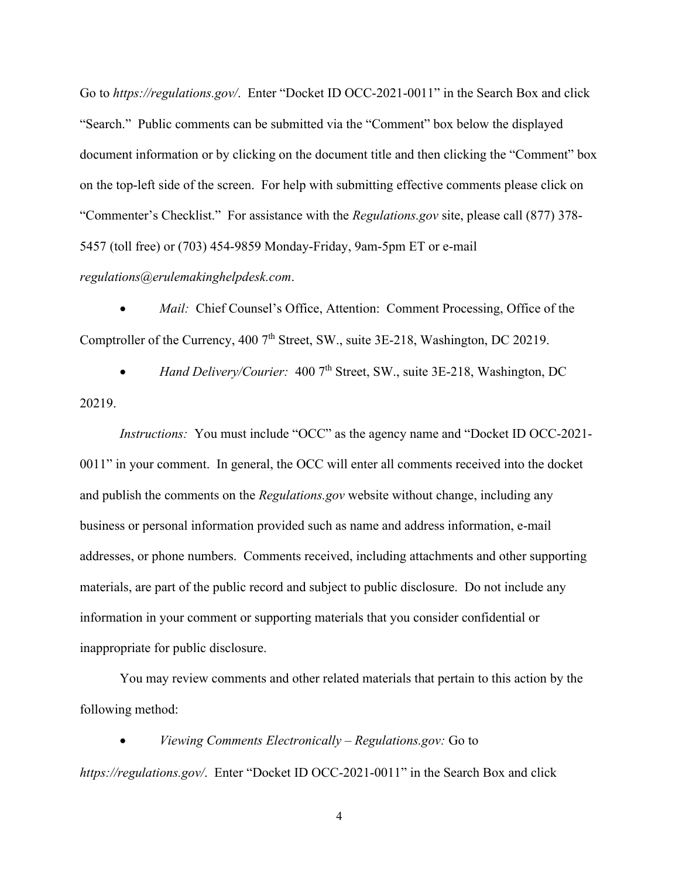Go to *https://regulations.gov/*. Enter "Docket ID OCC-2021-0011" in the Search Box and click "Search." Public comments can be submitted via the "Comment" box below the displayed document information or by clicking on the document title and then clicking the "Comment" box on the top-left side of the screen. For help with submitting effective comments please click on "Commenter's Checklist." For assistance with the *Regulations.gov* site, please call (877) 378-5457 (toll free) or (703) 454-9859 Monday-Friday, 9am-5pm ET or e-mail *regulations@erulemakinghelpdesk.com*.

- *Mail:* Chief Counsel's Office, Attention: Comment Processing, Office of the Comptroller of the Currency, 400 7th Street, SW., suite 3E-218, Washington, DC 20219.
- *Hand Delivery/Courier:* 400 7th Street, SW., suite 3E-218, Washington, DC 20219.

*Instructions:* You must include "OCC" as the agency name and "Docket ID OCC-2021-0011" in your comment. In general, the OCC will enter all comments received into the docket and publish the comments on the *Regulations.gov* website without change, including any business or personal information provided such as name and address information, e-mail addresses, or phone numbers. Comments received, including attachments and other supporting materials, are part of the public record and subject to public disclosure. Do not include any information in your comment or supporting materials that you consider confidential or inappropriate for public disclosure.

You may review comments and other related materials that pertain to this action by the following method:

- *Viewing Comments Electronically – Regulations.gov:* Go to *https://regulations.gov/*. Enter "Docket ID OCC-2021-0011" in the Search Box and click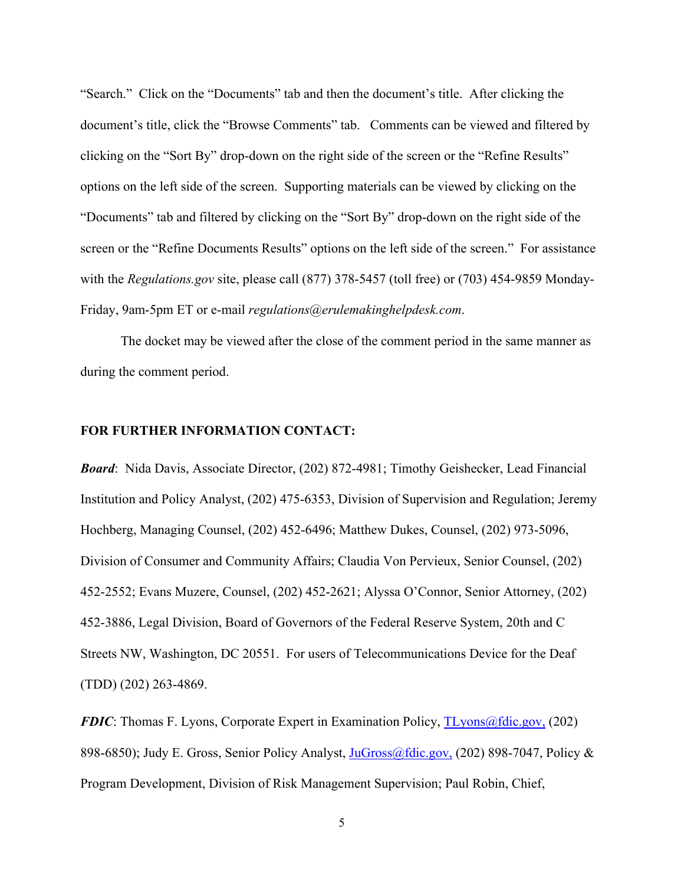"Search." Click on the "Documents" tab and then the document's title. After clicking the document's title, click the "Browse Comments" tab. Comments can be viewed and filtered by clicking on the "Sort By" drop-down on the right side of the screen or the "Refine Results" options on the left side of the screen. Supporting materials can be viewed by clicking on the "Documents" tab and filtered by clicking on the "Sort By" drop-down on the right side of the screen or the "Refine Documents Results" options on the left side of the screen." For assistance with the *Regulations.gov* site, please call (877) 378-5457 (toll free) or (703) 454-9859 Monday-Friday, 9am-5pm ET or e-mail *regulations@erulemakinghelpdesk.com*.

The docket may be viewed after the close of the comment period in the same manner as during the comment period.

**FOR FURTHER INFORMATION CONTACT:**

***Board***: Nida Davis, Associate Director, (202) 872-4981; Timothy Geishecker, Lead Financial Institution and Policy Analyst, (202) 475-6353, Division of Supervision and Regulation; Jeremy Hochberg, Managing Counsel, (202) 452-6496; Matthew Dukes, Counsel, (202) 973-5096, Division of Consumer and Community Affairs; Claudia Von Pervieux, Senior Counsel, (202) 452-2552; Evans Muzere, Counsel, (202) 452-2621; Alyssa O'Connor, Senior Attorney, (202) 452-3886, Legal Division, Board of Governors of the Federal Reserve System, 20th and C Streets NW, Washington, DC 20551. For users of Telecommunications Device for the Deaf (TDD) (202) 263-4869.

***FDIC***: Thomas F. Lyons, Corporate Expert in Examination Policy, TLyons@fdic.gov, (202) 898-6850); Judy E. Gross, Senior Policy Analyst, JuGross@fdic.gov, (202) 898-7047, Policy & Program Development, Division of Risk Management Supervision; Paul Robin, Chief,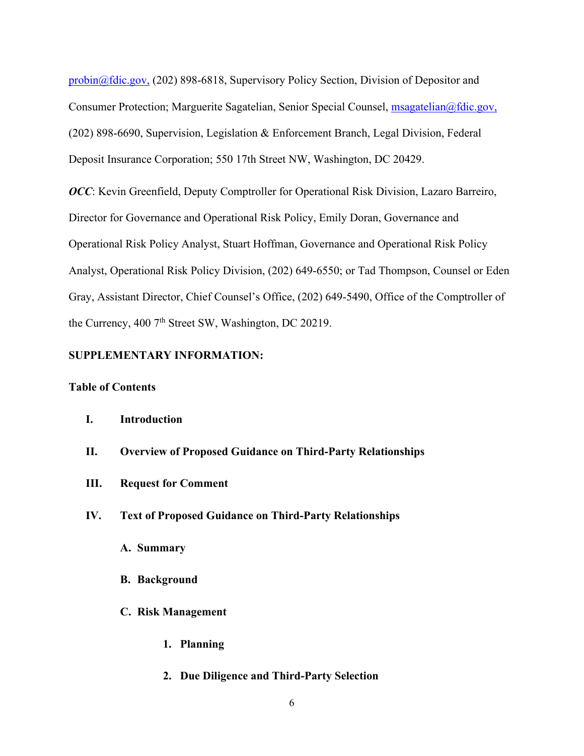probin@fdic.gov, (202) 898-6818, Supervisory Policy Section, Division of Depositor and Consumer Protection; Marguerite Sagatelian, Senior Special Counsel, msagatelian@fdic.gov, (202) 898-6690, Supervision, Legislation & Enforcement Branch, Legal Division, Federal Deposit Insurance Corporation; 550 17th Street NW, Washington, DC 20429.

***OCC***: Kevin Greenfield, Deputy Comptroller for Operational Risk Division, Lazaro Barreiro, Director for Governance and Operational Risk Policy, Emily Doran, Governance and Operational Risk Policy Analyst, Stuart Hoffman, Governance and Operational Risk Policy Analyst, Operational Risk Policy Division, (202) 649-6550; or Tad Thompson, Counsel or Eden Gray, Assistant Director, Chief Counsel's Office, (202) 649-5490, Office of the Comptroller of the Currency, 400 7th Street SW, Washington, DC 20219.

**SUPPLEMENTARY INFORMATION:**

**Table of Contents**

- **I. Introduction**
- **II. Overview of Proposed Guidance on Third-Party Relationships**
- **III. Request for Comment**
- **IV. Text of Proposed Guidance on Third-Party Relationships**
  - **A. Summary**
  - **B. Background**
  - **C. Risk Management**
    - **1. Planning**
    - **2. Due Diligence and Third-Party Selection**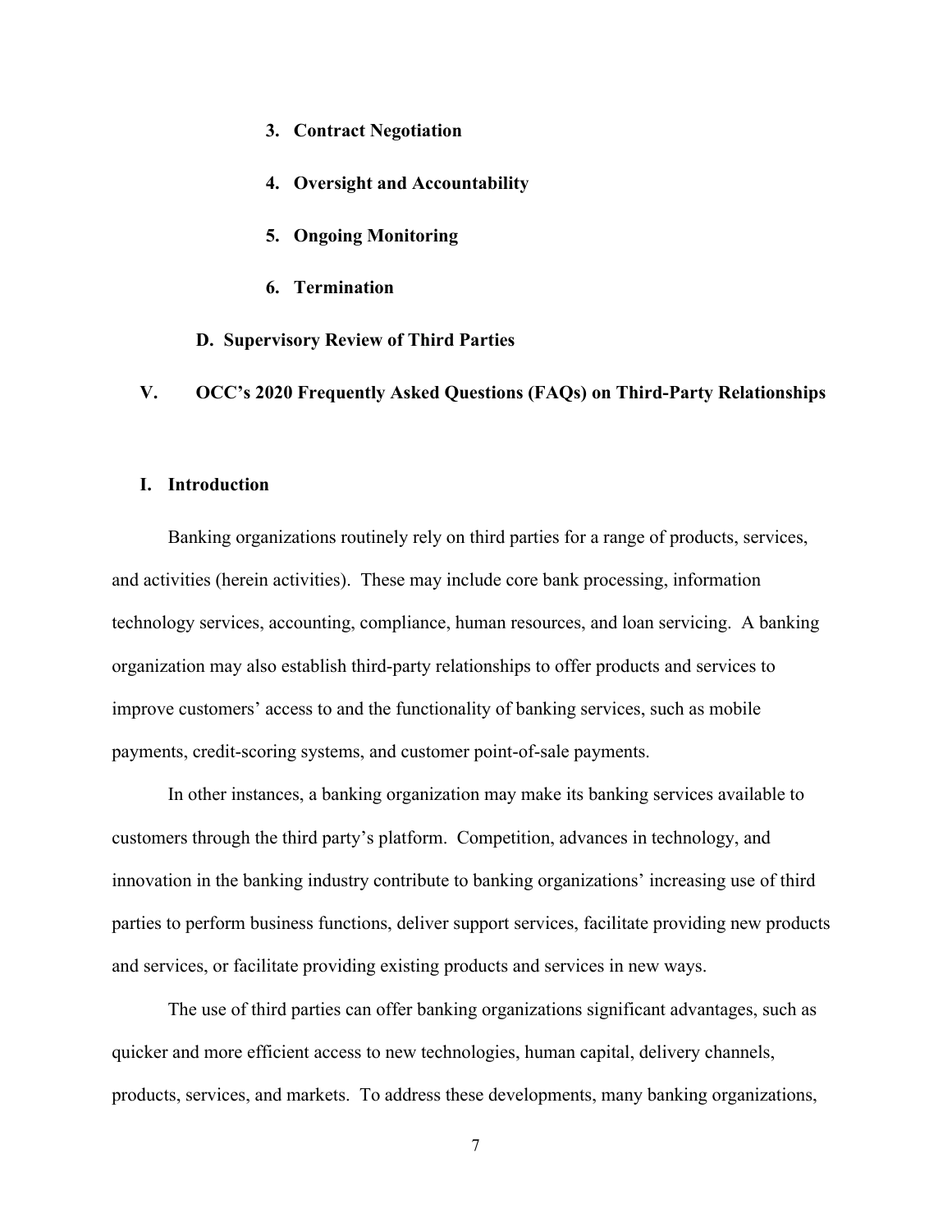3. **Contract Negotiation**

4. **Oversight and Accountability**

5. **Ongoing Monitoring**

6. **Termination**

**D. Supervisory Review of Third Parties**

**V. OCC's 2020 Frequently Asked Questions (FAQs) on Third-Party Relationships**

## I. Introduction

Banking organizations routinely rely on third parties for a range of products, services, and activities (herein activities). These may include core bank processing, information technology services, accounting, compliance, human resources, and loan servicing. A banking organization may also establish third-party relationships to offer products and services to improve customers' access to and the functionality of banking services, such as mobile payments, credit-scoring systems, and customer point-of-sale payments.

In other instances, a banking organization may make its banking services available to customers through the third party's platform. Competition, advances in technology, and innovation in the banking industry contribute to banking organizations' increasing use of third parties to perform business functions, deliver support services, facilitate providing new products and services, or facilitate providing existing products and services in new ways.

The use of third parties can offer banking organizations significant advantages, such as quicker and more efficient access to new technologies, human capital, delivery channels, products, services, and markets. To address these developments, many banking organizations,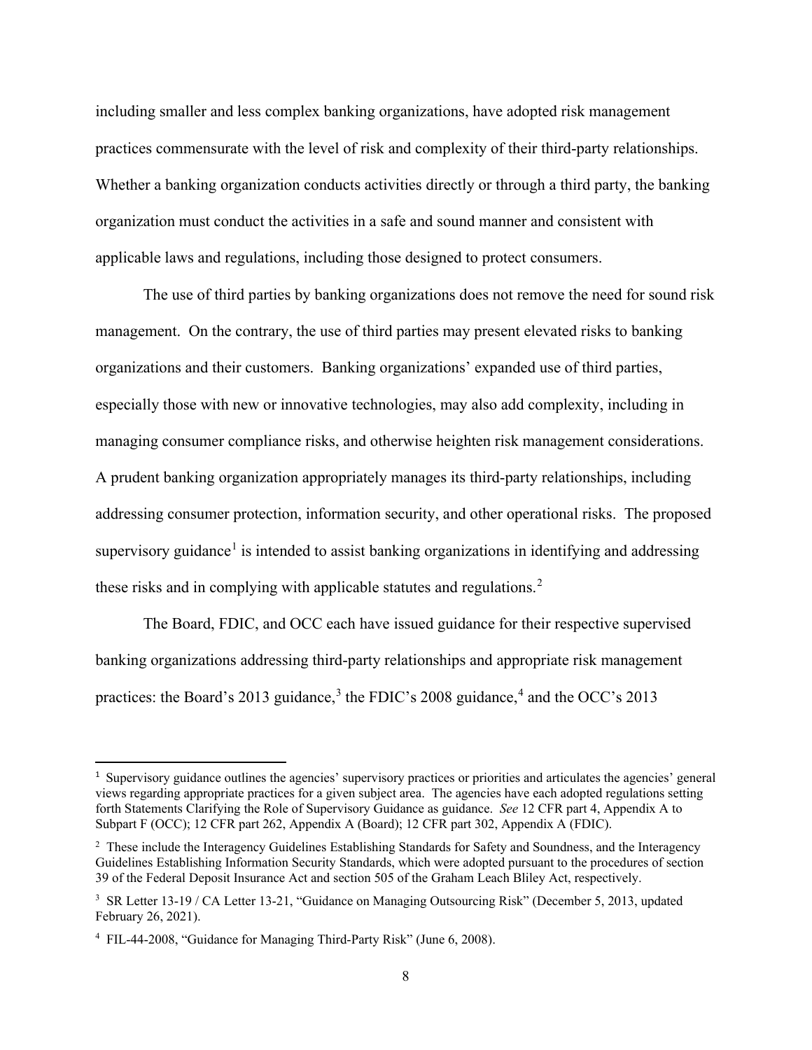including smaller and less complex banking organizations, have adopted risk management practices commensurate with the level of risk and complexity of their third-party relationships. Whether a banking organization conducts activities directly or through a third party, the banking organization must conduct the activities in a safe and sound manner and consistent with applicable laws and regulations, including those designed to protect consumers.

The use of third parties by banking organizations does not remove the need for sound risk management. On the contrary, the use of third parties may present elevated risks to banking organizations and their customers. Banking organizations' expanded use of third parties, especially those with new or innovative technologies, may also add complexity, including in managing consumer compliance risks, and otherwise heighten risk management considerations. A prudent banking organization appropriately manages its third-party relationships, including addressing consumer protection, information security, and other operational risks. The proposed supervisory guidance[1] is intended to assist banking organizations in identifying and addressing these risks and in complying with applicable statutes and regulations.[2]

The Board, FDIC, and OCC each have issued guidance for their respective supervised banking organizations addressing third-party relationships and appropriate risk management practices: the Board's 2013 guidance,[3] the FDIC's 2008 guidance,[4] and the OCC's 2013

---

[1] Supervisory guidance outlines the agencies' supervisory practices or priorities and articulates the agencies' general views regarding appropriate practices for a given subject area. The agencies have each adopted regulations setting forth Statements Clarifying the Role of Supervisory Guidance as guidance. *See* 12 CFR part 4, Appendix A to Subpart F (OCC); 12 CFR part 262, Appendix A (Board); 12 CFR part 302, Appendix A (FDIC).

[2] These include the Interagency Guidelines Establishing Standards for Safety and Soundness, and the Interagency Guidelines Establishing Information Security Standards, which were adopted pursuant to the procedures of section 39 of the Federal Deposit Insurance Act and section 505 of the Graham Leach Bliley Act, respectively.

[3] SR Letter 13-19 / CA Letter 13-21, "Guidance on Managing Outsourcing Risk" (December 5, 2013, updated February 26, 2021).

[4] FIL-44-2008, "Guidance for Managing Third-Party Risk" (June 6, 2008).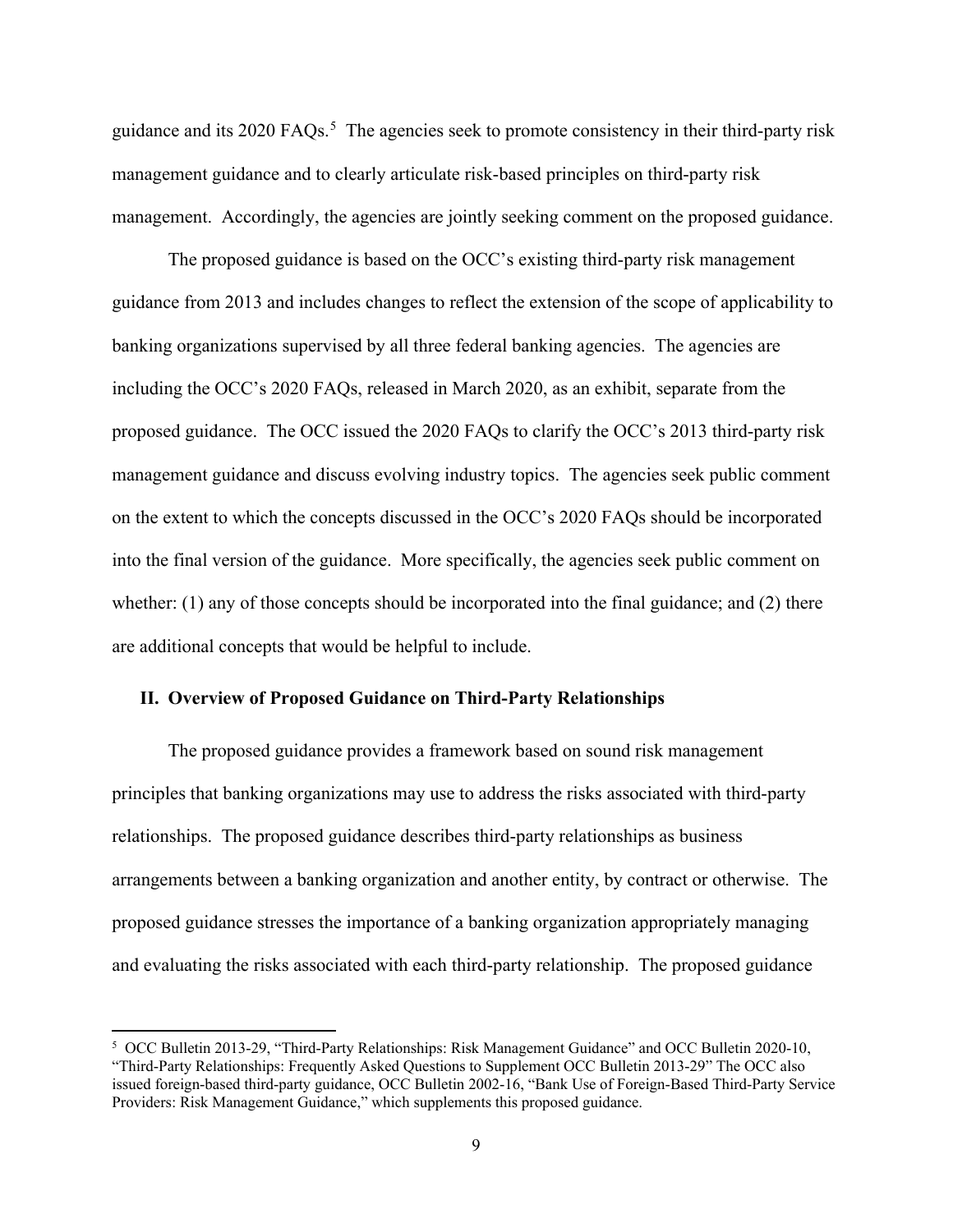guidance and its 2020 FAQs.[5] The agencies seek to promote consistency in their third-party risk management guidance and to clearly articulate risk-based principles on third-party risk management. Accordingly, the agencies are jointly seeking comment on the proposed guidance.

The proposed guidance is based on the OCC's existing third-party risk management guidance from 2013 and includes changes to reflect the extension of the scope of applicability to banking organizations supervised by all three federal banking agencies. The agencies are including the OCC's 2020 FAQs, released in March 2020, as an exhibit, separate from the proposed guidance. The OCC issued the 2020 FAQs to clarify the OCC's 2013 third-party risk management guidance and discuss evolving industry topics. The agencies seek public comment on the extent to which the concepts discussed in the OCC's 2020 FAQs should be incorporated into the final version of the guidance. More specifically, the agencies seek public comment on whether: (1) any of those concepts should be incorporated into the final guidance; and (2) there are additional concepts that would be helpful to include.

## II. Overview of Proposed Guidance on Third-Party Relationships

The proposed guidance provides a framework based on sound risk management principles that banking organizations may use to address the risks associated with third-party relationships. The proposed guidance describes third-party relationships as business arrangements between a banking organization and another entity, by contract or otherwise. The proposed guidance stresses the importance of a banking organization appropriately managing and evaluating the risks associated with each third-party relationship. The proposed guidance

[5] OCC Bulletin 2013-29, "Third-Party Relationships: Risk Management Guidance" and OCC Bulletin 2020-10, "Third-Party Relationships: Frequently Asked Questions to Supplement OCC Bulletin 2013-29" The OCC also issued foreign-based third-party guidance, OCC Bulletin 2002-16, "Bank Use of Foreign-Based Third-Party Service Providers: Risk Management Guidance," which supplements this proposed guidance.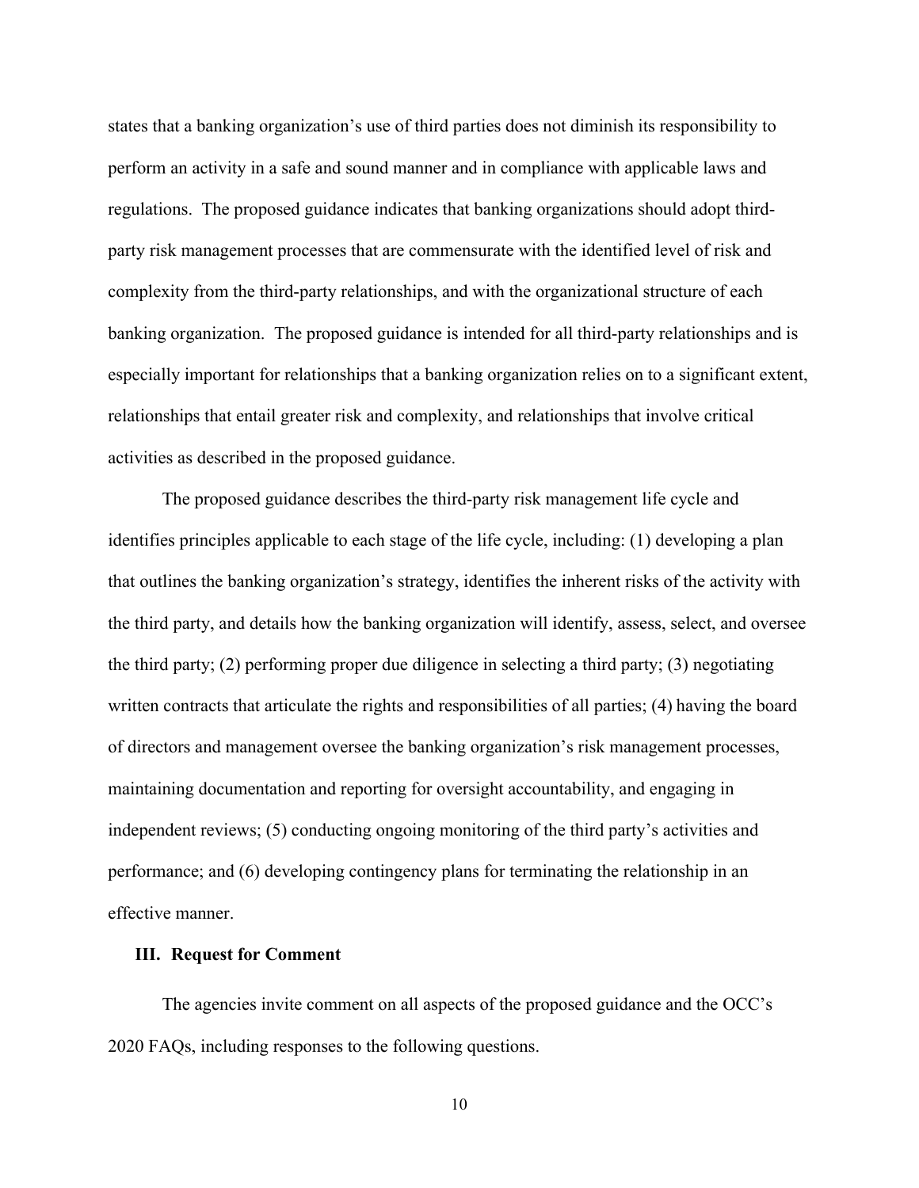states that a banking organization's use of third parties does not diminish its responsibility to perform an activity in a safe and sound manner and in compliance with applicable laws and regulations. The proposed guidance indicates that banking organizations should adopt third-party risk management processes that are commensurate with the identified level of risk and complexity from the third-party relationships, and with the organizational structure of each banking organization. The proposed guidance is intended for all third-party relationships and is especially important for relationships that a banking organization relies on to a significant extent, relationships that entail greater risk and complexity, and relationships that involve critical activities as described in the proposed guidance.

The proposed guidance describes the third-party risk management life cycle and identifies principles applicable to each stage of the life cycle, including: (1) developing a plan that outlines the banking organization's strategy, identifies the inherent risks of the activity with the third party, and details how the banking organization will identify, assess, select, and oversee the third party; (2) performing proper due diligence in selecting a third party; (3) negotiating written contracts that articulate the rights and responsibilities of all parties; (4) having the board of directors and management oversee the banking organization's risk management processes, maintaining documentation and reporting for oversight accountability, and engaging in independent reviews; (5) conducting ongoing monitoring of the third party's activities and performance; and (6) developing contingency plans for terminating the relationship in an effective manner.

## III. Request for Comment

The agencies invite comment on all aspects of the proposed guidance and the OCC's 2020 FAQs, including responses to the following questions.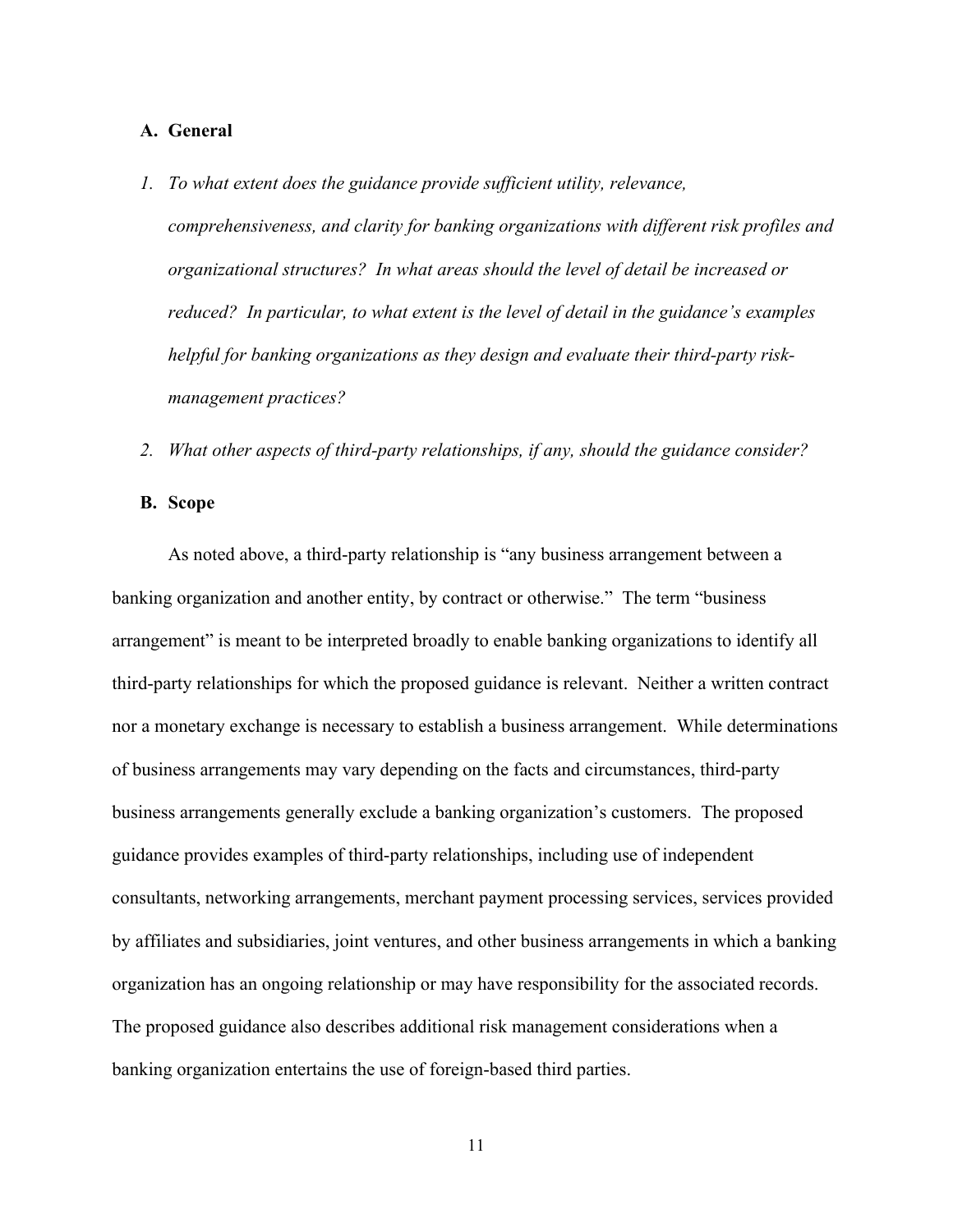### A. General

1. *To what extent does the guidance provide sufficient utility, relevance, comprehensiveness, and clarity for banking organizations with different risk profiles and organizational structures? In what areas should the level of detail be increased or reduced? In particular, to what extent is the level of detail in the guidance's examples helpful for banking organizations as they design and evaluate their third-party risk-management practices?*

2. *What other aspects of third-party relationships, if any, should the guidance consider?*

### B. Scope

As noted above, a third-party relationship is "any business arrangement between a banking organization and another entity, by contract or otherwise." The term "business arrangement" is meant to be interpreted broadly to enable banking organizations to identify all third-party relationships for which the proposed guidance is relevant. Neither a written contract nor a monetary exchange is necessary to establish a business arrangement. While determinations of business arrangements may vary depending on the facts and circumstances, third-party business arrangements generally exclude a banking organization's customers. The proposed guidance provides examples of third-party relationships, including use of independent consultants, networking arrangements, merchant payment processing services, services provided by affiliates and subsidiaries, joint ventures, and other business arrangements in which a banking organization has an ongoing relationship or may have responsibility for the associated records. The proposed guidance also describes additional risk management considerations when a banking organization entertains the use of foreign-based third parties.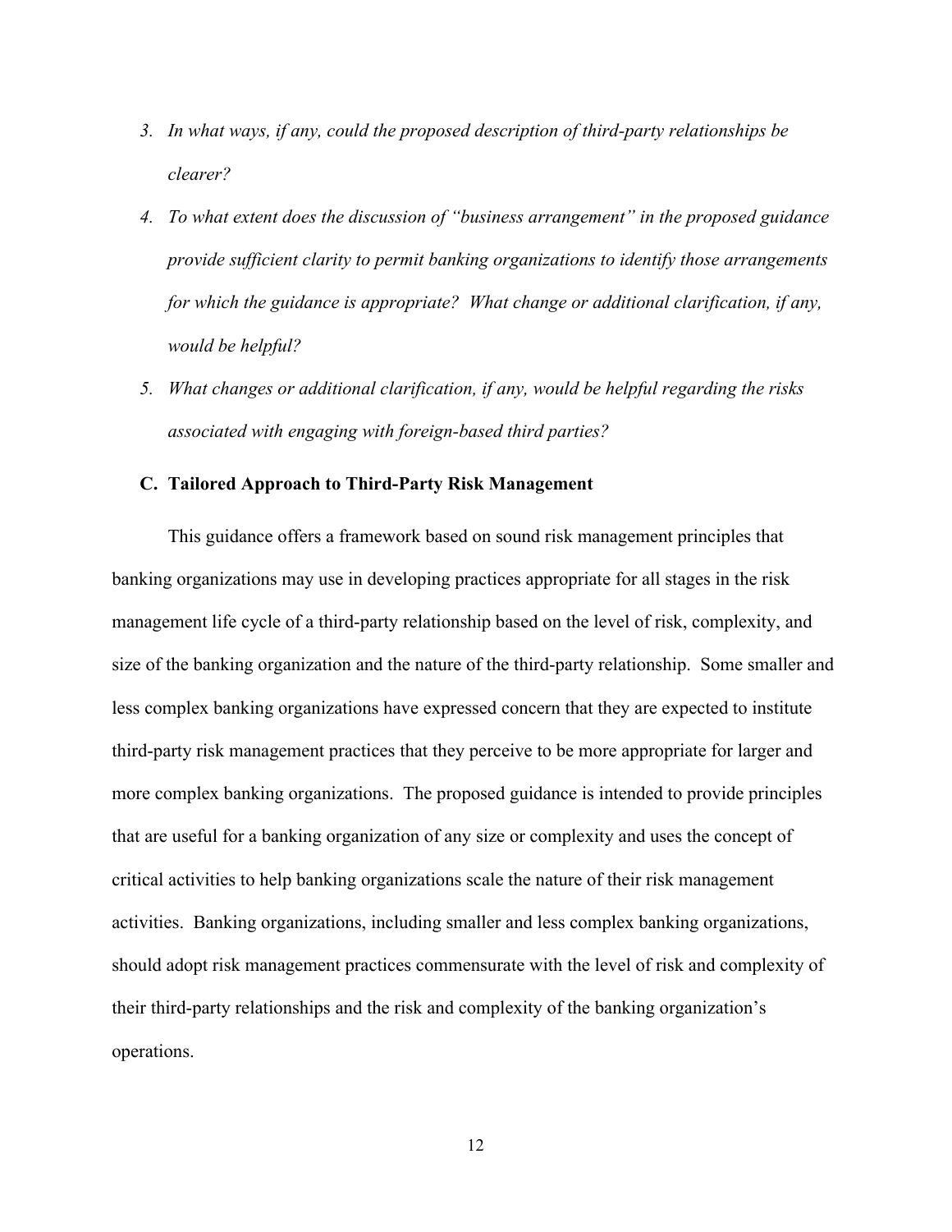3. *In what ways, if any, could the proposed description of third-party relationships be clearer?*
4. *To what extent does the discussion of "business arrangement" in the proposed guidance provide sufficient clarity to permit banking organizations to identify those arrangements for which the guidance is appropriate? What change or additional clarification, if any, would be helpful?*
5. *What changes or additional clarification, if any, would be helpful regarding the risks associated with engaging with foreign-based third parties?*

### C. Tailored Approach to Third-Party Risk Management

This guidance offers a framework based on sound risk management principles that banking organizations may use in developing practices appropriate for all stages in the risk management life cycle of a third-party relationship based on the level of risk, complexity, and size of the banking organization and the nature of the third-party relationship. Some smaller and less complex banking organizations have expressed concern that they are expected to institute third-party risk management practices that they perceive to be more appropriate for larger and more complex banking organizations. The proposed guidance is intended to provide principles that are useful for a banking organization of any size or complexity and uses the concept of critical activities to help banking organizations scale the nature of their risk management activities. Banking organizations, including smaller and less complex banking organizations, should adopt risk management practices commensurate with the level of risk and complexity of their third-party relationships and the risk and complexity of the banking organization's operations.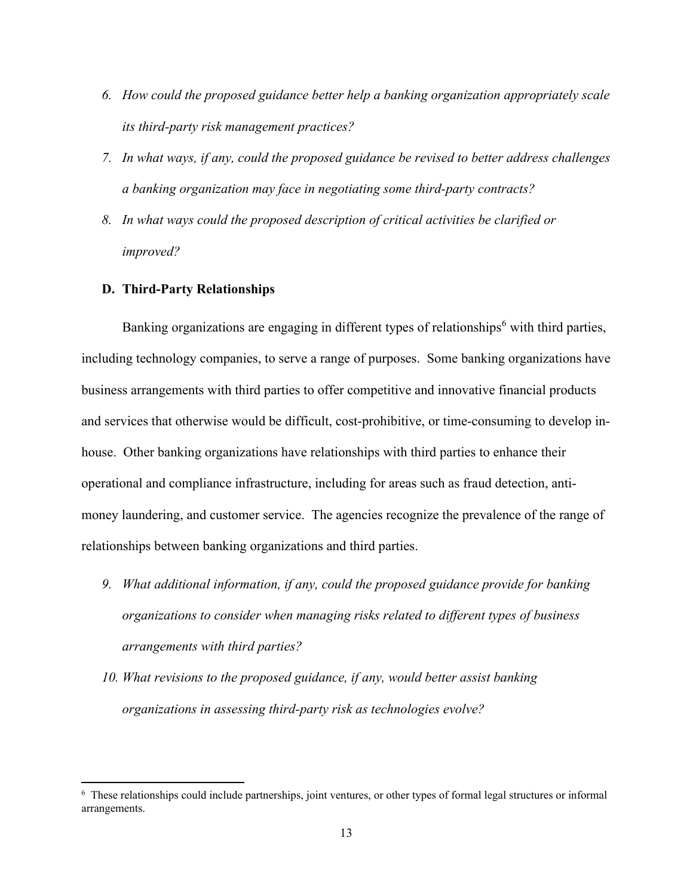6. *How could the proposed guidance better help a banking organization appropriately scale its third-party risk management practices?*
7. *In what ways, if any, could the proposed guidance be revised to better address challenges a banking organization may face in negotiating some third-party contracts?*
8. *In what ways could the proposed description of critical activities be clarified or improved?*

**D. Third-Party Relationships**

Banking organizations are engaging in different types of relationships[6] with third parties, including technology companies, to serve a range of purposes. Some banking organizations have business arrangements with third parties to offer competitive and innovative financial products and services that otherwise would be difficult, cost-prohibitive, or time-consuming to develop in-house. Other banking organizations have relationships with third parties to enhance their operational and compliance infrastructure, including for areas such as fraud detection, anti-money laundering, and customer service. The agencies recognize the prevalence of the range of relationships between banking organizations and third parties.

9. *What additional information, if any, could the proposed guidance provide for banking organizations to consider when managing risks related to different types of business arrangements with third parties?*
10. *What revisions to the proposed guidance, if any, would better assist banking organizations in assessing third-party risk as technologies evolve?*

---

[6] These relationships could include partnerships, joint ventures, or other types of formal legal structures or informal arrangements.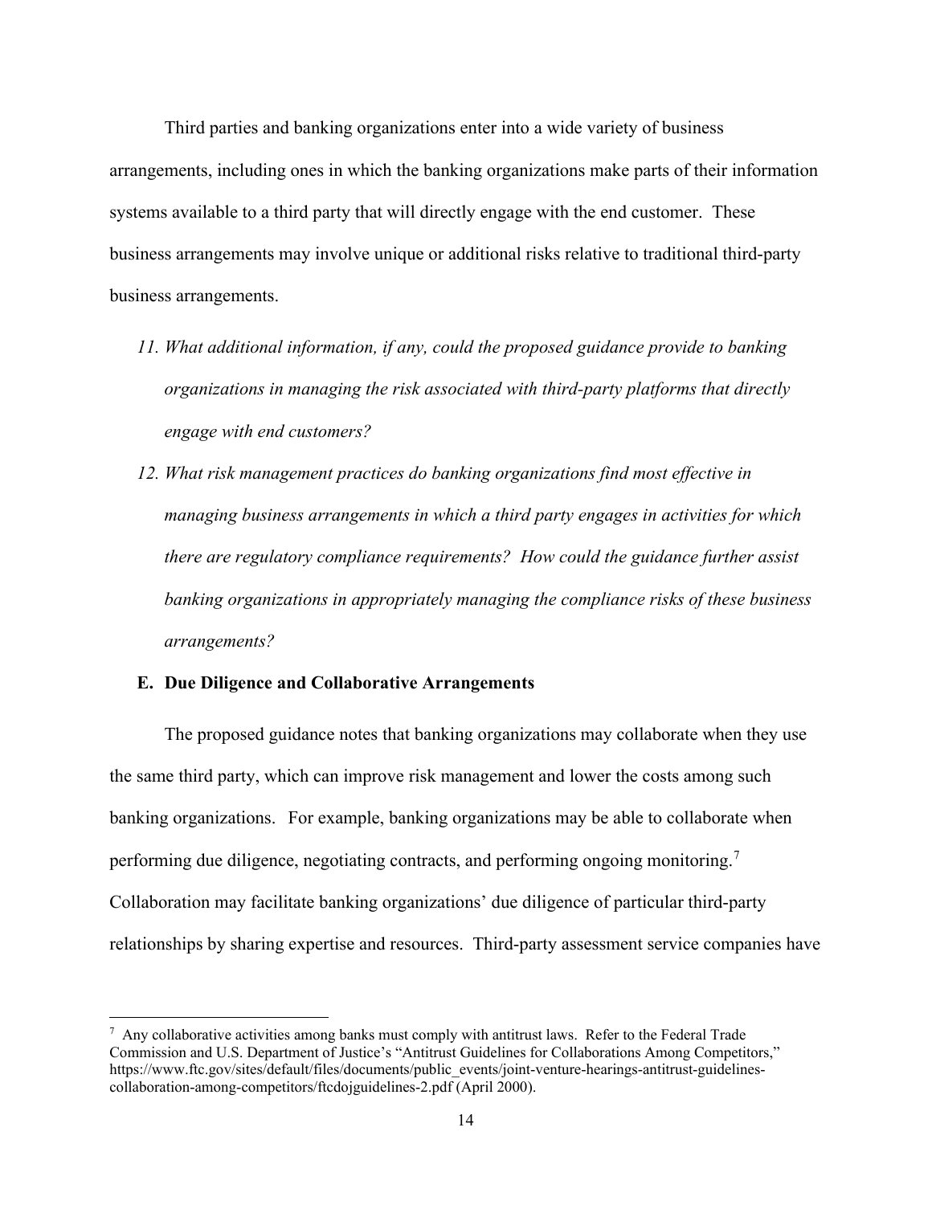Third parties and banking organizations enter into a wide variety of business arrangements, including ones in which the banking organizations make parts of their information systems available to a third party that will directly engage with the end customer. These business arrangements may involve unique or additional risks relative to traditional third-party business arrangements.

11. *What additional information, if any, could the proposed guidance provide to banking organizations in managing the risk associated with third-party platforms that directly engage with end customers?*
12. *What risk management practices do banking organizations find most effective in managing business arrangements in which a third party engages in activities for which there are regulatory compliance requirements? How could the guidance further assist banking organizations in appropriately managing the compliance risks of these business arrangements?*

**E. Due Diligence and Collaborative Arrangements**

The proposed guidance notes that banking organizations may collaborate when they use the same third party, which can improve risk management and lower the costs among such banking organizations. For example, banking organizations may be able to collaborate when performing due diligence, negotiating contracts, and performing ongoing monitoring.[7] Collaboration may facilitate banking organizations' due diligence of particular third-party relationships by sharing expertise and resources. Third-party assessment service companies have

[7] Any collaborative activities among banks must comply with antitrust laws. Refer to the Federal Trade Commission and U.S. Department of Justice's "Antitrust Guidelines for Collaborations Among Competitors," https://www.ftc.gov/sites/default/files/documents/public_events/joint-venture-hearings-antitrust-guidelines-collaboration-among-competitors/ftcdojguidelines-2.pdf (April 2000).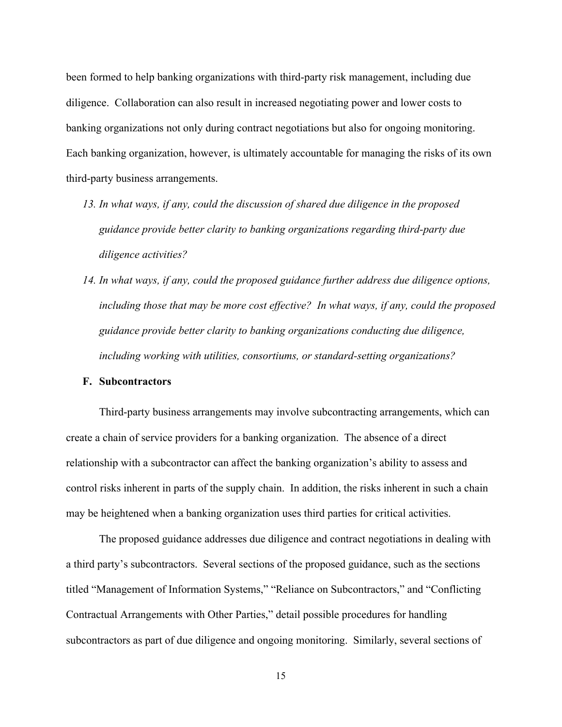been formed to help banking organizations with third-party risk management, including due diligence. Collaboration can also result in increased negotiating power and lower costs to banking organizations not only during contract negotiations but also for ongoing monitoring. Each banking organization, however, is ultimately accountable for managing the risks of its own third-party business arrangements.

13. *In what ways, if any, could the discussion of shared due diligence in the proposed guidance provide better clarity to banking organizations regarding third-party due diligence activities?*

14. *In what ways, if any, could the proposed guidance further address due diligence options, including those that may be more cost effective? In what ways, if any, could the proposed guidance provide better clarity to banking organizations conducting due diligence, including working with utilities, consortiums, or standard-setting organizations?*

### F. Subcontractors

Third-party business arrangements may involve subcontracting arrangements, which can create a chain of service providers for a banking organization. The absence of a direct relationship with a subcontractor can affect the banking organization's ability to assess and control risks inherent in parts of the supply chain. In addition, the risks inherent in such a chain may be heightened when a banking organization uses third parties for critical activities.

The proposed guidance addresses due diligence and contract negotiations in dealing with a third party's subcontractors. Several sections of the proposed guidance, such as the sections titled "Management of Information Systems," "Reliance on Subcontractors," and "Conflicting Contractual Arrangements with Other Parties," detail possible procedures for handling subcontractors as part of due diligence and ongoing monitoring. Similarly, several sections of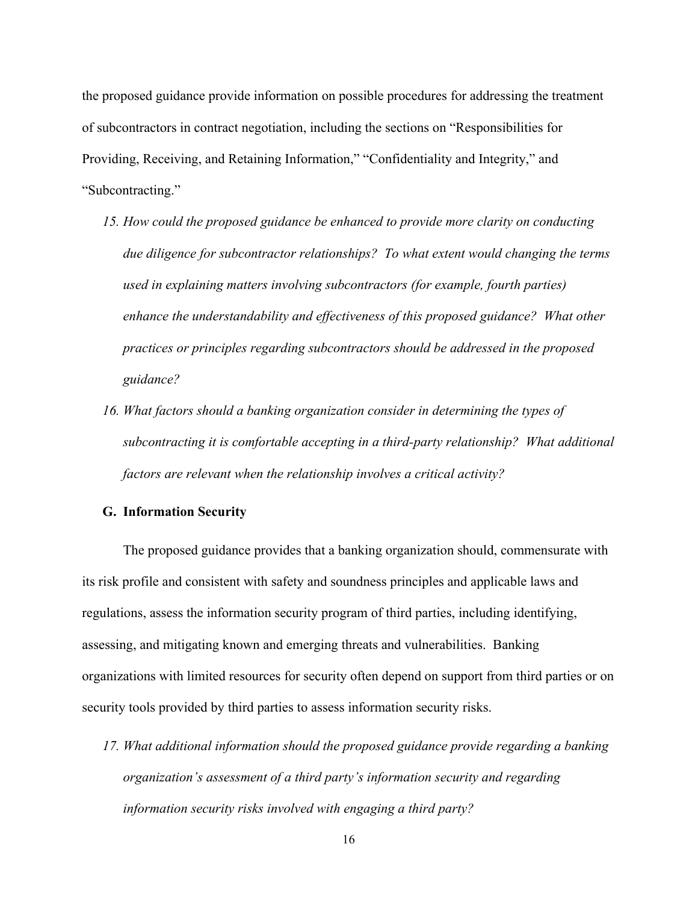the proposed guidance provide information on possible procedures for addressing the treatment of subcontractors in contract negotiation, including the sections on "Responsibilities for Providing, Receiving, and Retaining Information," "Confidentiality and Integrity," and "Subcontracting."

15. *How could the proposed guidance be enhanced to provide more clarity on conducting due diligence for subcontractor relationships? To what extent would changing the terms used in explaining matters involving subcontractors (for example, fourth parties) enhance the understandability and effectiveness of this proposed guidance? What other practices or principles regarding subcontractors should be addressed in the proposed guidance?*
16. *What factors should a banking organization consider in determining the types of subcontracting it is comfortable accepting in a third-party relationship? What additional factors are relevant when the relationship involves a critical activity?*

### G. Information Security

The proposed guidance provides that a banking organization should, commensurate with its risk profile and consistent with safety and soundness principles and applicable laws and regulations, assess the information security program of third parties, including identifying, assessing, and mitigating known and emerging threats and vulnerabilities. Banking organizations with limited resources for security often depend on support from third parties or on security tools provided by third parties to assess information security risks.

17. *What additional information should the proposed guidance provide regarding a banking organization's assessment of a third party's information security and regarding information security risks involved with engaging a third party?*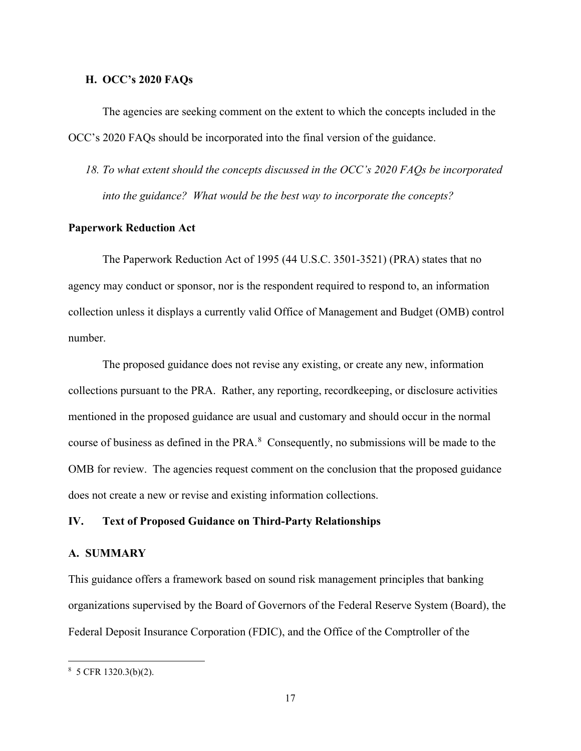### H. OCC's 2020 FAQs

The agencies are seeking comment on the extent to which the concepts included in the OCC's 2020 FAQs should be incorporated into the final version of the guidance.

*18. To what extent should the concepts discussed in the OCC's 2020 FAQs be incorporated into the guidance? What would be the best way to incorporate the concepts?*

## Paperwork Reduction Act

The Paperwork Reduction Act of 1995 (44 U.S.C. 3501-3521) (PRA) states that no agency may conduct or sponsor, nor is the respondent required to respond to, an information collection unless it displays a currently valid Office of Management and Budget (OMB) control number.

The proposed guidance does not revise any existing, or create any new, information collections pursuant to the PRA. Rather, any reporting, recordkeeping, or disclosure activities mentioned in the proposed guidance are usual and customary and should occur in the normal course of business as defined in the PRA.[8] Consequently, no submissions will be made to the OMB for review. The agencies request comment on the conclusion that the proposed guidance does not create a new or revise and existing information collections.

## IV. Text of Proposed Guidance on Third-Party Relationships

### A. SUMMARY

This guidance offers a framework based on sound risk management principles that banking organizations supervised by the Board of Governors of the Federal Reserve System (Board), the Federal Deposit Insurance Corporation (FDIC), and the Office of the Comptroller of the

---

[8] 5 CFR 1320.3(b)(2).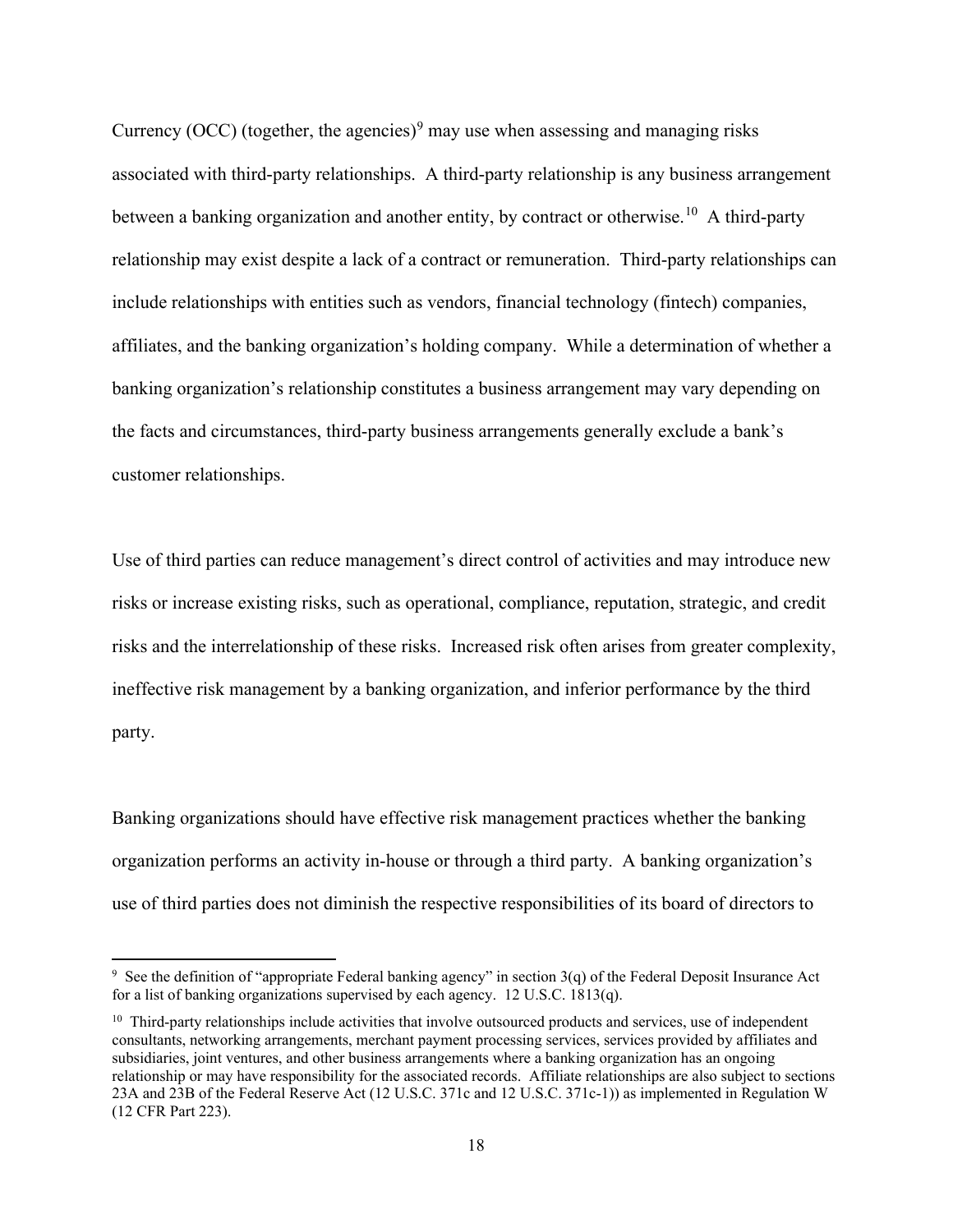Currency (OCC) (together, the agencies)[9] may use when assessing and managing risks associated with third-party relationships. A third-party relationship is any business arrangement between a banking organization and another entity, by contract or otherwise.[10] A third-party relationship may exist despite a lack of a contract or remuneration. Third-party relationships can include relationships with entities such as vendors, financial technology (fintech) companies, affiliates, and the banking organization's holding company. While a determination of whether a banking organization's relationship constitutes a business arrangement may vary depending on the facts and circumstances, third-party business arrangements generally exclude a bank's customer relationships.

Use of third parties can reduce management's direct control of activities and may introduce new risks or increase existing risks, such as operational, compliance, reputation, strategic, and credit risks and the interrelationship of these risks. Increased risk often arises from greater complexity, ineffective risk management by a banking organization, and inferior performance by the third party.

Banking organizations should have effective risk management practices whether the banking organization performs an activity in-house or through a third party. A banking organization's use of third parties does not diminish the respective responsibilities of its board of directors to

---

[9] See the definition of "appropriate Federal banking agency" in section 3(q) of the Federal Deposit Insurance Act for a list of banking organizations supervised by each agency. 12 U.S.C. 1813(q).

[10] Third-party relationships include activities that involve outsourced products and services, use of independent consultants, networking arrangements, merchant payment processing services, services provided by affiliates and subsidiaries, joint ventures, and other business arrangements where a banking organization has an ongoing relationship or may have responsibility for the associated records. Affiliate relationships are also subject to sections 23A and 23B of the Federal Reserve Act (12 U.S.C. 371c and 12 U.S.C. 371c-1)) as implemented in Regulation W (12 CFR Part 223).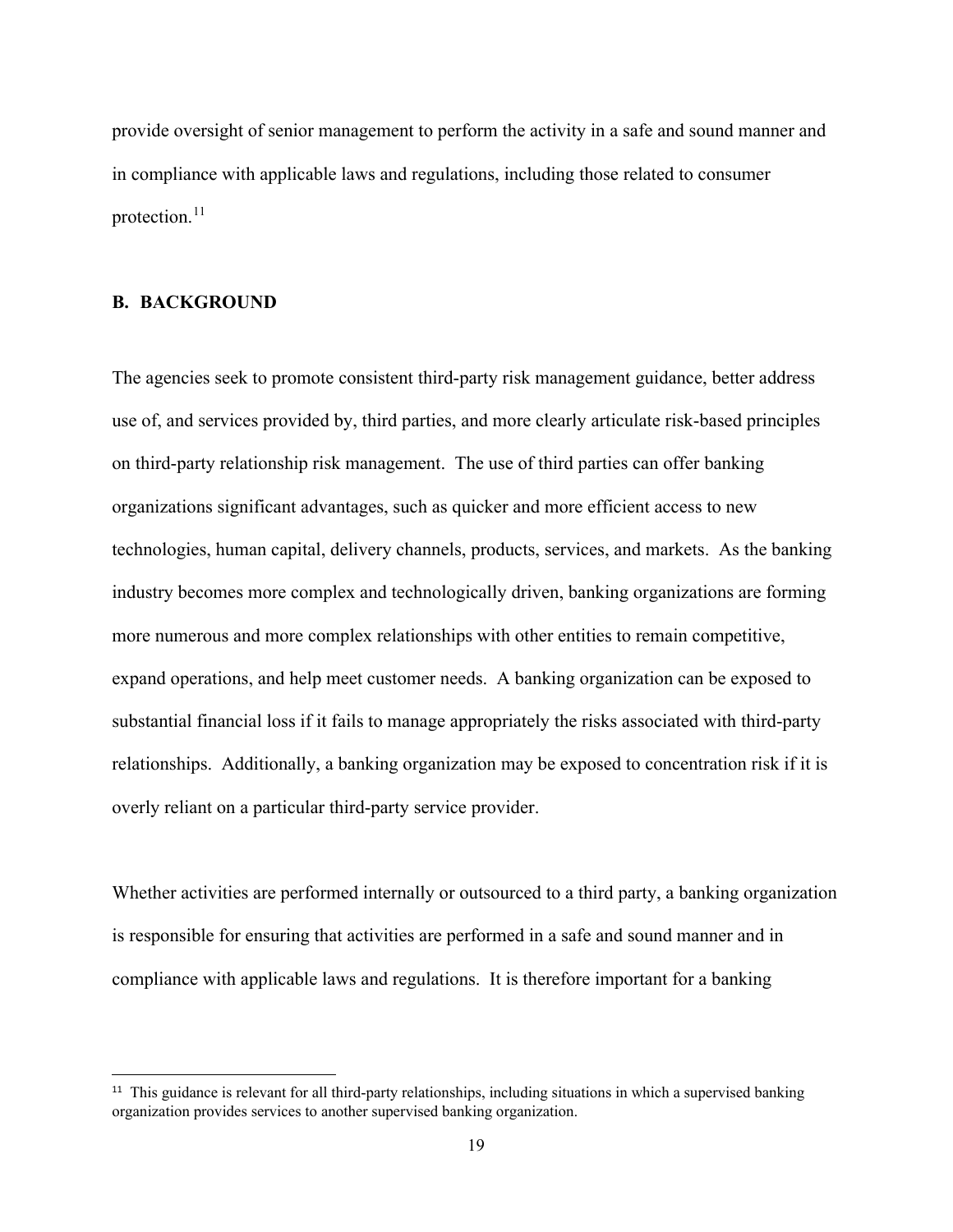provide oversight of senior management to perform the activity in a safe and sound manner and in compliance with applicable laws and regulations, including those related to consumer protection.[11]

## B. BACKGROUND

The agencies seek to promote consistent third-party risk management guidance, better address use of, and services provided by, third parties, and more clearly articulate risk-based principles on third-party relationship risk management. The use of third parties can offer banking organizations significant advantages, such as quicker and more efficient access to new technologies, human capital, delivery channels, products, services, and markets. As the banking industry becomes more complex and technologically driven, banking organizations are forming more numerous and more complex relationships with other entities to remain competitive, expand operations, and help meet customer needs. A banking organization can be exposed to substantial financial loss if it fails to manage appropriately the risks associated with third-party relationships. Additionally, a banking organization may be exposed to concentration risk if it is overly reliant on a particular third-party service provider.

Whether activities are performed internally or outsourced to a third party, a banking organization is responsible for ensuring that activities are performed in a safe and sound manner and in compliance with applicable laws and regulations. It is therefore important for a banking

---

[11] This guidance is relevant for all third-party relationships, including situations in which a supervised banking organization provides services to another supervised banking organization.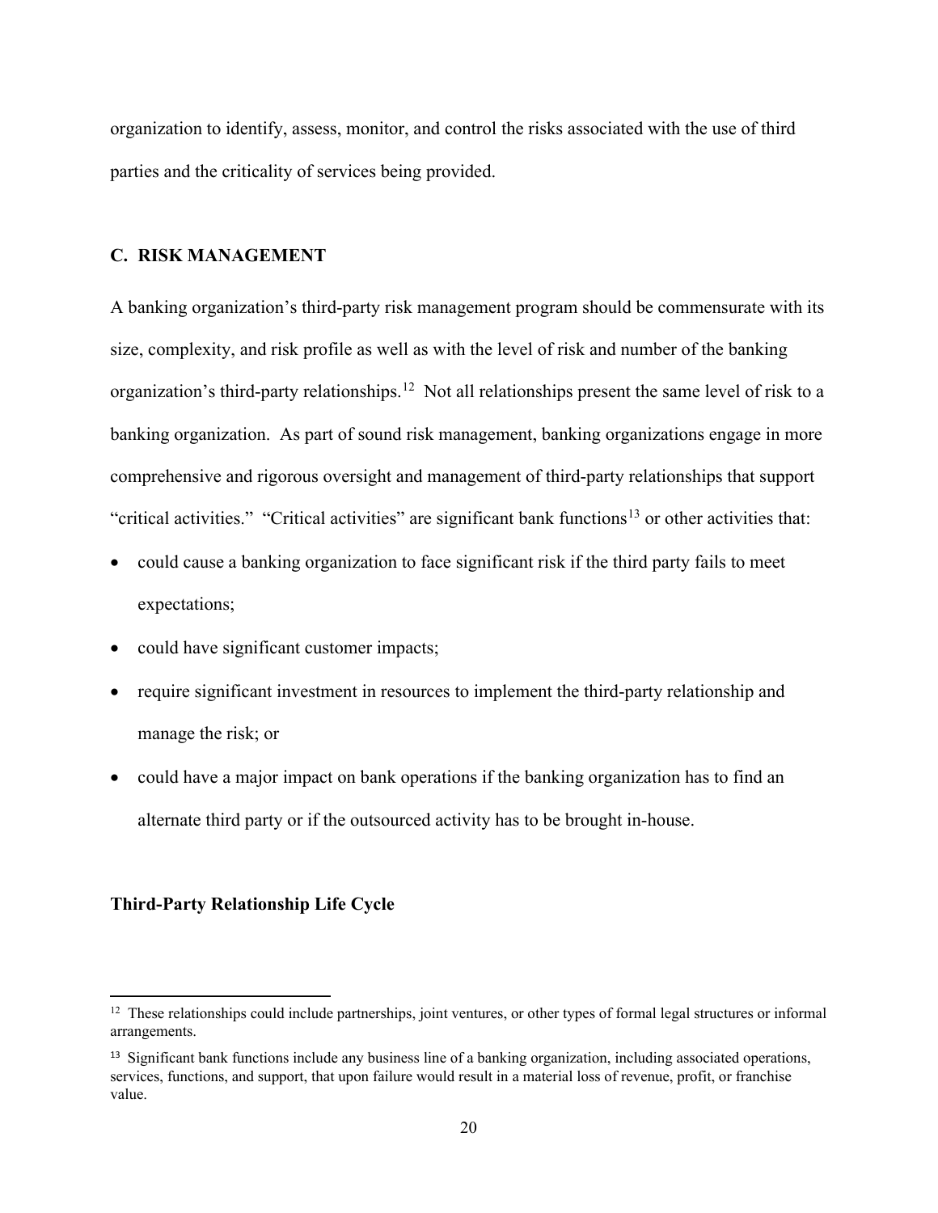organization to identify, assess, monitor, and control the risks associated with the use of third parties and the criticality of services being provided.

## C. RISK MANAGEMENT

A banking organization's third-party risk management program should be commensurate with its size, complexity, and risk profile as well as with the level of risk and number of the banking organization's third-party relationships.[12] Not all relationships present the same level of risk to a banking organization. As part of sound risk management, banking organizations engage in more comprehensive and rigorous oversight and management of third-party relationships that support "critical activities." "Critical activities" are significant bank functions[13] or other activities that:

- could cause a banking organization to face significant risk if the third party fails to meet expectations;
- could have significant customer impacts;
- require significant investment in resources to implement the third-party relationship and manage the risk; or
- could have a major impact on bank operations if the banking organization has to find an alternate third party or if the outsourced activity has to be brought in-house.

### Third-Party Relationship Life Cycle

[12] These relationships could include partnerships, joint ventures, or other types of formal legal structures or informal arrangements.

[13] Significant bank functions include any business line of a banking organization, including associated operations, services, functions, and support, that upon failure would result in a material loss of revenue, profit, or franchise value.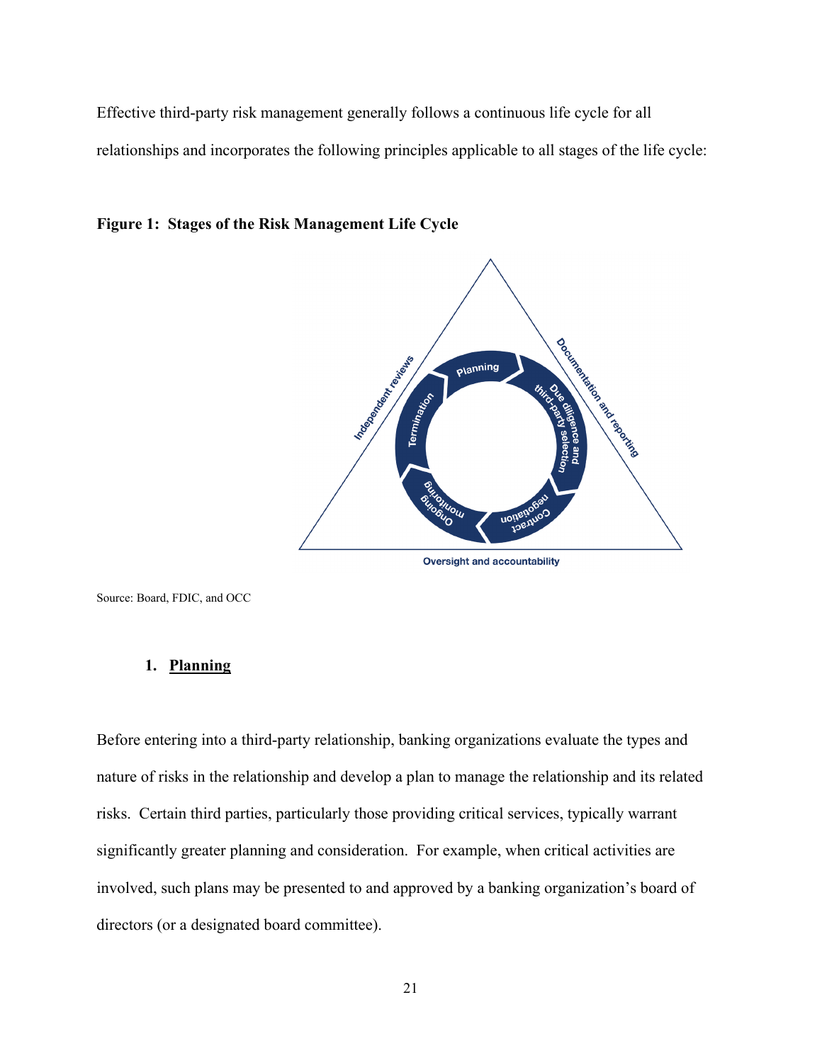Effective third-party risk management generally follows a continuous life cycle for all relationships and incorporates the following principles applicable to all stages of the life cycle:

**Figure 1: Stages of the Risk Management Life Cycle**

Source: Board, FDIC, and OCC

### 1. Planning

Before entering into a third-party relationship, banking organizations evaluate the types and nature of risks in the relationship and develop a plan to manage the relationship and its related risks. Certain third parties, particularly those providing critical services, typically warrant significantly greater planning and consideration. For example, when critical activities are involved, such plans may be presented to and approved by a banking organization's board of directors (or a designated board committee).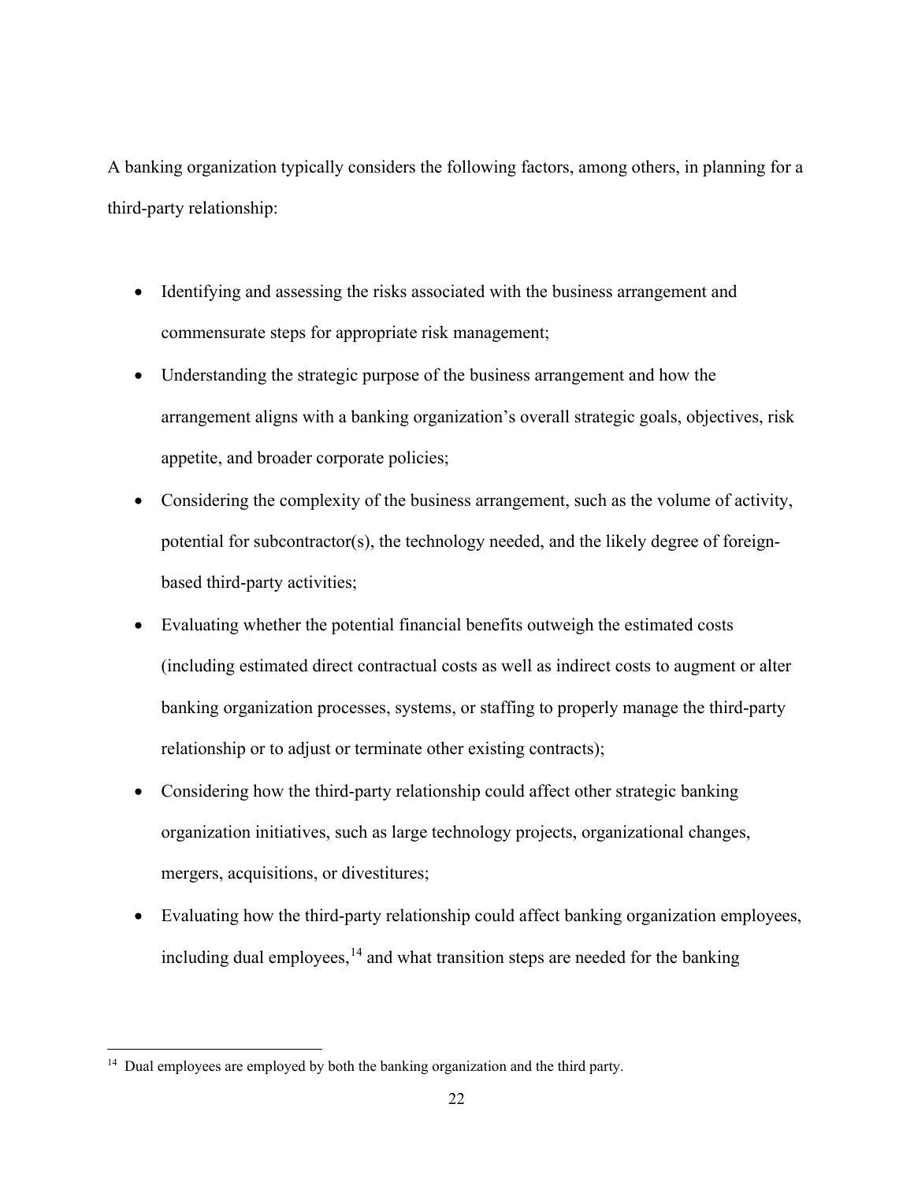A banking organization typically considers the following factors, among others, in planning for a third-party relationship:

- Identifying and assessing the risks associated with the business arrangement and commensurate steps for appropriate risk management;
- Understanding the strategic purpose of the business arrangement and how the arrangement aligns with a banking organization's overall strategic goals, objectives, risk appetite, and broader corporate policies;
- Considering the complexity of the business arrangement, such as the volume of activity, potential for subcontractor(s), the technology needed, and the likely degree of foreign-based third-party activities;
- Evaluating whether the potential financial benefits outweigh the estimated costs (including estimated direct contractual costs as well as indirect costs to augment or alter banking organization processes, systems, or staffing to properly manage the third-party relationship or to adjust or terminate other existing contracts);
- Considering how the third-party relationship could affect other strategic banking organization initiatives, such as large technology projects, organizational changes, mergers, acquisitions, or divestitures;
- Evaluating how the third-party relationship could affect banking organization employees, including dual employees,[14] and what transition steps are needed for the banking

[14] Dual employees are employed by both the banking organization and the third party.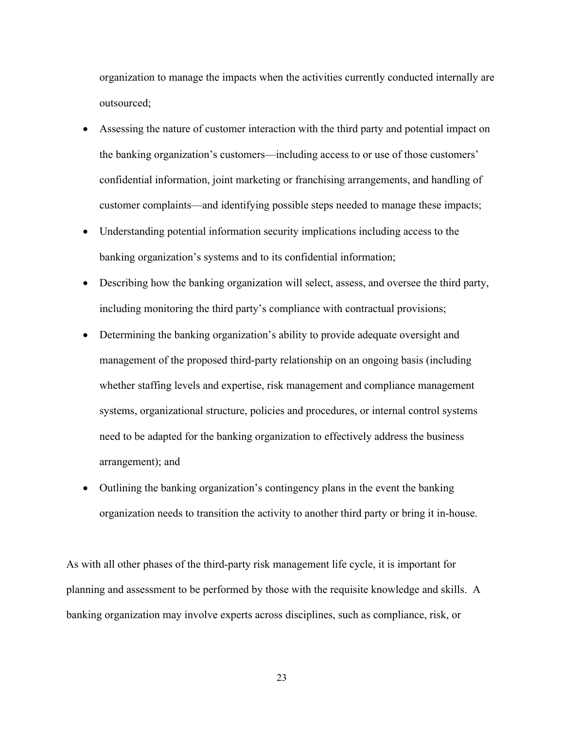organization to manage the impacts when the activities currently conducted internally are outsourced;

- Assessing the nature of customer interaction with the third party and potential impact on the banking organization's customers—including access to or use of those customers' confidential information, joint marketing or franchising arrangements, and handling of customer complaints—and identifying possible steps needed to manage these impacts;
- Understanding potential information security implications including access to the banking organization's systems and to its confidential information;
- Describing how the banking organization will select, assess, and oversee the third party, including monitoring the third party's compliance with contractual provisions;
- Determining the banking organization's ability to provide adequate oversight and management of the proposed third-party relationship on an ongoing basis (including whether staffing levels and expertise, risk management and compliance management systems, organizational structure, policies and procedures, or internal control systems need to be adapted for the banking organization to effectively address the business arrangement); and
- Outlining the banking organization's contingency plans in the event the banking organization needs to transition the activity to another third party or bring it in-house.

As with all other phases of the third-party risk management life cycle, it is important for planning and assessment to be performed by those with the requisite knowledge and skills. A banking organization may involve experts across disciplines, such as compliance, risk, or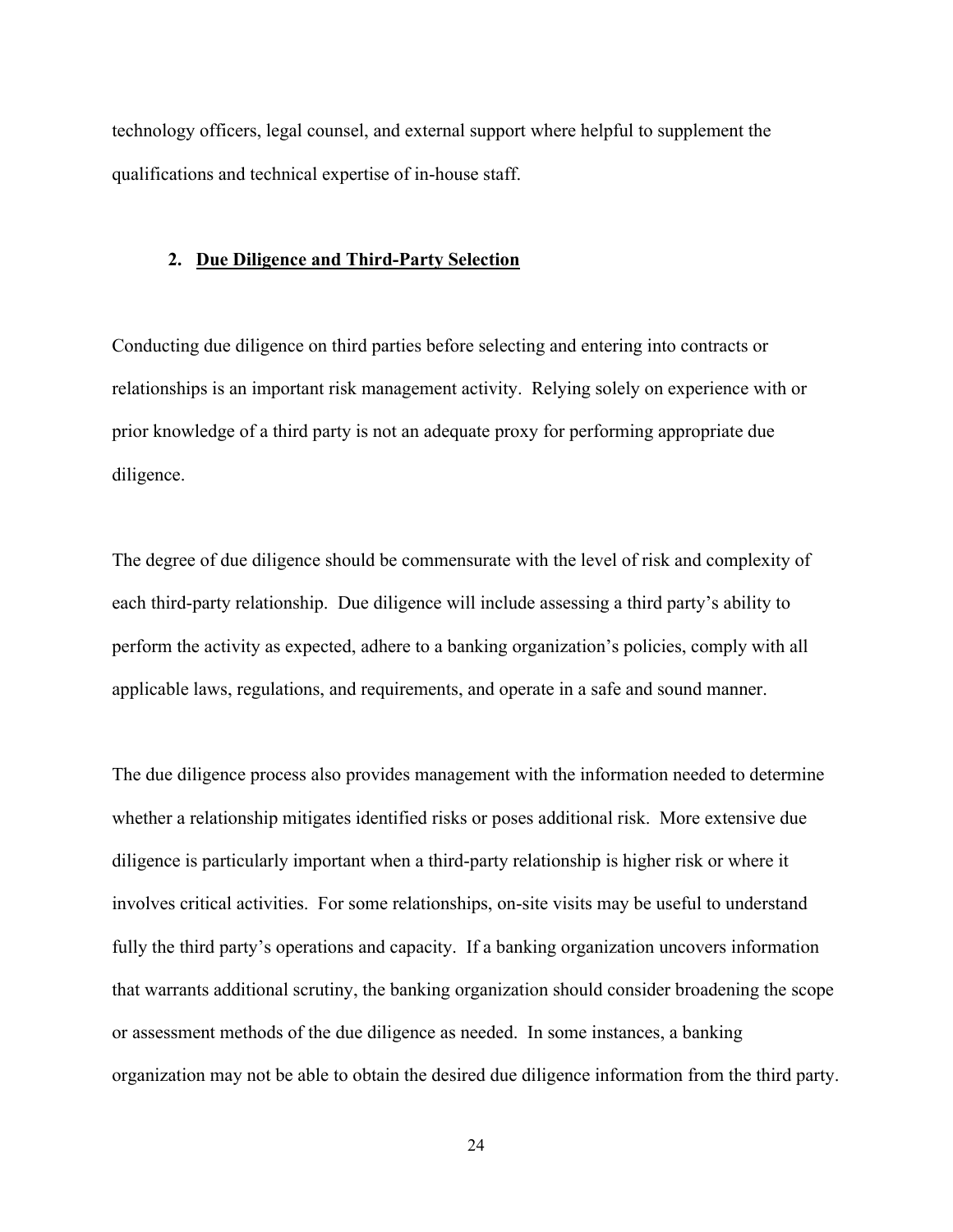technology officers, legal counsel, and external support where helpful to supplement the qualifications and technical expertise of in-house staff.

### 2. Due Diligence and Third-Party Selection

Conducting due diligence on third parties before selecting and entering into contracts or relationships is an important risk management activity. Relying solely on experience with or prior knowledge of a third party is not an adequate proxy for performing appropriate due diligence.

The degree of due diligence should be commensurate with the level of risk and complexity of each third-party relationship. Due diligence will include assessing a third party's ability to perform the activity as expected, adhere to a banking organization's policies, comply with all applicable laws, regulations, and requirements, and operate in a safe and sound manner.

The due diligence process also provides management with the information needed to determine whether a relationship mitigates identified risks or poses additional risk. More extensive due diligence is particularly important when a third-party relationship is higher risk or where it involves critical activities. For some relationships, on-site visits may be useful to understand fully the third party's operations and capacity. If a banking organization uncovers information that warrants additional scrutiny, the banking organization should consider broadening the scope or assessment methods of the due diligence as needed. In some instances, a banking organization may not be able to obtain the desired due diligence information from the third party.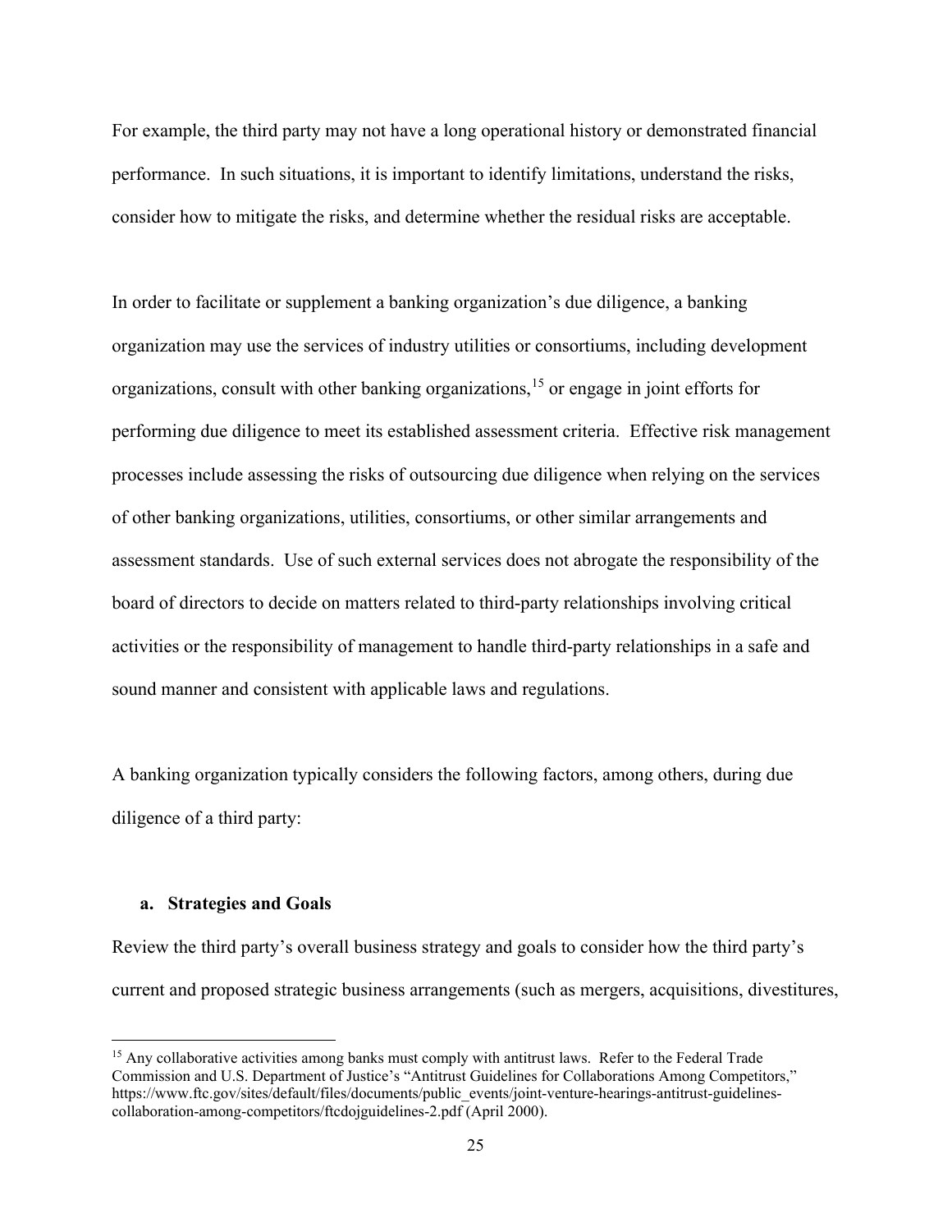For example, the third party may not have a long operational history or demonstrated financial performance. In such situations, it is important to identify limitations, understand the risks, consider how to mitigate the risks, and determine whether the residual risks are acceptable.

In order to facilitate or supplement a banking organization's due diligence, a banking organization may use the services of industry utilities or consortiums, including development organizations, consult with other banking organizations,[15] or engage in joint efforts for performing due diligence to meet its established assessment criteria. Effective risk management processes include assessing the risks of outsourcing due diligence when relying on the services of other banking organizations, utilities, consortiums, or other similar arrangements and assessment standards. Use of such external services does not abrogate the responsibility of the board of directors to decide on matters related to third-party relationships involving critical activities or the responsibility of management to handle third-party relationships in a safe and sound manner and consistent with applicable laws and regulations.

A banking organization typically considers the following factors, among others, during due diligence of a third party:

**a. Strategies and Goals**

Review the third party's overall business strategy and goals to consider how the third party's current and proposed strategic business arrangements (such as mergers, acquisitions, divestitures,

[15] Any collaborative activities among banks must comply with antitrust laws. Refer to the Federal Trade Commission and U.S. Department of Justice's "Antitrust Guidelines for Collaborations Among Competitors," https://www.ftc.gov/sites/default/files/documents/public_events/joint-venture-hearings-antitrust-guidelines-collaboration-among-competitors/ftcdojguidelines-2.pdf (April 2000).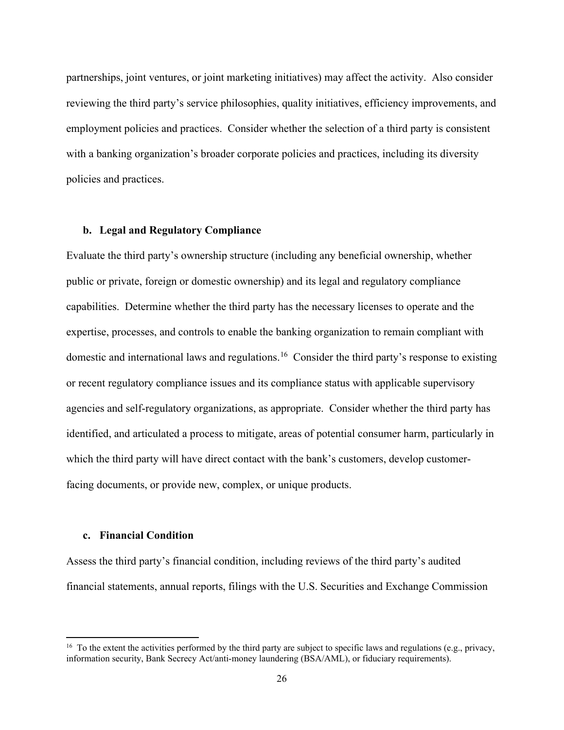partnerships, joint ventures, or joint marketing initiatives) may affect the activity. Also consider reviewing the third party's service philosophies, quality initiatives, efficiency improvements, and employment policies and practices. Consider whether the selection of a third party is consistent with a banking organization's broader corporate policies and practices, including its diversity policies and practices.

#### b. Legal and Regulatory Compliance

Evaluate the third party's ownership structure (including any beneficial ownership, whether public or private, foreign or domestic ownership) and its legal and regulatory compliance capabilities. Determine whether the third party has the necessary licenses to operate and the expertise, processes, and controls to enable the banking organization to remain compliant with domestic and international laws and regulations.[16] Consider the third party's response to existing or recent regulatory compliance issues and its compliance status with applicable supervisory agencies and self-regulatory organizations, as appropriate. Consider whether the third party has identified, and articulated a process to mitigate, areas of potential consumer harm, particularly in which the third party will have direct contact with the bank's customers, develop customer-facing documents, or provide new, complex, or unique products.

#### c. Financial Condition

Assess the third party's financial condition, including reviews of the third party's audited financial statements, annual reports, filings with the U.S. Securities and Exchange Commission

---

[16] To the extent the activities performed by the third party are subject to specific laws and regulations (e.g., privacy, information security, Bank Secrecy Act/anti-money laundering (BSA/AML), or fiduciary requirements).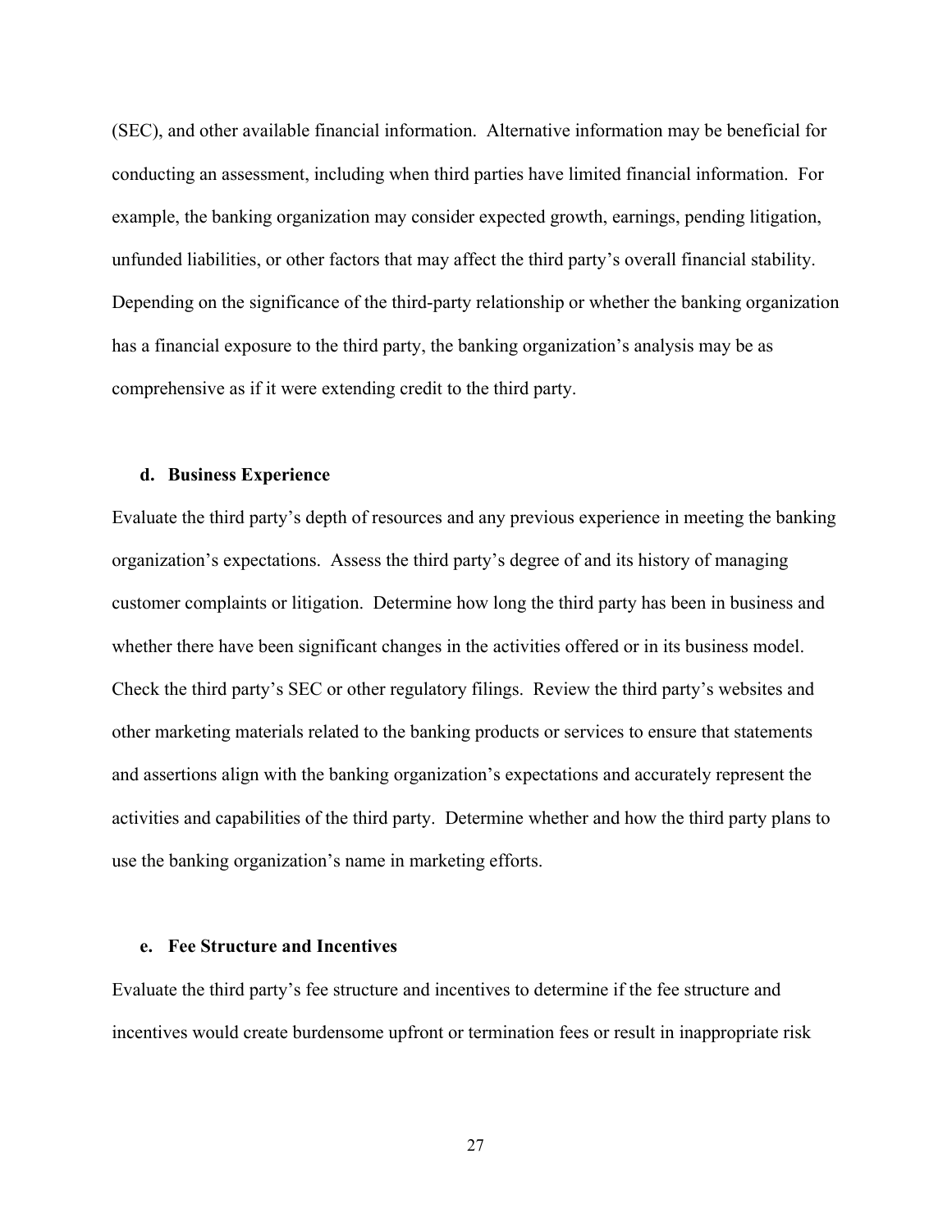(SEC), and other available financial information. Alternative information may be beneficial for conducting an assessment, including when third parties have limited financial information. For example, the banking organization may consider expected growth, earnings, pending litigation, unfunded liabilities, or other factors that may affect the third party's overall financial stability. Depending on the significance of the third-party relationship or whether the banking organization has a financial exposure to the third party, the banking organization's analysis may be as comprehensive as if it were extending credit to the third party.

#### d. Business Experience

Evaluate the third party's depth of resources and any previous experience in meeting the banking organization's expectations. Assess the third party's degree of and its history of managing customer complaints or litigation. Determine how long the third party has been in business and whether there have been significant changes in the activities offered or in its business model. Check the third party's SEC or other regulatory filings. Review the third party's websites and other marketing materials related to the banking products or services to ensure that statements and assertions align with the banking organization's expectations and accurately represent the activities and capabilities of the third party. Determine whether and how the third party plans to use the banking organization's name in marketing efforts.

#### e. Fee Structure and Incentives

Evaluate the third party's fee structure and incentives to determine if the fee structure and incentives would create burdensome upfront or termination fees or result in inappropriate risk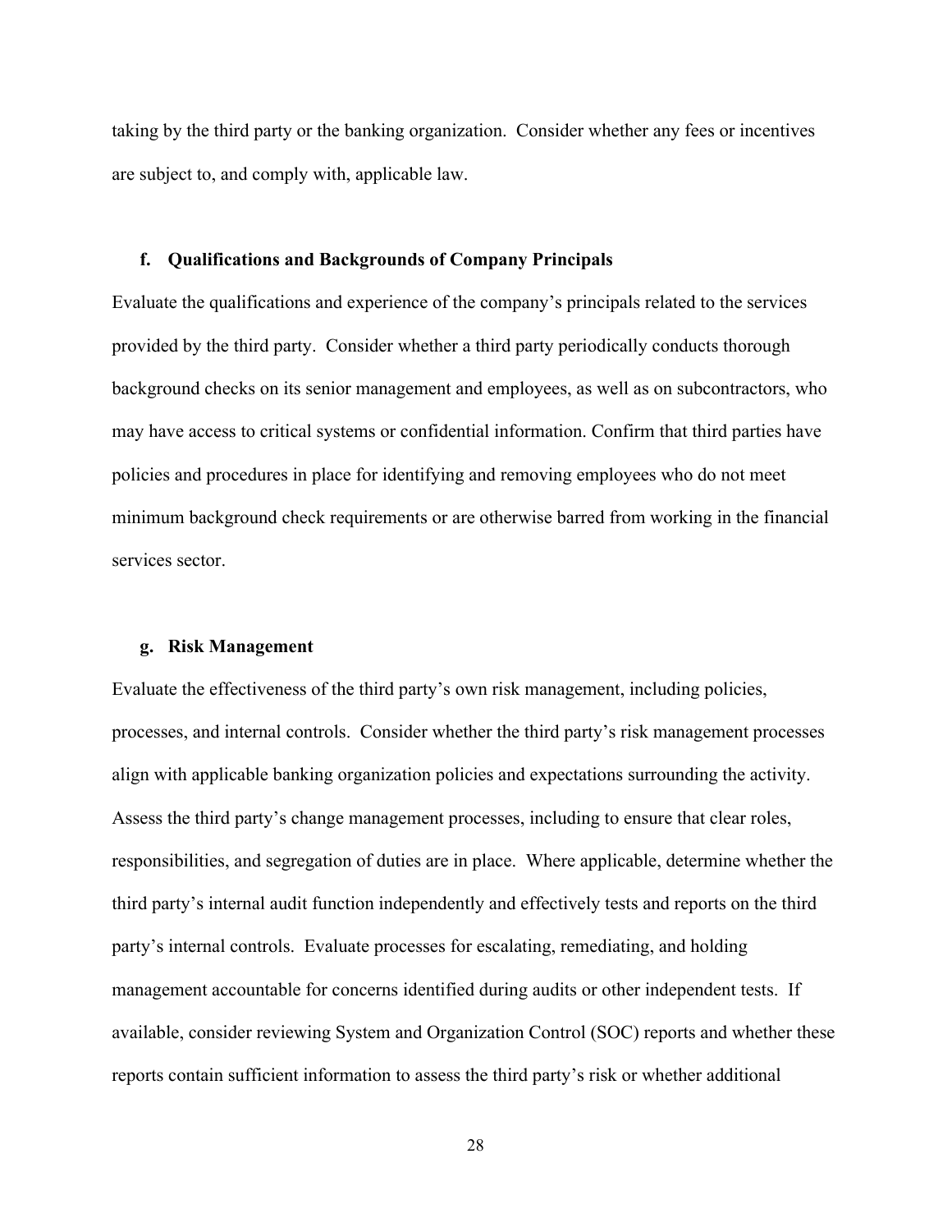taking by the third party or the banking organization. Consider whether any fees or incentives are subject to, and comply with, applicable law.

#### f. Qualifications and Backgrounds of Company Principals

Evaluate the qualifications and experience of the company's principals related to the services provided by the third party. Consider whether a third party periodically conducts thorough background checks on its senior management and employees, as well as on subcontractors, who may have access to critical systems or confidential information. Confirm that third parties have policies and procedures in place for identifying and removing employees who do not meet minimum background check requirements or are otherwise barred from working in the financial services sector.

#### g. Risk Management

Evaluate the effectiveness of the third party's own risk management, including policies, processes, and internal controls. Consider whether the third party's risk management processes align with applicable banking organization policies and expectations surrounding the activity. Assess the third party's change management processes, including to ensure that clear roles, responsibilities, and segregation of duties are in place. Where applicable, determine whether the third party's internal audit function independently and effectively tests and reports on the third party's internal controls. Evaluate processes for escalating, remediating, and holding management accountable for concerns identified during audits or other independent tests. If available, consider reviewing System and Organization Control (SOC) reports and whether these reports contain sufficient information to assess the third party's risk or whether additional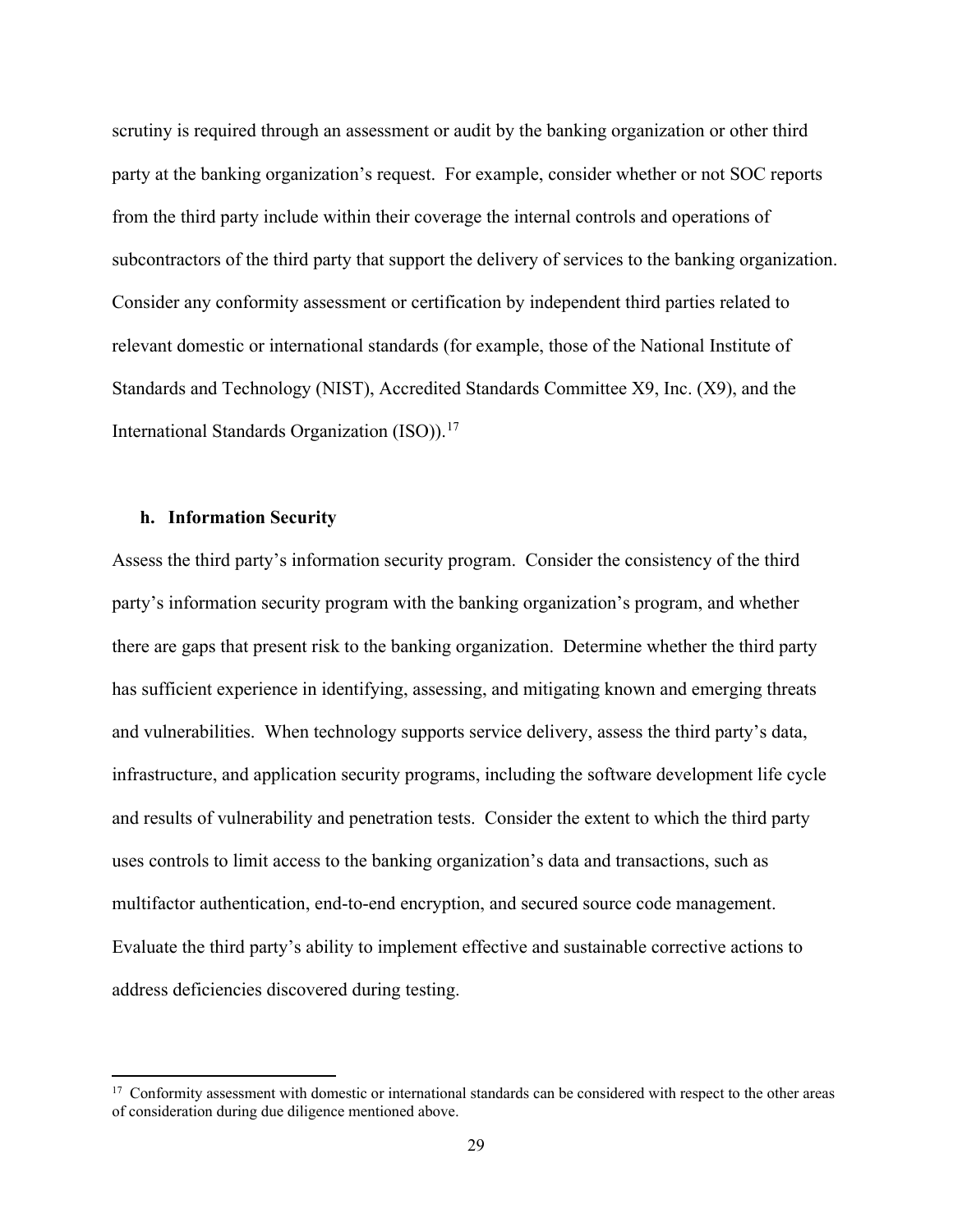scrutiny is required through an assessment or audit by the banking organization or other third party at the banking organization's request. For example, consider whether or not SOC reports from the third party include within their coverage the internal controls and operations of subcontractors of the third party that support the delivery of services to the banking organization. Consider any conformity assessment or certification by independent third parties related to relevant domestic or international standards (for example, those of the National Institute of Standards and Technology (NIST), Accredited Standards Committee X9, Inc. (X9), and the International Standards Organization (ISO)).[17]

#### h. Information Security

Assess the third party's information security program. Consider the consistency of the third party's information security program with the banking organization's program, and whether there are gaps that present risk to the banking organization. Determine whether the third party has sufficient experience in identifying, assessing, and mitigating known and emerging threats and vulnerabilities. When technology supports service delivery, assess the third party's data, infrastructure, and application security programs, including the software development life cycle and results of vulnerability and penetration tests. Consider the extent to which the third party uses controls to limit access to the banking organization's data and transactions, such as multifactor authentication, end-to-end encryption, and secured source code management. Evaluate the third party's ability to implement effective and sustainable corrective actions to address deficiencies discovered during testing.

---

[17] Conformity assessment with domestic or international standards can be considered with respect to the other areas of consideration during due diligence mentioned above.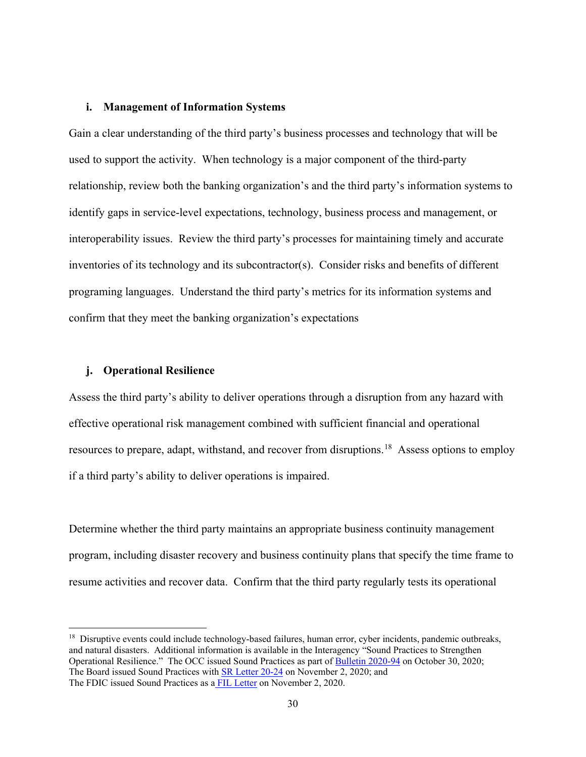#### i. Management of Information Systems

Gain a clear understanding of the third party's business processes and technology that will be used to support the activity. When technology is a major component of the third-party relationship, review both the banking organization's and the third party's information systems to identify gaps in service-level expectations, technology, business process and management, or interoperability issues. Review the third party's processes for maintaining timely and accurate inventories of its technology and its subcontractor(s). Consider risks and benefits of different programing languages. Understand the third party's metrics for its information systems and confirm that they meet the banking organization's expectations

#### j. Operational Resilience

Assess the third party's ability to deliver operations through a disruption from any hazard with effective operational risk management combined with sufficient financial and operational resources to prepare, adapt, withstand, and recover from disruptions.[18] Assess options to employ if a third party's ability to deliver operations is impaired.

Determine whether the third party maintains an appropriate business continuity management program, including disaster recovery and business continuity plans that specify the time frame to resume activities and recover data. Confirm that the third party regularly tests its operational

---

[18] Disruptive events could include technology-based failures, human error, cyber incidents, pandemic outbreaks, and natural disasters. Additional information is available in the Interagency "Sound Practices to Strengthen Operational Resilience." The OCC issued Sound Practices as part of Bulletin 2020-94 on October 30, 2020; The Board issued Sound Practices with SR Letter 20-24 on November 2, 2020; and The FDIC issued Sound Practices as a FIL Letter on November 2, 2020.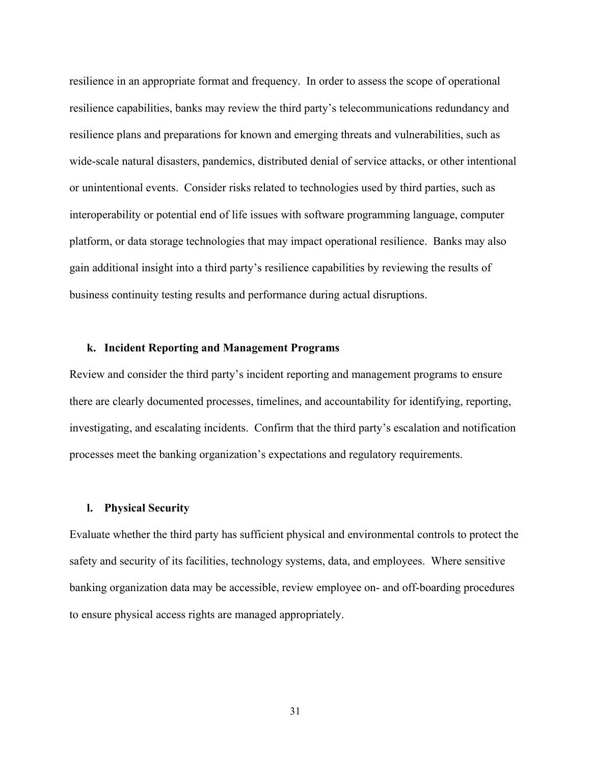resilience in an appropriate format and frequency. In order to assess the scope of operational resilience capabilities, banks may review the third party's telecommunications redundancy and resilience plans and preparations for known and emerging threats and vulnerabilities, such as wide-scale natural disasters, pandemics, distributed denial of service attacks, or other intentional or unintentional events. Consider risks related to technologies used by third parties, such as interoperability or potential end of life issues with software programming language, computer platform, or data storage technologies that may impact operational resilience. Banks may also gain additional insight into a third party's resilience capabilities by reviewing the results of business continuity testing results and performance during actual disruptions.

#### k. Incident Reporting and Management Programs

Review and consider the third party's incident reporting and management programs to ensure there are clearly documented processes, timelines, and accountability for identifying, reporting, investigating, and escalating incidents. Confirm that the third party's escalation and notification processes meet the banking organization's expectations and regulatory requirements.

#### l. Physical Security

Evaluate whether the third party has sufficient physical and environmental controls to protect the safety and security of its facilities, technology systems, data, and employees. Where sensitive banking organization data may be accessible, review employee on- and off-boarding procedures to ensure physical access rights are managed appropriately.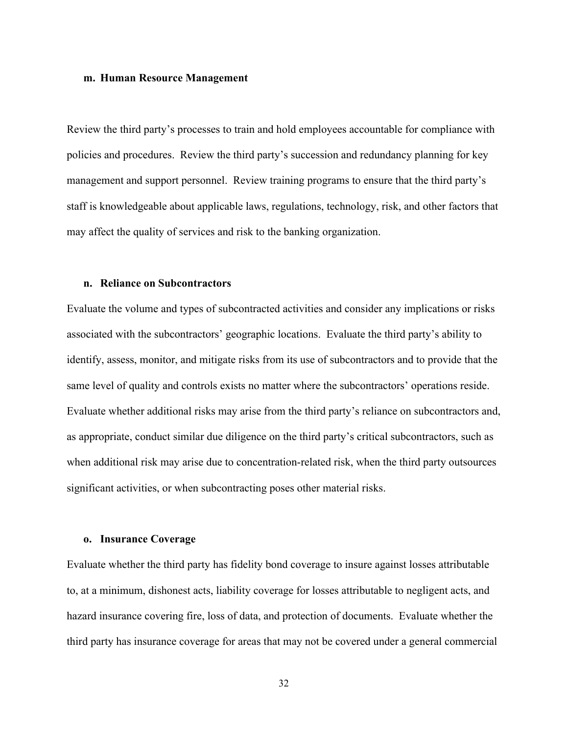### m. Human Resource Management

Review the third party's processes to train and hold employees accountable for compliance with policies and procedures. Review the third party's succession and redundancy planning for key management and support personnel. Review training programs to ensure that the third party's staff is knowledgeable about applicable laws, regulations, technology, risk, and other factors that may affect the quality of services and risk to the banking organization.

### n. Reliance on Subcontractors

Evaluate the volume and types of subcontracted activities and consider any implications or risks associated with the subcontractors' geographic locations. Evaluate the third party's ability to identify, assess, monitor, and mitigate risks from its use of subcontractors and to provide that the same level of quality and controls exists no matter where the subcontractors' operations reside. Evaluate whether additional risks may arise from the third party's reliance on subcontractors and, as appropriate, conduct similar due diligence on the third party's critical subcontractors, such as when additional risk may arise due to concentration-related risk, when the third party outsources significant activities, or when subcontracting poses other material risks.

### o. Insurance Coverage

Evaluate whether the third party has fidelity bond coverage to insure against losses attributable to, at a minimum, dishonest acts, liability coverage for losses attributable to negligent acts, and hazard insurance covering fire, loss of data, and protection of documents. Evaluate whether the third party has insurance coverage for areas that may not be covered under a general commercial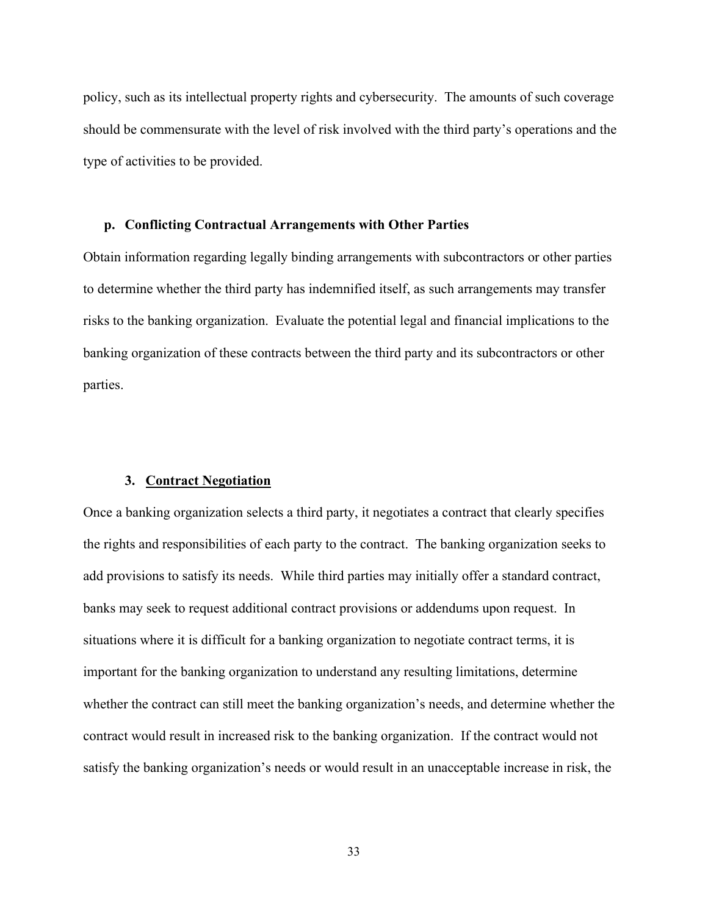policy, such as its intellectual property rights and cybersecurity. The amounts of such coverage should be commensurate with the level of risk involved with the third party's operations and the type of activities to be provided.

#### p. Conflicting Contractual Arrangements with Other Parties

Obtain information regarding legally binding arrangements with subcontractors or other parties to determine whether the third party has indemnified itself, as such arrangements may transfer risks to the banking organization. Evaluate the potential legal and financial implications to the banking organization of these contracts between the third party and its subcontractors or other parties.

### 3. Contract Negotiation

Once a banking organization selects a third party, it negotiates a contract that clearly specifies the rights and responsibilities of each party to the contract. The banking organization seeks to add provisions to satisfy its needs. While third parties may initially offer a standard contract, banks may seek to request additional contract provisions or addendums upon request. In situations where it is difficult for a banking organization to negotiate contract terms, it is important for the banking organization to understand any resulting limitations, determine whether the contract can still meet the banking organization's needs, and determine whether the contract would result in increased risk to the banking organization. If the contract would not satisfy the banking organization's needs or would result in an unacceptable increase in risk, the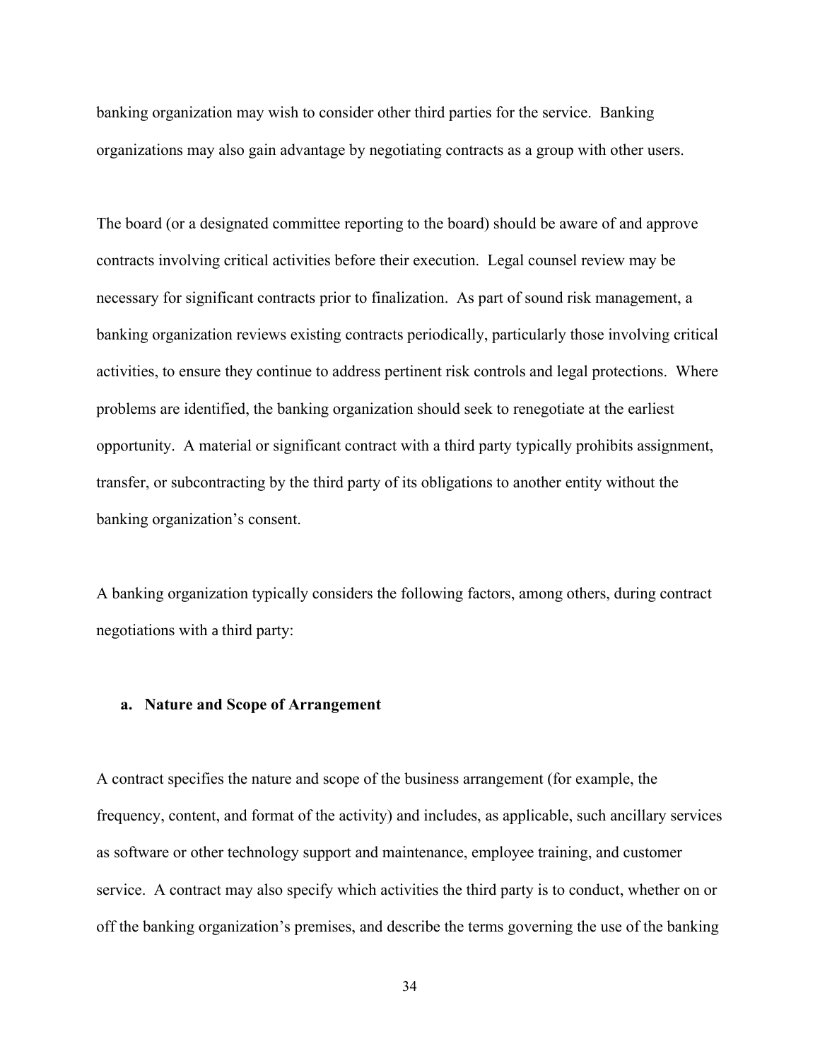banking organization may wish to consider other third parties for the service. Banking organizations may also gain advantage by negotiating contracts as a group with other users.

The board (or a designated committee reporting to the board) should be aware of and approve contracts involving critical activities before their execution. Legal counsel review may be necessary for significant contracts prior to finalization. As part of sound risk management, a banking organization reviews existing contracts periodically, particularly those involving critical activities, to ensure they continue to address pertinent risk controls and legal protections. Where problems are identified, the banking organization should seek to renegotiate at the earliest opportunity. A material or significant contract with a third party typically prohibits assignment, transfer, or subcontracting by the third party of its obligations to another entity without the banking organization's consent.

A banking organization typically considers the following factors, among others, during contract negotiations with a third party:

#### a. Nature and Scope of Arrangement

A contract specifies the nature and scope of the business arrangement (for example, the frequency, content, and format of the activity) and includes, as applicable, such ancillary services as software or other technology support and maintenance, employee training, and customer service. A contract may also specify which activities the third party is to conduct, whether on or off the banking organization's premises, and describe the terms governing the use of the banking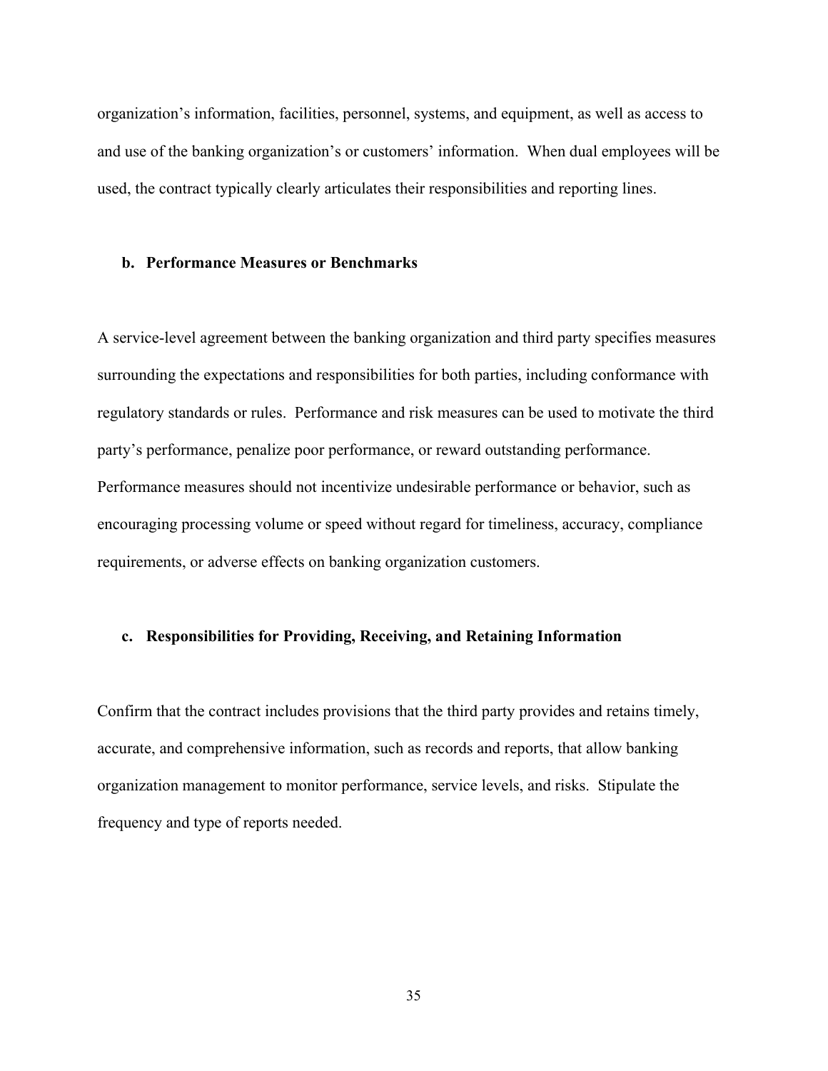organization's information, facilities, personnel, systems, and equipment, as well as access to and use of the banking organization's or customers' information. When dual employees will be used, the contract typically clearly articulates their responsibilities and reporting lines.

### b. Performance Measures or Benchmarks

A service-level agreement between the banking organization and third party specifies measures surrounding the expectations and responsibilities for both parties, including conformance with regulatory standards or rules. Performance and risk measures can be used to motivate the third party's performance, penalize poor performance, or reward outstanding performance. Performance measures should not incentivize undesirable performance or behavior, such as encouraging processing volume or speed without regard for timeliness, accuracy, compliance requirements, or adverse effects on banking organization customers.

### c. Responsibilities for Providing, Receiving, and Retaining Information

Confirm that the contract includes provisions that the third party provides and retains timely, accurate, and comprehensive information, such as records and reports, that allow banking organization management to monitor performance, service levels, and risks. Stipulate the frequency and type of reports needed.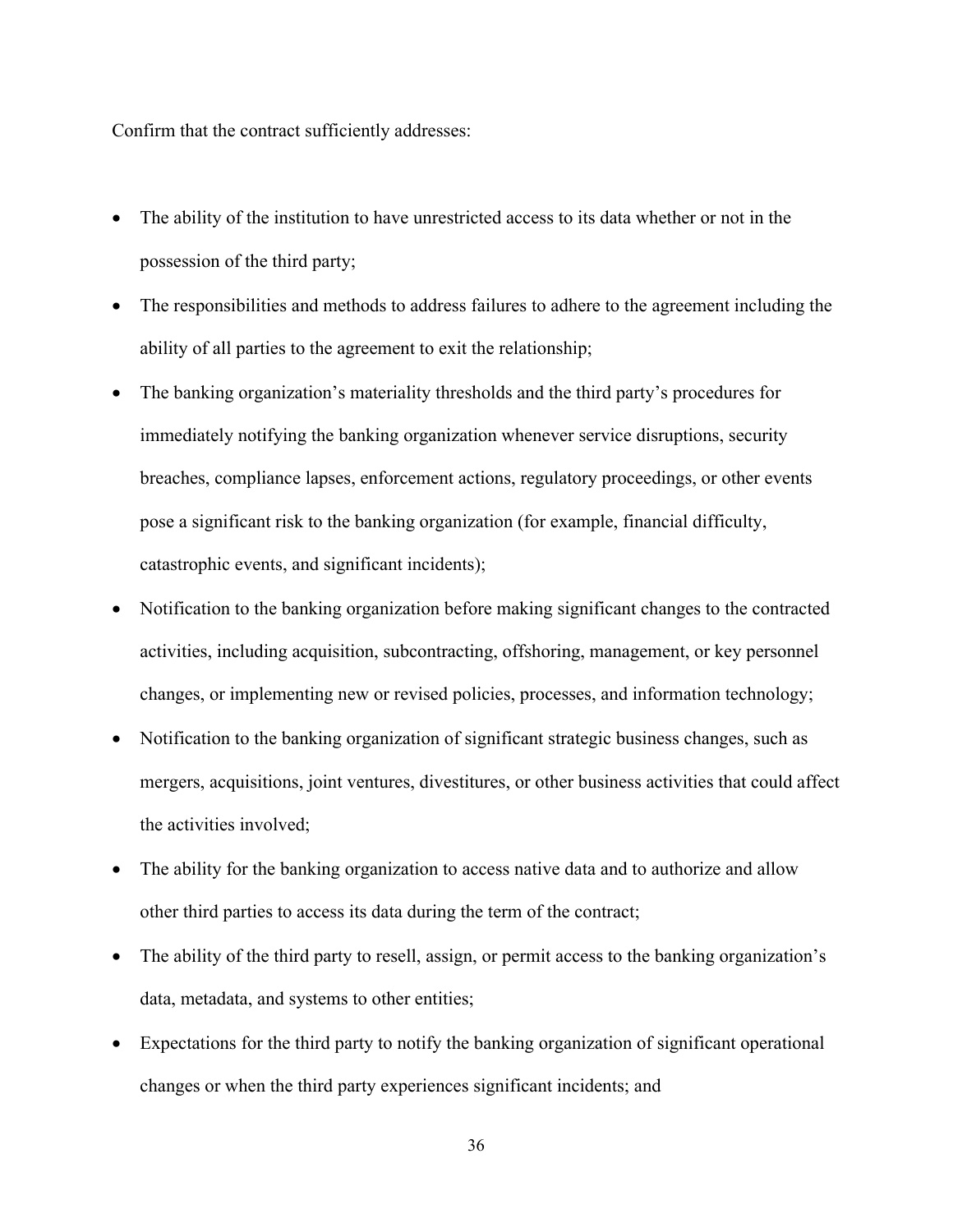Confirm that the contract sufficiently addresses:

- The ability of the institution to have unrestricted access to its data whether or not in the possession of the third party;
- The responsibilities and methods to address failures to adhere to the agreement including the ability of all parties to the agreement to exit the relationship;
- The banking organization's materiality thresholds and the third party's procedures for immediately notifying the banking organization whenever service disruptions, security breaches, compliance lapses, enforcement actions, regulatory proceedings, or other events pose a significant risk to the banking organization (for example, financial difficulty, catastrophic events, and significant incidents);
- Notification to the banking organization before making significant changes to the contracted activities, including acquisition, subcontracting, offshoring, management, or key personnel changes, or implementing new or revised policies, processes, and information technology;
- Notification to the banking organization of significant strategic business changes, such as mergers, acquisitions, joint ventures, divestitures, or other business activities that could affect the activities involved;
- The ability for the banking organization to access native data and to authorize and allow other third parties to access its data during the term of the contract;
- The ability of the third party to resell, assign, or permit access to the banking organization's data, metadata, and systems to other entities;
- Expectations for the third party to notify the banking organization of significant operational changes or when the third party experiences significant incidents; and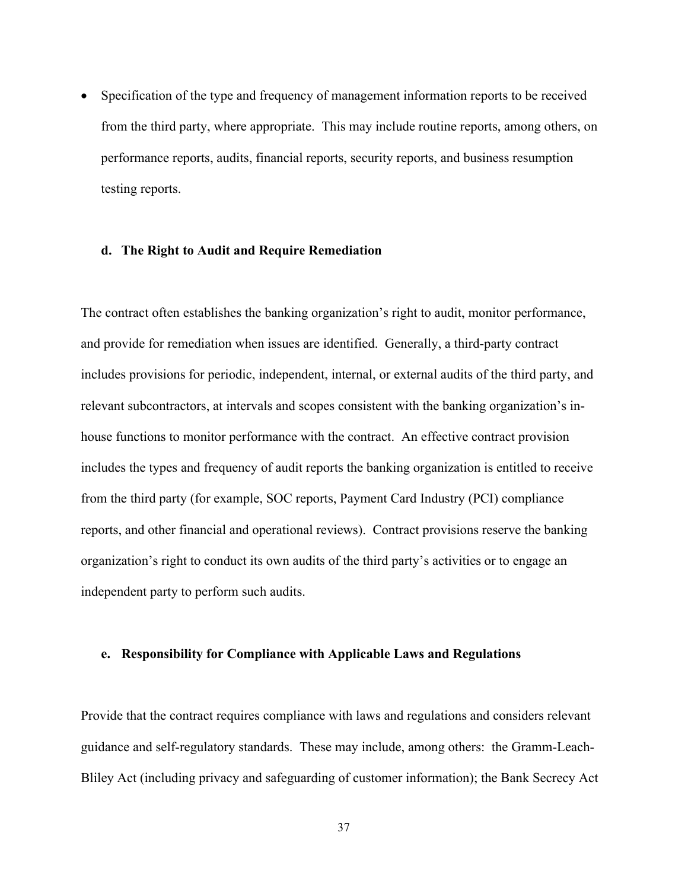- Specification of the type and frequency of management information reports to be received from the third party, where appropriate. This may include routine reports, among others, on performance reports, audits, financial reports, security reports, and business resumption testing reports.

#### d. The Right to Audit and Require Remediation

The contract often establishes the banking organization's right to audit, monitor performance, and provide for remediation when issues are identified. Generally, a third-party contract includes provisions for periodic, independent, internal, or external audits of the third party, and relevant subcontractors, at intervals and scopes consistent with the banking organization's in-house functions to monitor performance with the contract. An effective contract provision includes the types and frequency of audit reports the banking organization is entitled to receive from the third party (for example, SOC reports, Payment Card Industry (PCI) compliance reports, and other financial and operational reviews). Contract provisions reserve the banking organization's right to conduct its own audits of the third party's activities or to engage an independent party to perform such audits.

#### e. Responsibility for Compliance with Applicable Laws and Regulations

Provide that the contract requires compliance with laws and regulations and considers relevant guidance and self-regulatory standards. These may include, among others: the Gramm-Leach-Bliley Act (including privacy and safeguarding of customer information); the Bank Secrecy Act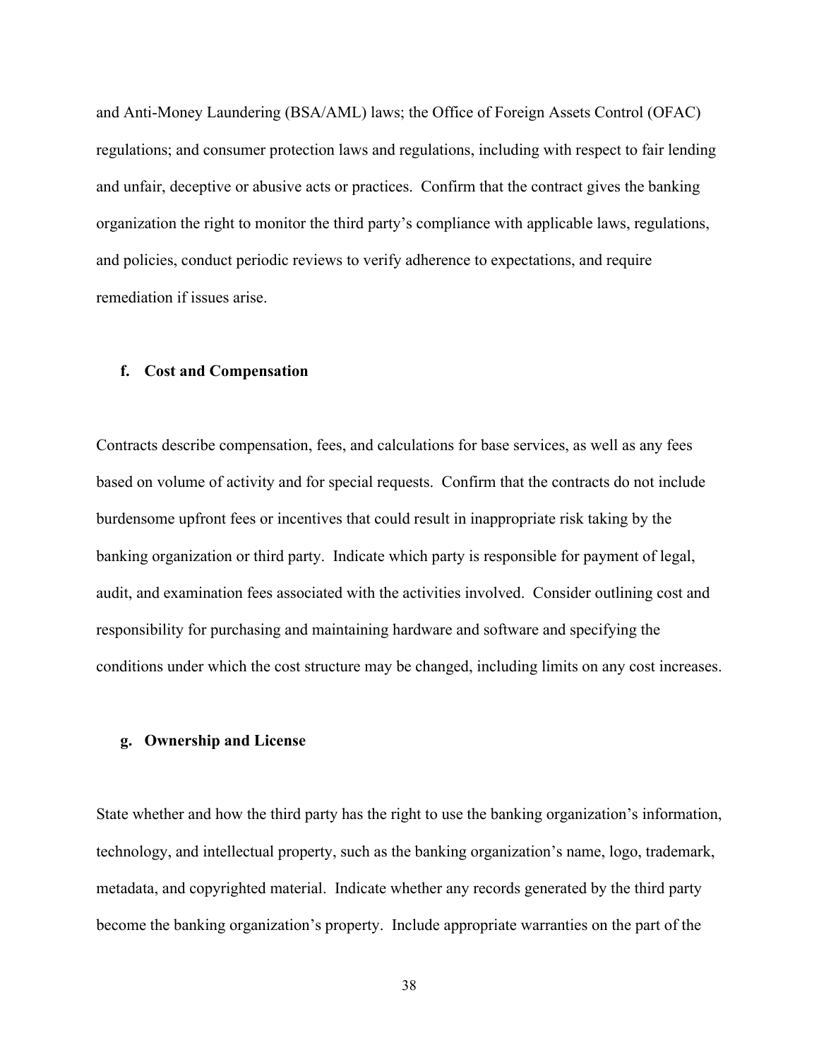and Anti-Money Laundering (BSA/AML) laws; the Office of Foreign Assets Control (OFAC) regulations; and consumer protection laws and regulations, including with respect to fair lending and unfair, deceptive or abusive acts or practices. Confirm that the contract gives the banking organization the right to monitor the third party's compliance with applicable laws, regulations, and policies, conduct periodic reviews to verify adherence to expectations, and require remediation if issues arise.

#### f. Cost and Compensation

Contracts describe compensation, fees, and calculations for base services, as well as any fees based on volume of activity and for special requests. Confirm that the contracts do not include burdensome upfront fees or incentives that could result in inappropriate risk taking by the banking organization or third party. Indicate which party is responsible for payment of legal, audit, and examination fees associated with the activities involved. Consider outlining cost and responsibility for purchasing and maintaining hardware and software and specifying the conditions under which the cost structure may be changed, including limits on any cost increases.

#### g. Ownership and License

State whether and how the third party has the right to use the banking organization's information, technology, and intellectual property, such as the banking organization's name, logo, trademark, metadata, and copyrighted material. Indicate whether any records generated by the third party become the banking organization's property. Include appropriate warranties on the part of the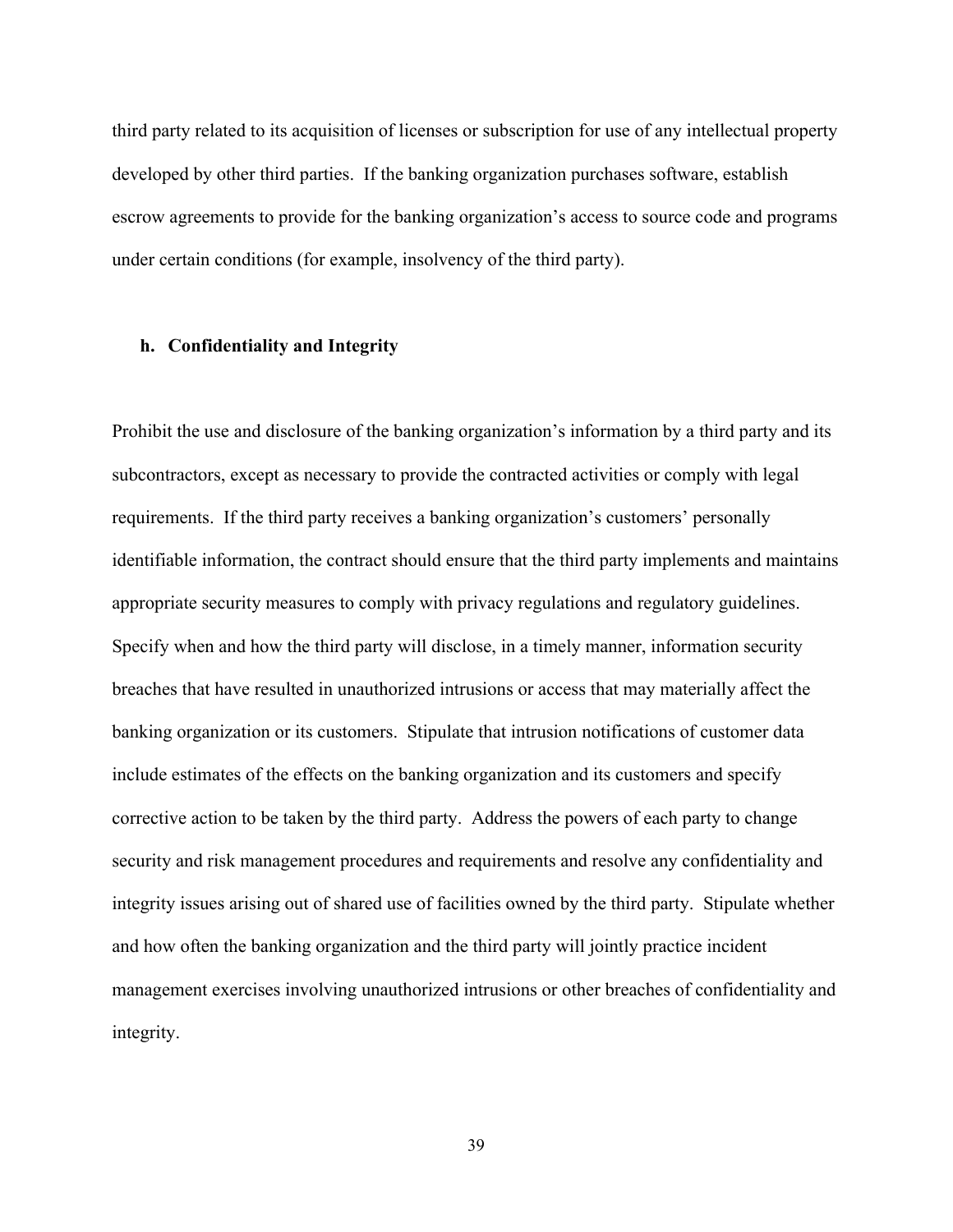third party related to its acquisition of licenses or subscription for use of any intellectual property developed by other third parties. If the banking organization purchases software, establish escrow agreements to provide for the banking organization's access to source code and programs under certain conditions (for example, insolvency of the third party).

#### h. Confidentiality and Integrity

Prohibit the use and disclosure of the banking organization's information by a third party and its subcontractors, except as necessary to provide the contracted activities or comply with legal requirements. If the third party receives a banking organization's customers' personally identifiable information, the contract should ensure that the third party implements and maintains appropriate security measures to comply with privacy regulations and regulatory guidelines. Specify when and how the third party will disclose, in a timely manner, information security breaches that have resulted in unauthorized intrusions or access that may materially affect the banking organization or its customers. Stipulate that intrusion notifications of customer data include estimates of the effects on the banking organization and its customers and specify corrective action to be taken by the third party. Address the powers of each party to change security and risk management procedures and requirements and resolve any confidentiality and integrity issues arising out of shared use of facilities owned by the third party. Stipulate whether and how often the banking organization and the third party will jointly practice incident management exercises involving unauthorized intrusions or other breaches of confidentiality and integrity.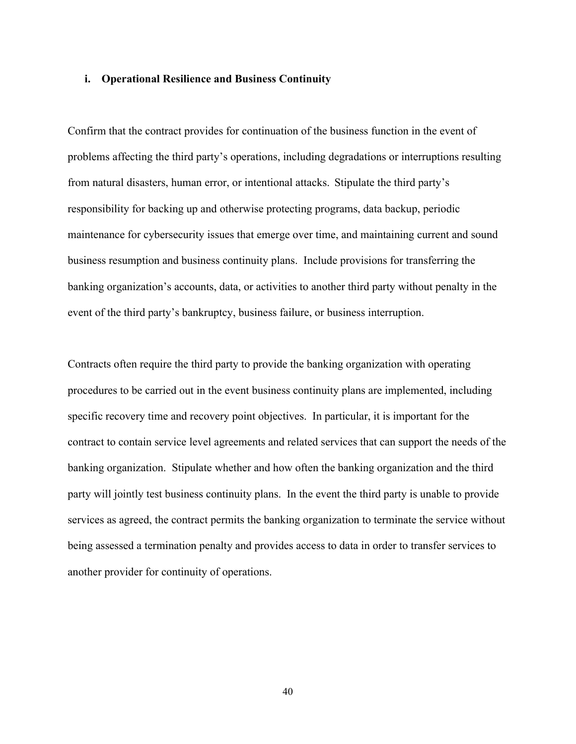### i. Operational Resilience and Business Continuity

Confirm that the contract provides for continuation of the business function in the event of problems affecting the third party's operations, including degradations or interruptions resulting from natural disasters, human error, or intentional attacks. Stipulate the third party's responsibility for backing up and otherwise protecting programs, data backup, periodic maintenance for cybersecurity issues that emerge over time, and maintaining current and sound business resumption and business continuity plans. Include provisions for transferring the banking organization's accounts, data, or activities to another third party without penalty in the event of the third party's bankruptcy, business failure, or business interruption.

Contracts often require the third party to provide the banking organization with operating procedures to be carried out in the event business continuity plans are implemented, including specific recovery time and recovery point objectives. In particular, it is important for the contract to contain service level agreements and related services that can support the needs of the banking organization. Stipulate whether and how often the banking organization and the third party will jointly test business continuity plans. In the event the third party is unable to provide services as agreed, the contract permits the banking organization to terminate the service without being assessed a termination penalty and provides access to data in order to transfer services to another provider for continuity of operations.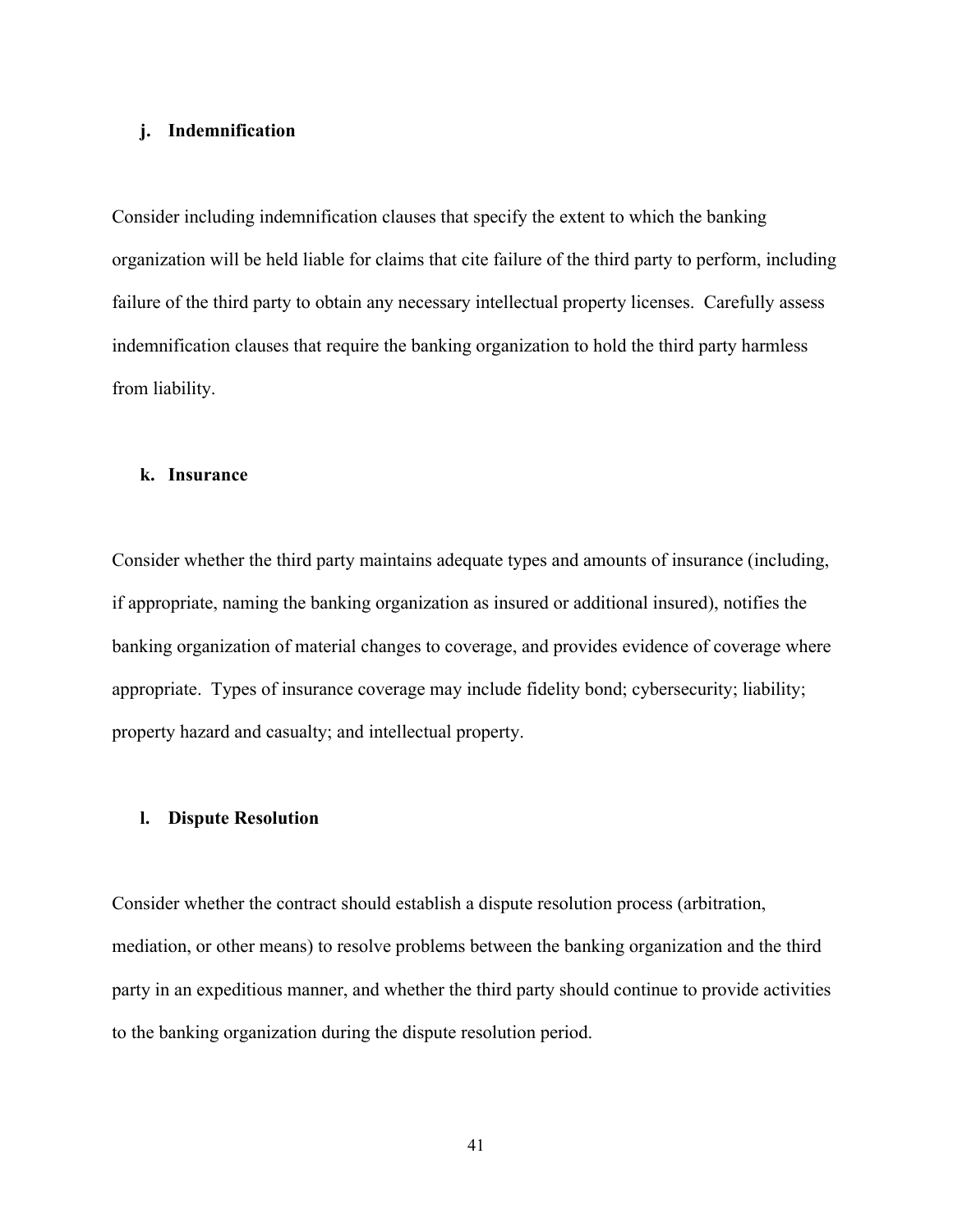#### j. Indemnification

Consider including indemnification clauses that specify the extent to which the banking organization will be held liable for claims that cite failure of the third party to perform, including failure of the third party to obtain any necessary intellectual property licenses. Carefully assess indemnification clauses that require the banking organization to hold the third party harmless from liability.

#### k. Insurance

Consider whether the third party maintains adequate types and amounts of insurance (including, if appropriate, naming the banking organization as insured or additional insured), notifies the banking organization of material changes to coverage, and provides evidence of coverage where appropriate. Types of insurance coverage may include fidelity bond; cybersecurity; liability; property hazard and casualty; and intellectual property.

#### l. Dispute Resolution

Consider whether the contract should establish a dispute resolution process (arbitration, mediation, or other means) to resolve problems between the banking organization and the third party in an expeditious manner, and whether the third party should continue to provide activities to the banking organization during the dispute resolution period.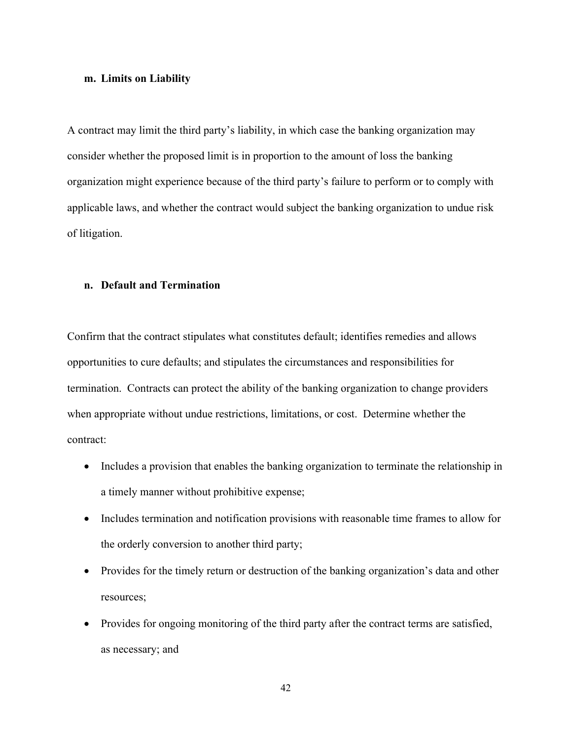### m. Limits on Liability

A contract may limit the third party's liability, in which case the banking organization may consider whether the proposed limit is in proportion to the amount of loss the banking organization might experience because of the third party's failure to perform or to comply with applicable laws, and whether the contract would subject the banking organization to undue risk of litigation.

### n. Default and Termination

Confirm that the contract stipulates what constitutes default; identifies remedies and allows opportunities to cure defaults; and stipulates the circumstances and responsibilities for termination. Contracts can protect the ability of the banking organization to change providers when appropriate without undue restrictions, limitations, or cost. Determine whether the contract:

- Includes a provision that enables the banking organization to terminate the relationship in a timely manner without prohibitive expense;
- Includes termination and notification provisions with reasonable time frames to allow for the orderly conversion to another third party;
- Provides for the timely return or destruction of the banking organization's data and other resources;
- Provides for ongoing monitoring of the third party after the contract terms are satisfied, as necessary; and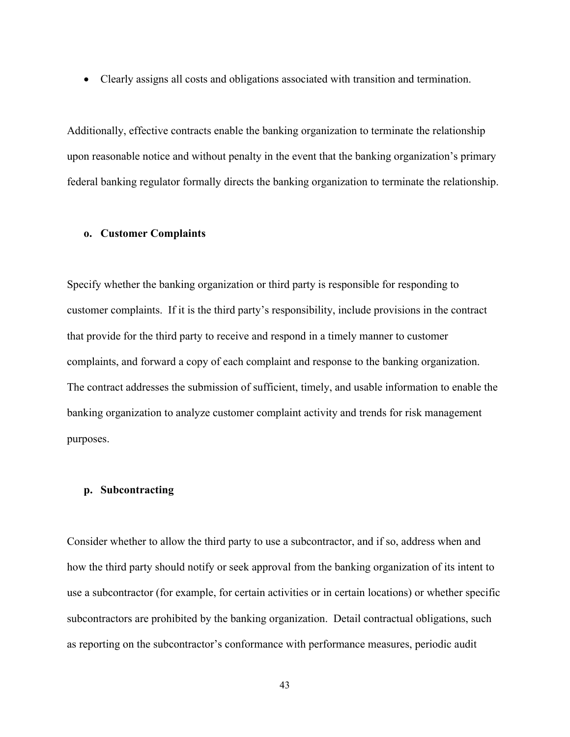- Clearly assigns all costs and obligations associated with transition and termination.

Additionally, effective contracts enable the banking organization to terminate the relationship upon reasonable notice and without penalty in the event that the banking organization's primary federal banking regulator formally directs the banking organization to terminate the relationship.

**o. Customer Complaints**

Specify whether the banking organization or third party is responsible for responding to customer complaints. If it is the third party's responsibility, include provisions in the contract that provide for the third party to receive and respond in a timely manner to customer complaints, and forward a copy of each complaint and response to the banking organization. The contract addresses the submission of sufficient, timely, and usable information to enable the banking organization to analyze customer complaint activity and trends for risk management purposes.

**p. Subcontracting**

Consider whether to allow the third party to use a subcontractor, and if so, address when and how the third party should notify or seek approval from the banking organization of its intent to use a subcontractor (for example, for certain activities or in certain locations) or whether specific subcontractors are prohibited by the banking organization. Detail contractual obligations, such as reporting on the subcontractor's conformance with performance measures, periodic audit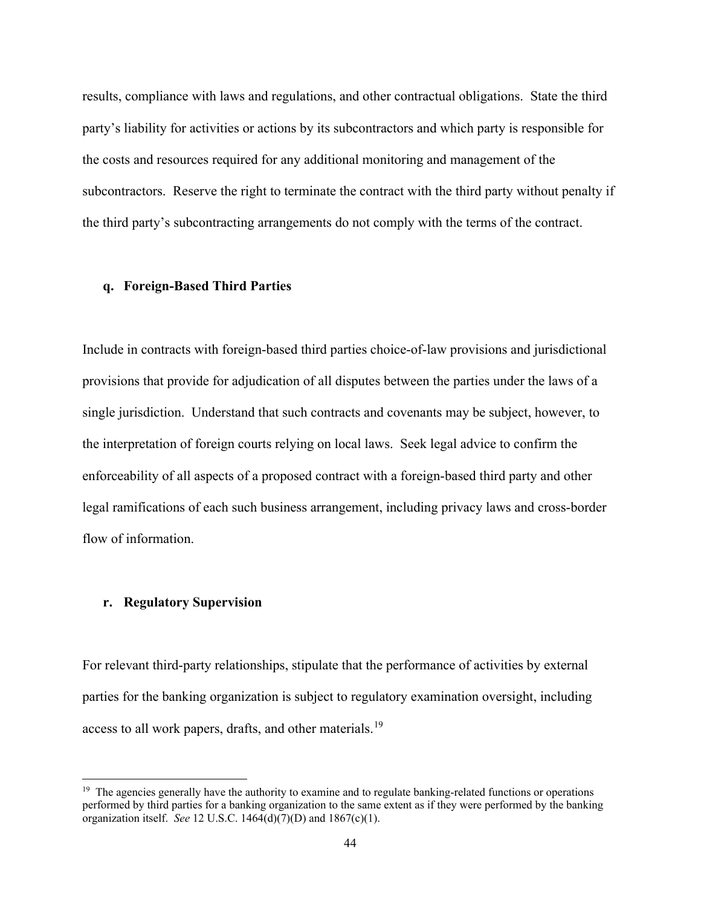results, compliance with laws and regulations, and other contractual obligations. State the third party's liability for activities or actions by its subcontractors and which party is responsible for the costs and resources required for any additional monitoring and management of the subcontractors. Reserve the right to terminate the contract with the third party without penalty if the third party's subcontracting arrangements do not comply with the terms of the contract.

**q. Foreign-Based Third Parties**

Include in contracts with foreign-based third parties choice-of-law provisions and jurisdictional provisions that provide for adjudication of all disputes between the parties under the laws of a single jurisdiction. Understand that such contracts and covenants may be subject, however, to the interpretation of foreign courts relying on local laws. Seek legal advice to confirm the enforceability of all aspects of a proposed contract with a foreign-based third party and other legal ramifications of each such business arrangement, including privacy laws and cross-border flow of information.

**r. Regulatory Supervision**

For relevant third-party relationships, stipulate that the performance of activities by external parties for the banking organization is subject to regulatory examination oversight, including access to all work papers, drafts, and other materials.[19]

---

[19] The agencies generally have the authority to examine and to regulate banking-related functions or operations performed by third parties for a banking organization to the same extent as if they were performed by the banking organization itself. *See* 12 U.S.C. 1464(d)(7)(D) and 1867(c)(1).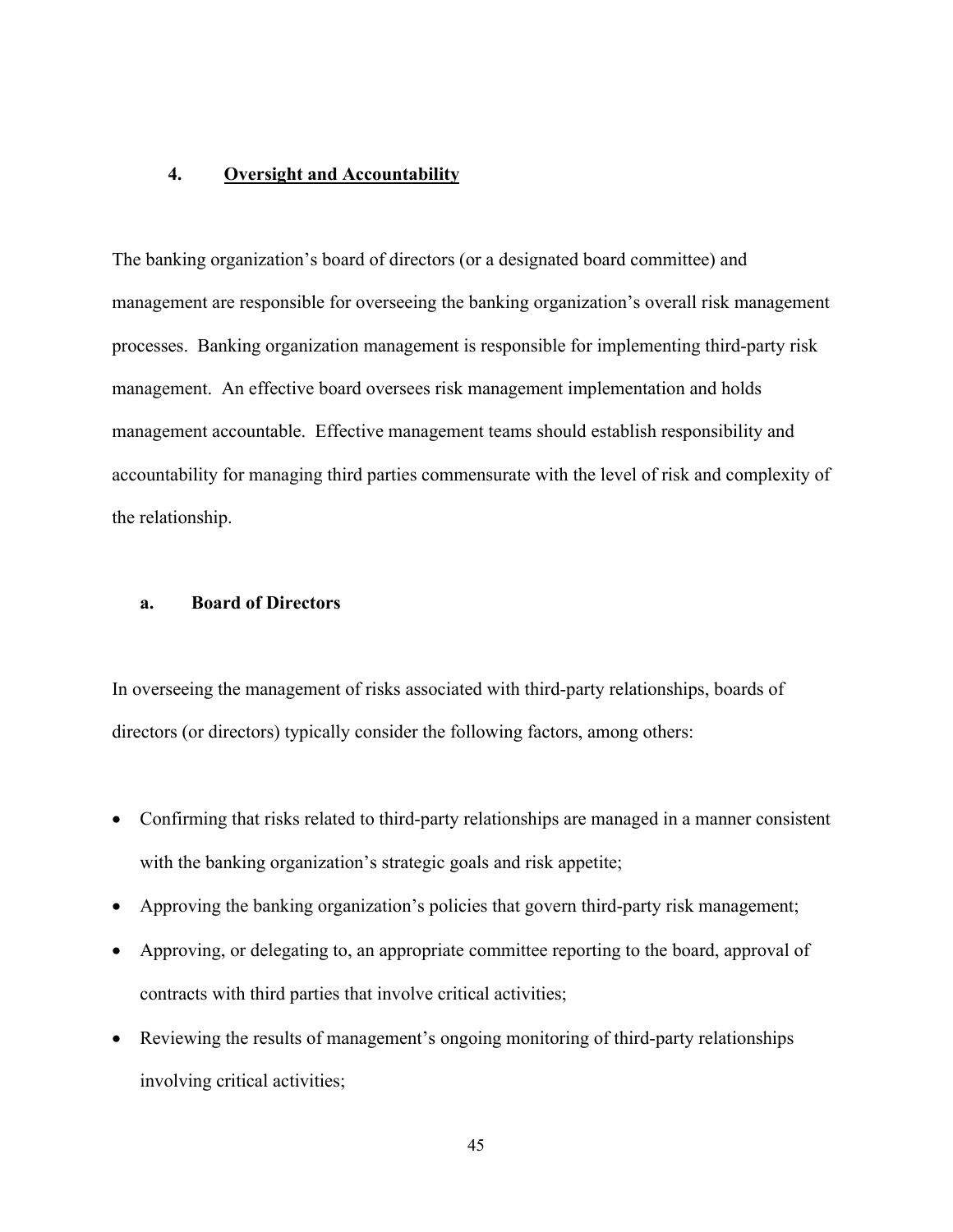### 4. Oversight and Accountability

The banking organization's board of directors (or a designated board committee) and management are responsible for overseeing the banking organization's overall risk management processes. Banking organization management is responsible for implementing third-party risk management. An effective board oversees risk management implementation and holds management accountable. Effective management teams should establish responsibility and accountability for managing third parties commensurate with the level of risk and complexity of the relationship.

#### a. Board of Directors

In overseeing the management of risks associated with third-party relationships, boards of directors (or directors) typically consider the following factors, among others:

- Confirming that risks related to third-party relationships are managed in a manner consistent with the banking organization's strategic goals and risk appetite;
- Approving the banking organization's policies that govern third-party risk management;
- Approving, or delegating to, an appropriate committee reporting to the board, approval of contracts with third parties that involve critical activities;
- Reviewing the results of management's ongoing monitoring of third-party relationships involving critical activities;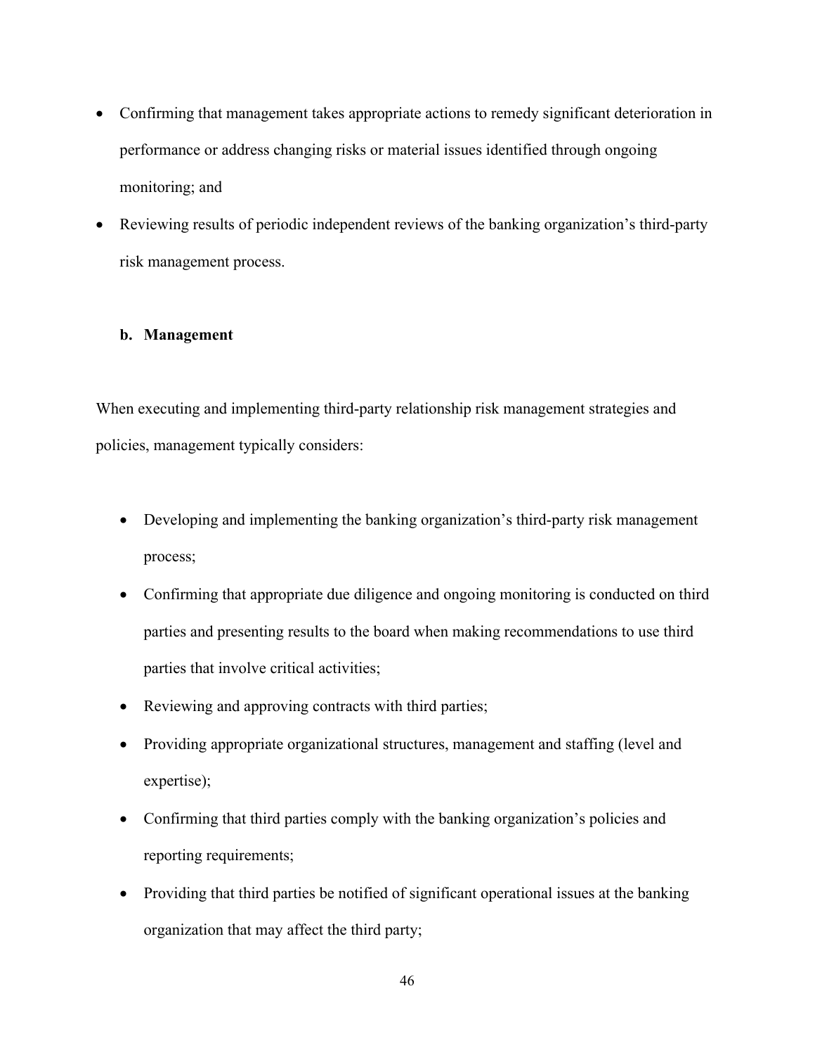- Confirming that management takes appropriate actions to remedy significant deterioration in performance or address changing risks or material issues identified through ongoing monitoring; and
- Reviewing results of periodic independent reviews of the banking organization's third-party risk management process.

**b. Management**

When executing and implementing third-party relationship risk management strategies and policies, management typically considers:

- Developing and implementing the banking organization's third-party risk management process;
- Confirming that appropriate due diligence and ongoing monitoring is conducted on third parties and presenting results to the board when making recommendations to use third parties that involve critical activities;
- Reviewing and approving contracts with third parties;
- Providing appropriate organizational structures, management and staffing (level and expertise);
- Confirming that third parties comply with the banking organization's policies and reporting requirements;
- Providing that third parties be notified of significant operational issues at the banking organization that may affect the third party;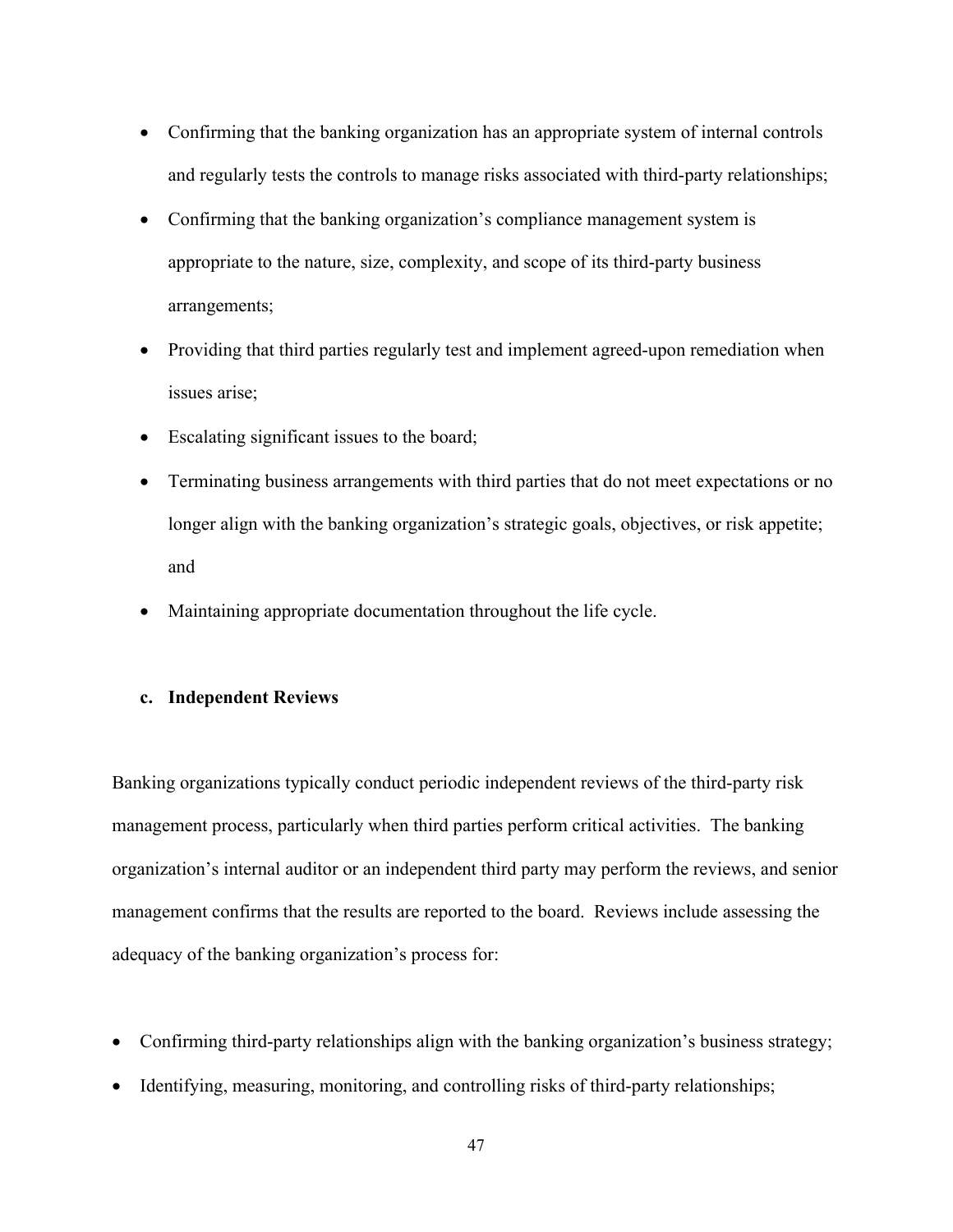- Confirming that the banking organization has an appropriate system of internal controls and regularly tests the controls to manage risks associated with third-party relationships;
- Confirming that the banking organization's compliance management system is appropriate to the nature, size, complexity, and scope of its third-party business arrangements;
- Providing that third parties regularly test and implement agreed-upon remediation when issues arise;
- Escalating significant issues to the board;
- Terminating business arrangements with third parties that do not meet expectations or no longer align with the banking organization's strategic goals, objectives, or risk appetite; and
- Maintaining appropriate documentation throughout the life cycle.

#### c. Independent Reviews

Banking organizations typically conduct periodic independent reviews of the third-party risk management process, particularly when third parties perform critical activities. The banking organization's internal auditor or an independent third party may perform the reviews, and senior management confirms that the results are reported to the board. Reviews include assessing the adequacy of the banking organization's process for:

- Confirming third-party relationships align with the banking organization's business strategy;
- Identifying, measuring, monitoring, and controlling risks of third-party relationships;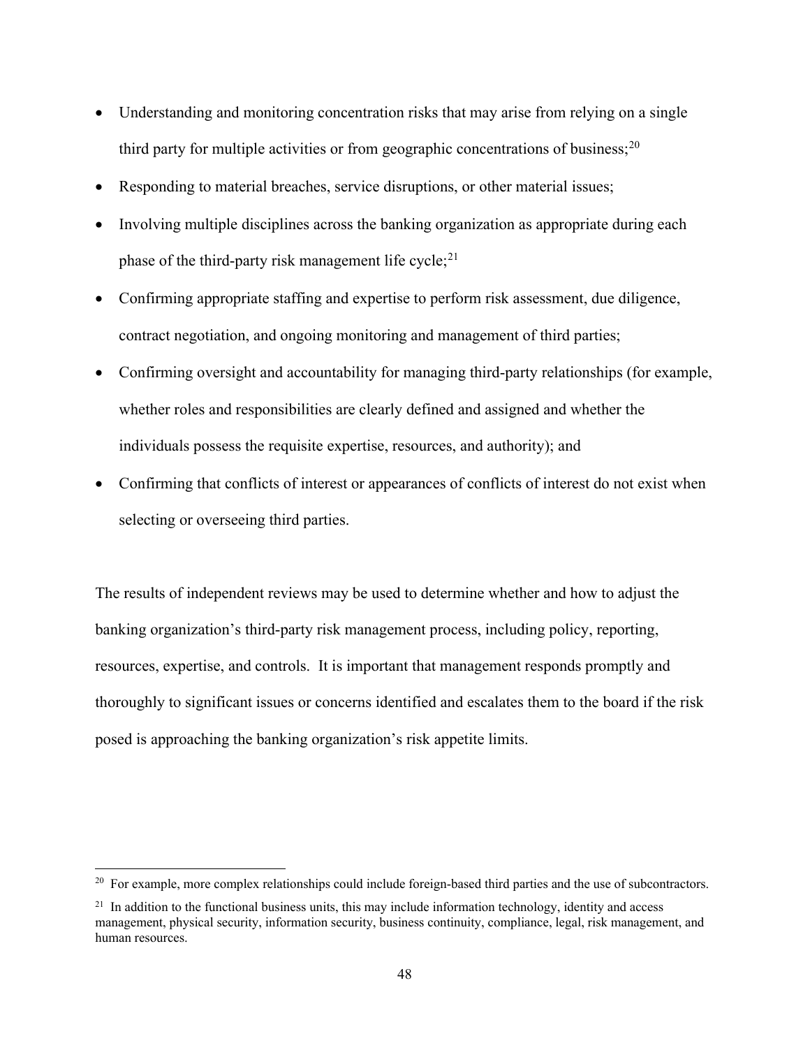- Understanding and monitoring concentration risks that may arise from relying on a single third party for multiple activities or from geographic concentrations of business;[20]
- Responding to material breaches, service disruptions, or other material issues;
- Involving multiple disciplines across the banking organization as appropriate during each phase of the third-party risk management life cycle;[21]
- Confirming appropriate staffing and expertise to perform risk assessment, due diligence, contract negotiation, and ongoing monitoring and management of third parties;
- Confirming oversight and accountability for managing third-party relationships (for example, whether roles and responsibilities are clearly defined and assigned and whether the individuals possess the requisite expertise, resources, and authority); and
- Confirming that conflicts of interest or appearances of conflicts of interest do not exist when selecting or overseeing third parties.

The results of independent reviews may be used to determine whether and how to adjust the banking organization's third-party risk management process, including policy, reporting, resources, expertise, and controls. It is important that management responds promptly and thoroughly to significant issues or concerns identified and escalates them to the board if the risk posed is approaching the banking organization's risk appetite limits.

[20] For example, more complex relationships could include foreign-based third parties and the use of subcontractors.

[21] In addition to the functional business units, this may include information technology, identity and access management, physical security, information security, business continuity, compliance, legal, risk management, and human resources.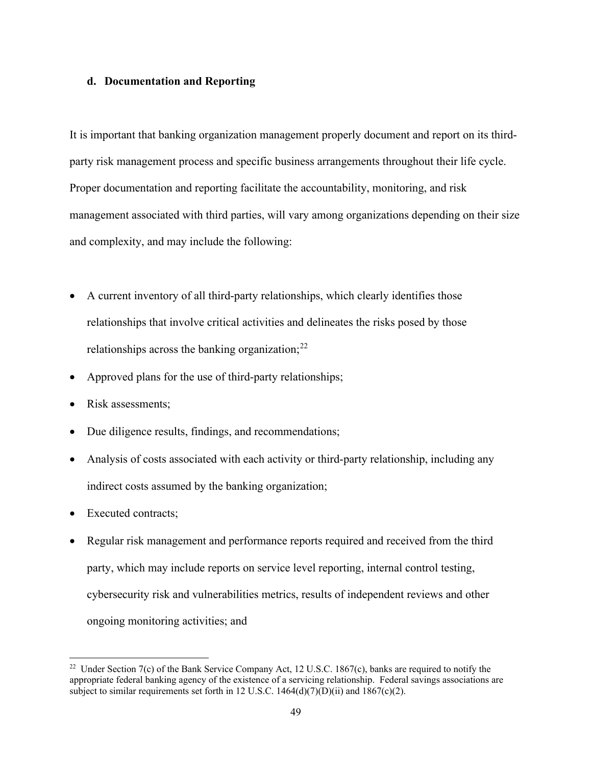#### d. Documentation and Reporting

It is important that banking organization management properly document and report on its third-party risk management process and specific business arrangements throughout their life cycle. Proper documentation and reporting facilitate the accountability, monitoring, and risk management associated with third parties, will vary among organizations depending on their size and complexity, and may include the following:

- A current inventory of all third-party relationships, which clearly identifies those relationships that involve critical activities and delineates the risks posed by those relationships across the banking organization;[22]
- Approved plans for the use of third-party relationships;
- Risk assessments;
- Due diligence results, findings, and recommendations;
- Analysis of costs associated with each activity or third-party relationship, including any indirect costs assumed by the banking organization;
- Executed contracts;
- Regular risk management and performance reports required and received from the third party, which may include reports on service level reporting, internal control testing, cybersecurity risk and vulnerabilities metrics, results of independent reviews and other ongoing monitoring activities; and

[22] Under Section 7(c) of the Bank Service Company Act, 12 U.S.C. 1867(c), banks are required to notify the appropriate federal banking agency of the existence of a servicing relationship. Federal savings associations are subject to similar requirements set forth in 12 U.S.C. 1464(d)(7)(D)(ii) and 1867(c)(2).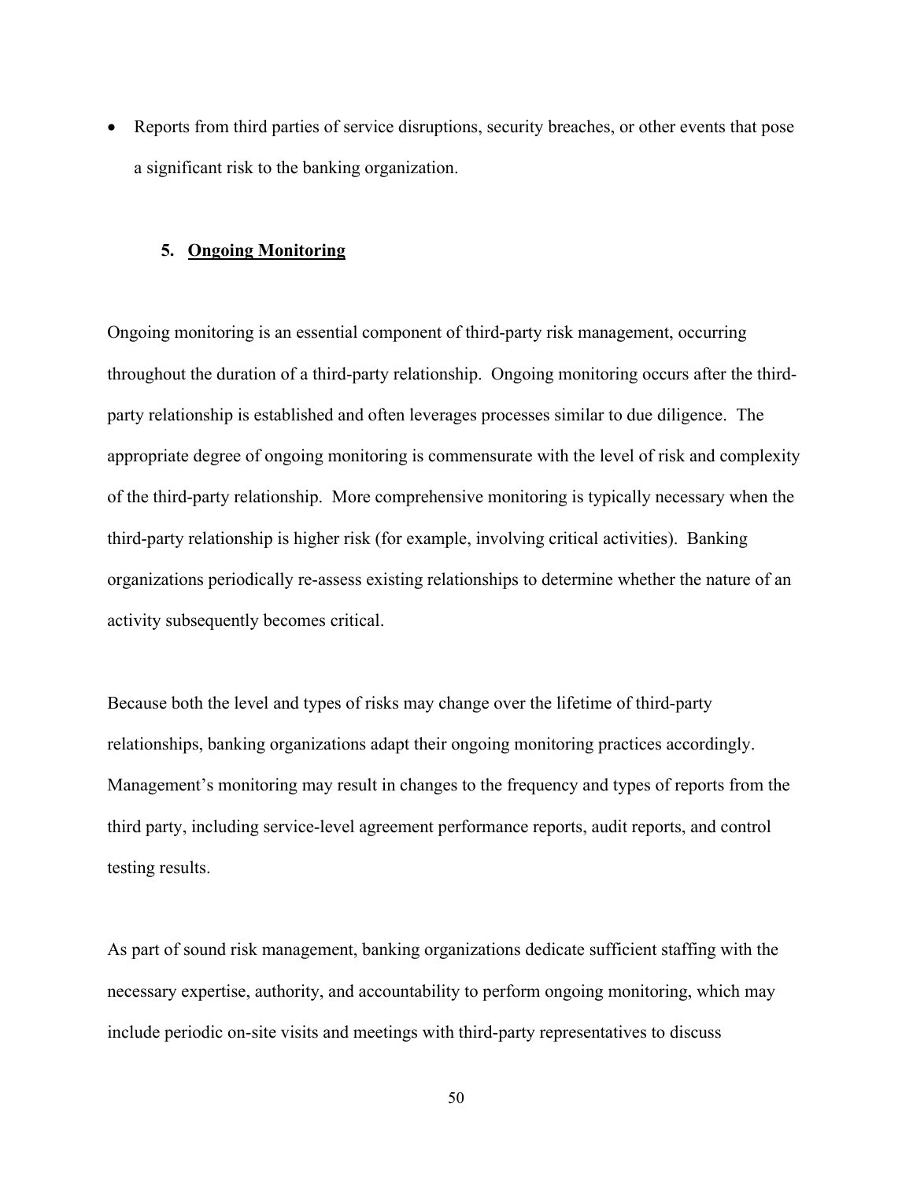- Reports from third parties of service disruptions, security breaches, or other events that pose a significant risk to the banking organization.

### 5. <u>Ongoing Monitoring</u>

Ongoing monitoring is an essential component of third-party risk management, occurring throughout the duration of a third-party relationship. Ongoing monitoring occurs after the third-party relationship is established and often leverages processes similar to due diligence. The appropriate degree of ongoing monitoring is commensurate with the level of risk and complexity of the third-party relationship. More comprehensive monitoring is typically necessary when the third-party relationship is higher risk (for example, involving critical activities). Banking organizations periodically re-assess existing relationships to determine whether the nature of an activity subsequently becomes critical.

Because both the level and types of risks may change over the lifetime of third-party relationships, banking organizations adapt their ongoing monitoring practices accordingly. Management's monitoring may result in changes to the frequency and types of reports from the third party, including service-level agreement performance reports, audit reports, and control testing results.

As part of sound risk management, banking organizations dedicate sufficient staffing with the necessary expertise, authority, and accountability to perform ongoing monitoring, which may include periodic on-site visits and meetings with third-party representatives to discuss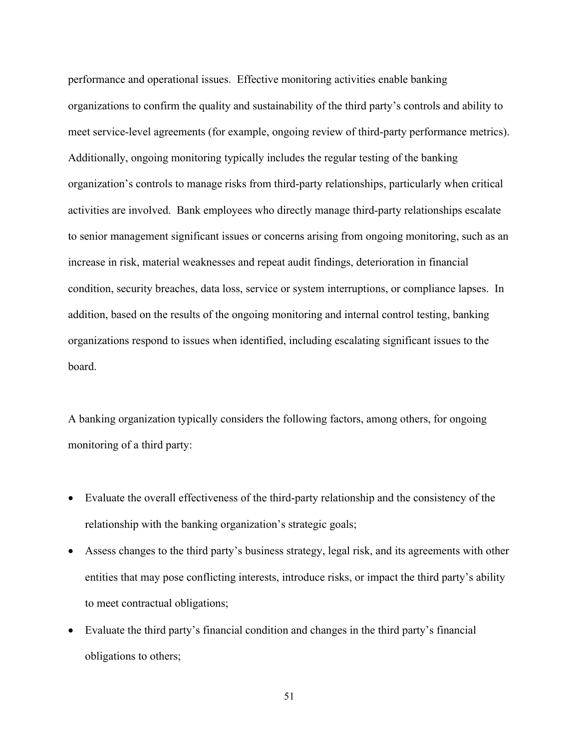performance and operational issues. Effective monitoring activities enable banking organizations to confirm the quality and sustainability of the third party's controls and ability to meet service-level agreements (for example, ongoing review of third-party performance metrics). Additionally, ongoing monitoring typically includes the regular testing of the banking organization's controls to manage risks from third-party relationships, particularly when critical activities are involved. Bank employees who directly manage third-party relationships escalate to senior management significant issues or concerns arising from ongoing monitoring, such as an increase in risk, material weaknesses and repeat audit findings, deterioration in financial condition, security breaches, data loss, service or system interruptions, or compliance lapses. In addition, based on the results of the ongoing monitoring and internal control testing, banking organizations respond to issues when identified, including escalating significant issues to the board.

A banking organization typically considers the following factors, among others, for ongoing monitoring of a third party:

- Evaluate the overall effectiveness of the third-party relationship and the consistency of the relationship with the banking organization's strategic goals;
- Assess changes to the third party's business strategy, legal risk, and its agreements with other entities that may pose conflicting interests, introduce risks, or impact the third party's ability to meet contractual obligations;
- Evaluate the third party's financial condition and changes in the third party's financial obligations to others;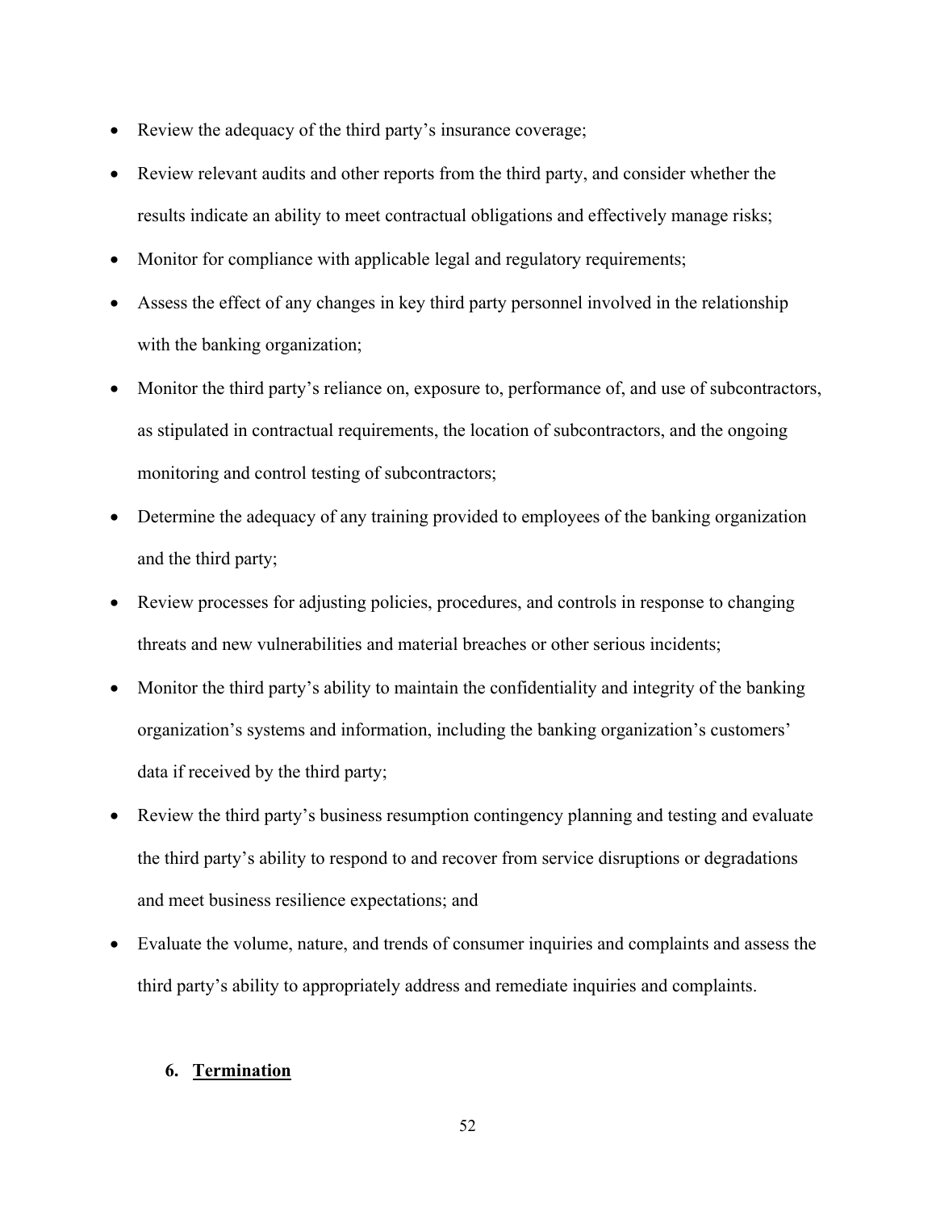- Review the adequacy of the third party's insurance coverage;
- Review relevant audits and other reports from the third party, and consider whether the results indicate an ability to meet contractual obligations and effectively manage risks;
- Monitor for compliance with applicable legal and regulatory requirements;
- Assess the effect of any changes in key third party personnel involved in the relationship with the banking organization;
- Monitor the third party's reliance on, exposure to, performance of, and use of subcontractors, as stipulated in contractual requirements, the location of subcontractors, and the ongoing monitoring and control testing of subcontractors;
- Determine the adequacy of any training provided to employees of the banking organization and the third party;
- Review processes for adjusting policies, procedures, and controls in response to changing threats and new vulnerabilities and material breaches or other serious incidents;
- Monitor the third party's ability to maintain the confidentiality and integrity of the banking organization's systems and information, including the banking organization's customers' data if received by the third party;
- Review the third party's business resumption contingency planning and testing and evaluate the third party's ability to respond to and recover from service disruptions or degradations and meet business resilience expectations; and
- Evaluate the volume, nature, and trends of consumer inquiries and complaints and assess the third party's ability to appropriately address and remediate inquiries and complaints.

### 6. Termination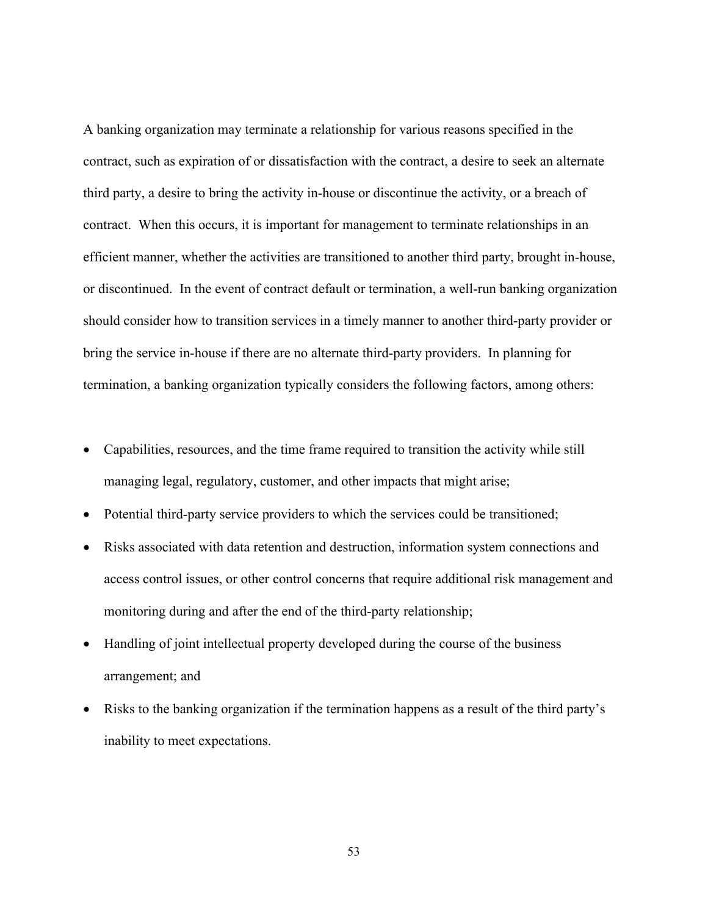A banking organization may terminate a relationship for various reasons specified in the contract, such as expiration of or dissatisfaction with the contract, a desire to seek an alternate third party, a desire to bring the activity in-house or discontinue the activity, or a breach of contract. When this occurs, it is important for management to terminate relationships in an efficient manner, whether the activities are transitioned to another third party, brought in-house, or discontinued. In the event of contract default or termination, a well-run banking organization should consider how to transition services in a timely manner to another third-party provider or bring the service in-house if there are no alternate third-party providers. In planning for termination, a banking organization typically considers the following factors, among others:

- Capabilities, resources, and the time frame required to transition the activity while still managing legal, regulatory, customer, and other impacts that might arise;
- Potential third-party service providers to which the services could be transitioned;
- Risks associated with data retention and destruction, information system connections and access control issues, or other control concerns that require additional risk management and monitoring during and after the end of the third-party relationship;
- Handling of joint intellectual property developed during the course of the business arrangement; and
- Risks to the banking organization if the termination happens as a result of the third party's inability to meet expectations.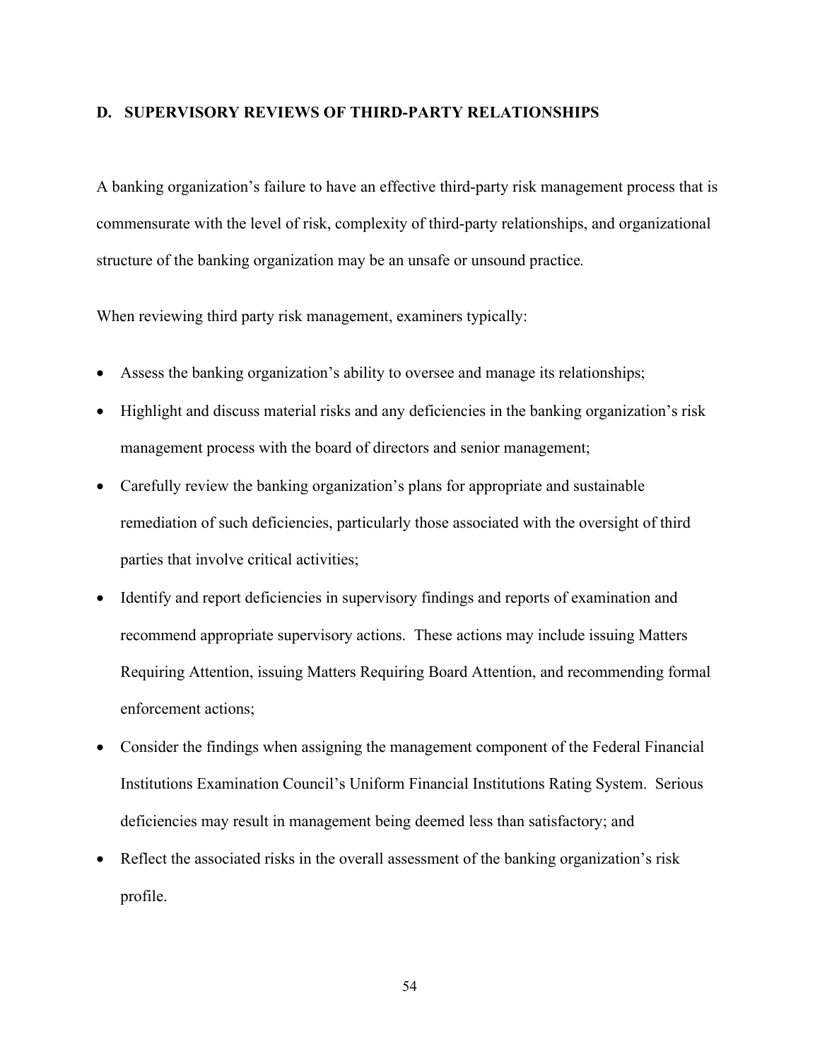### D. SUPERVISORY REVIEWS OF THIRD-PARTY RELATIONSHIPS

A banking organization's failure to have an effective third-party risk management process that is commensurate with the level of risk, complexity of third-party relationships, and organizational structure of the banking organization may be an unsafe or unsound practice.

When reviewing third party risk management, examiners typically:

- Assess the banking organization's ability to oversee and manage its relationships;
- Highlight and discuss material risks and any deficiencies in the banking organization's risk management process with the board of directors and senior management;
- Carefully review the banking organization's plans for appropriate and sustainable remediation of such deficiencies, particularly those associated with the oversight of third parties that involve critical activities;
- Identify and report deficiencies in supervisory findings and reports of examination and recommend appropriate supervisory actions. These actions may include issuing Matters Requiring Attention, issuing Matters Requiring Board Attention, and recommending formal enforcement actions;
- Consider the findings when assigning the management component of the Federal Financial Institutions Examination Council's Uniform Financial Institutions Rating System. Serious deficiencies may result in management being deemed less than satisfactory; and
- Reflect the associated risks in the overall assessment of the banking organization's risk profile.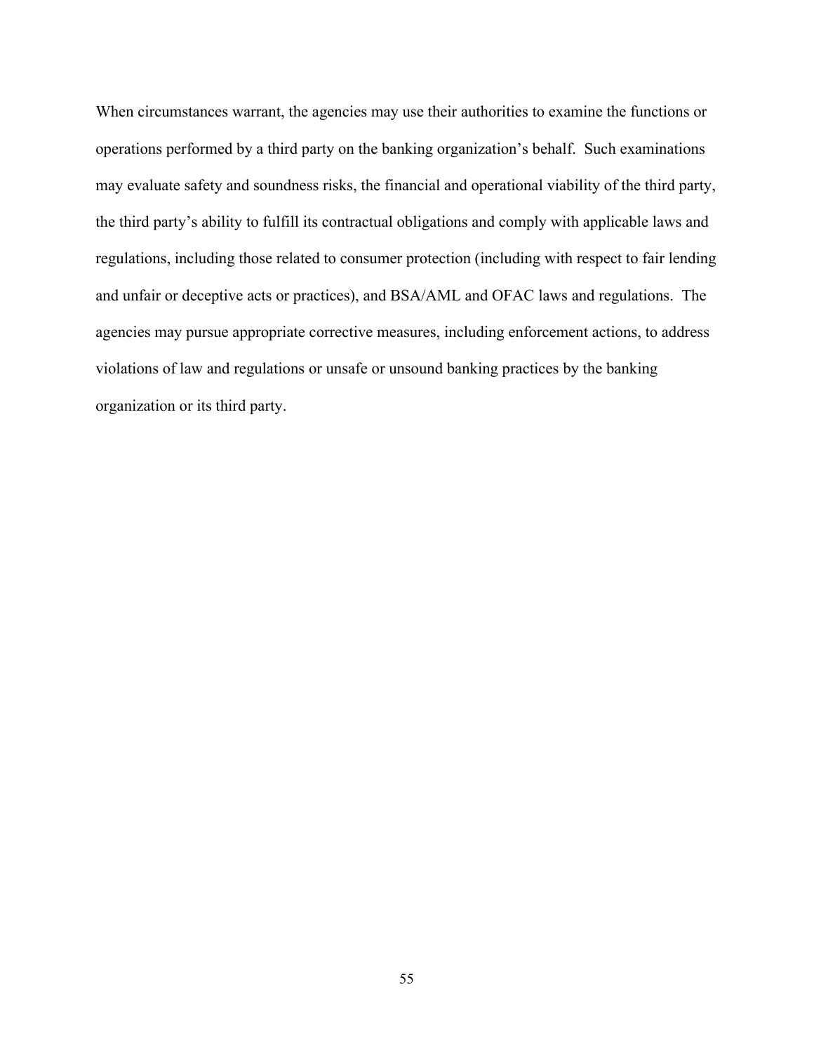When circumstances warrant, the agencies may use their authorities to examine the functions or operations performed by a third party on the banking organization's behalf. Such examinations may evaluate safety and soundness risks, the financial and operational viability of the third party, the third party's ability to fulfill its contractual obligations and comply with applicable laws and regulations, including those related to consumer protection (including with respect to fair lending and unfair or deceptive acts or practices), and BSA/AML and OFAC laws and regulations. The agencies may pursue appropriate corrective measures, including enforcement actions, to address violations of law and regulations or unsafe or unsound banking practices by the banking organization or its third party.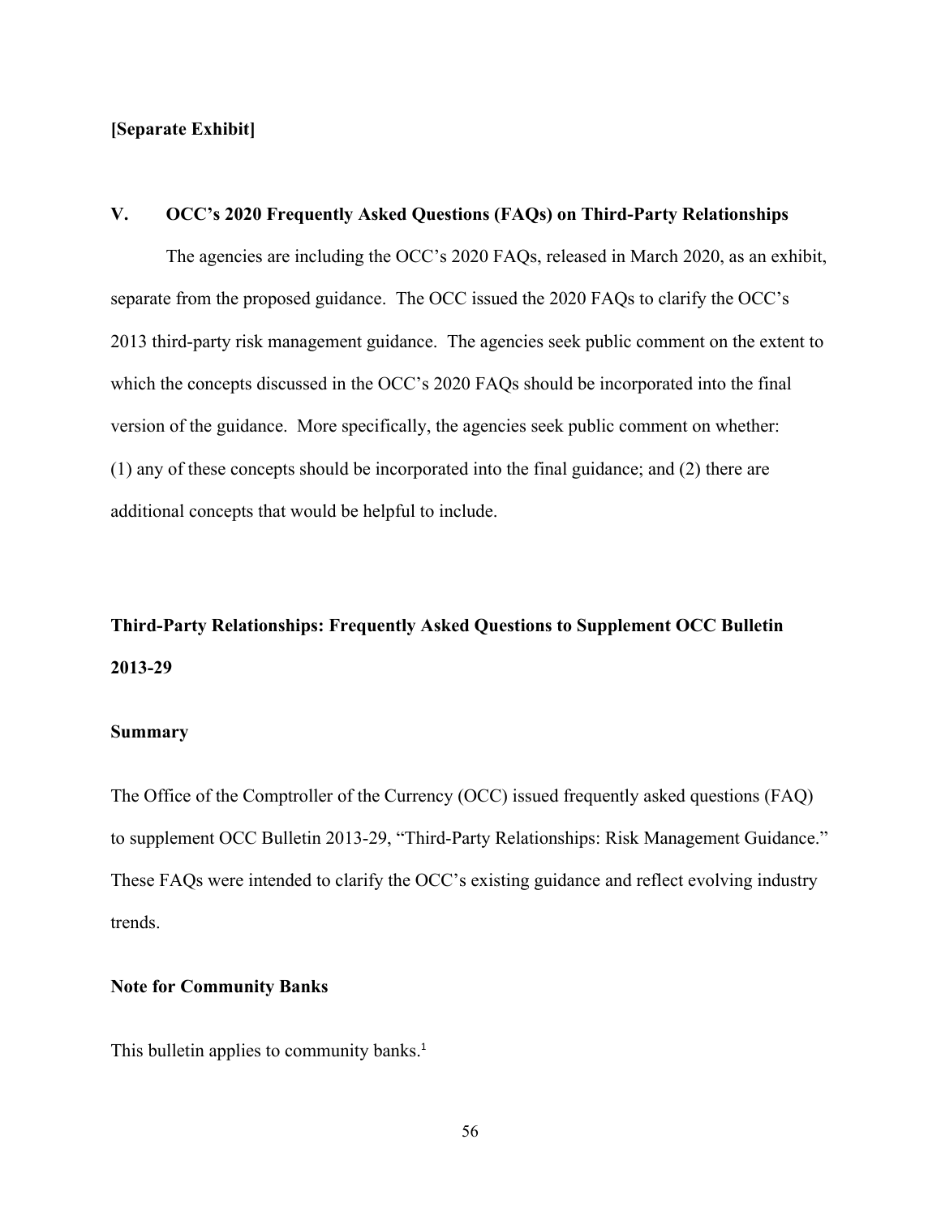**[Separate Exhibit]**

## V. OCC's 2020 Frequently Asked Questions (FAQs) on Third-Party Relationships

The agencies are including the OCC's 2020 FAQs, released in March 2020, as an exhibit, separate from the proposed guidance. The OCC issued the 2020 FAQs to clarify the OCC's 2013 third-party risk management guidance. The agencies seek public comment on the extent to which the concepts discussed in the OCC's 2020 FAQs should be incorporated into the final version of the guidance. More specifically, the agencies seek public comment on whether: (1) any of these concepts should be incorporated into the final guidance; and (2) there are additional concepts that would be helpful to include.

## Third-Party Relationships: Frequently Asked Questions to Supplement OCC Bulletin 2013-29

### Summary

The Office of the Comptroller of the Currency (OCC) issued frequently asked questions (FAQ) to supplement OCC Bulletin 2013-29, "Third-Party Relationships: Risk Management Guidance." These FAQs were intended to clarify the OCC's existing guidance and reflect evolving industry trends.

### Note for Community Banks

This bulletin applies to community banks.[1]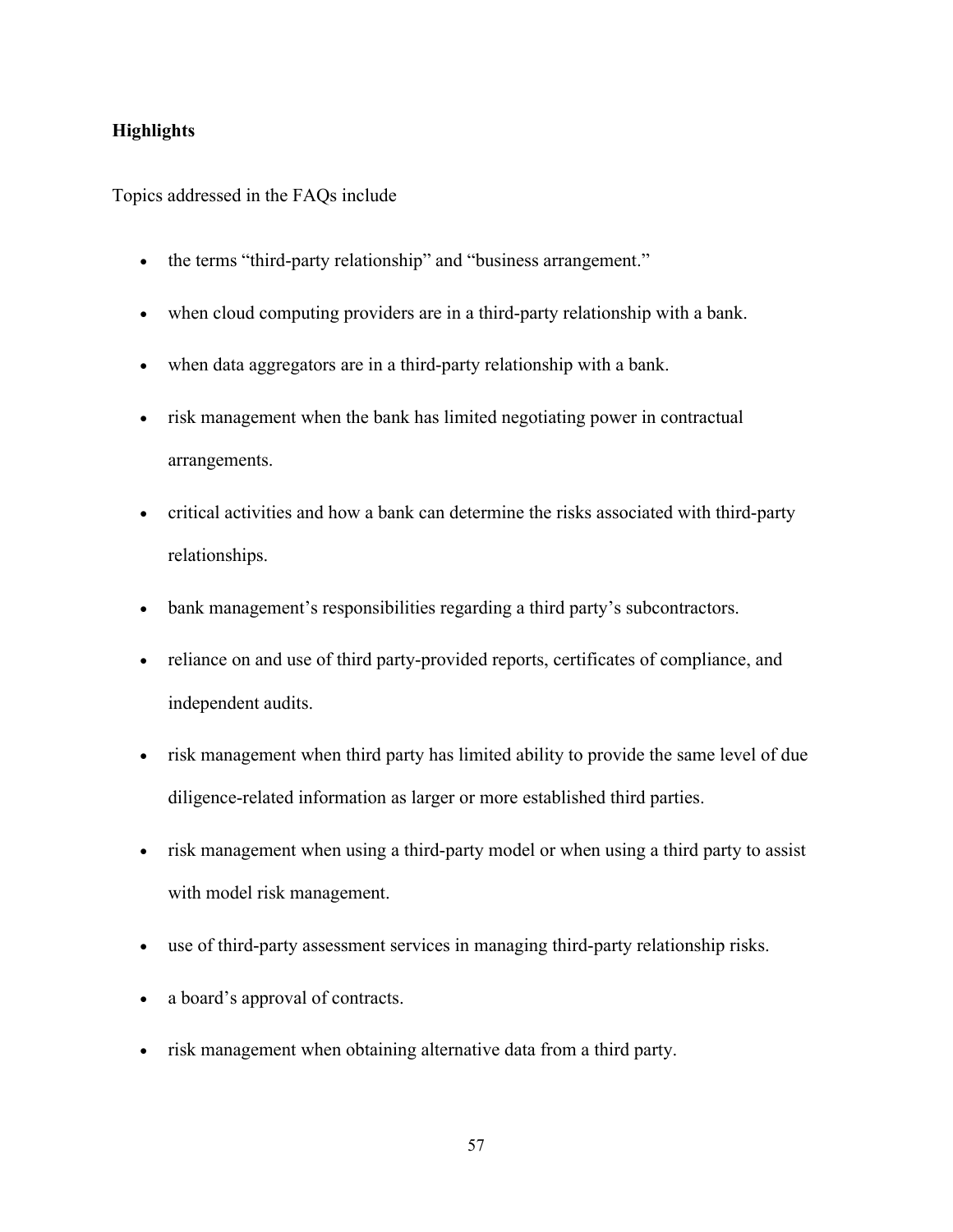**Highlights**

Topics addressed in the FAQs include

- the terms “third-party relationship” and “business arrangement.”
- when cloud computing providers are in a third-party relationship with a bank.
- when data aggregators are in a third-party relationship with a bank.
- risk management when the bank has limited negotiating power in contractual arrangements.
- critical activities and how a bank can determine the risks associated with third-party relationships.
- bank management’s responsibilities regarding a third party’s subcontractors.
- reliance on and use of third party-provided reports, certificates of compliance, and independent audits.
- risk management when third party has limited ability to provide the same level of due diligence-related information as larger or more established third parties.
- risk management when using a third-party model or when using a third party to assist with model risk management.
- use of third-party assessment services in managing third-party relationship risks.
- a board’s approval of contracts.
- risk management when obtaining alternative data from a third party.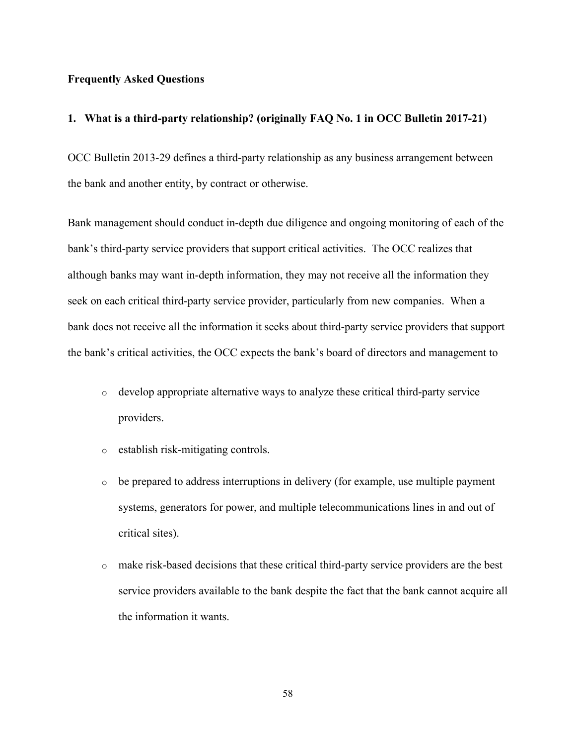**Frequently Asked Questions**

**1. What is a third-party relationship? (originally FAQ No. 1 in OCC Bulletin 2017-21)**

OCC Bulletin 2013-29 defines a third-party relationship as any business arrangement between the bank and another entity, by contract or otherwise.

Bank management should conduct in-depth due diligence and ongoing monitoring of each of the bank's third-party service providers that support critical activities. The OCC realizes that although banks may want in-depth information, they may not receive all the information they seek on each critical third-party service provider, particularly from new companies. When a bank does not receive all the information it seeks about third-party service providers that support the bank's critical activities, the OCC expects the bank's board of directors and management to

- develop appropriate alternative ways to analyze these critical third-party service providers.
- establish risk-mitigating controls.
- be prepared to address interruptions in delivery (for example, use multiple payment systems, generators for power, and multiple telecommunications lines in and out of critical sites).
- make risk-based decisions that these critical third-party service providers are the best service providers available to the bank despite the fact that the bank cannot acquire all the information it wants.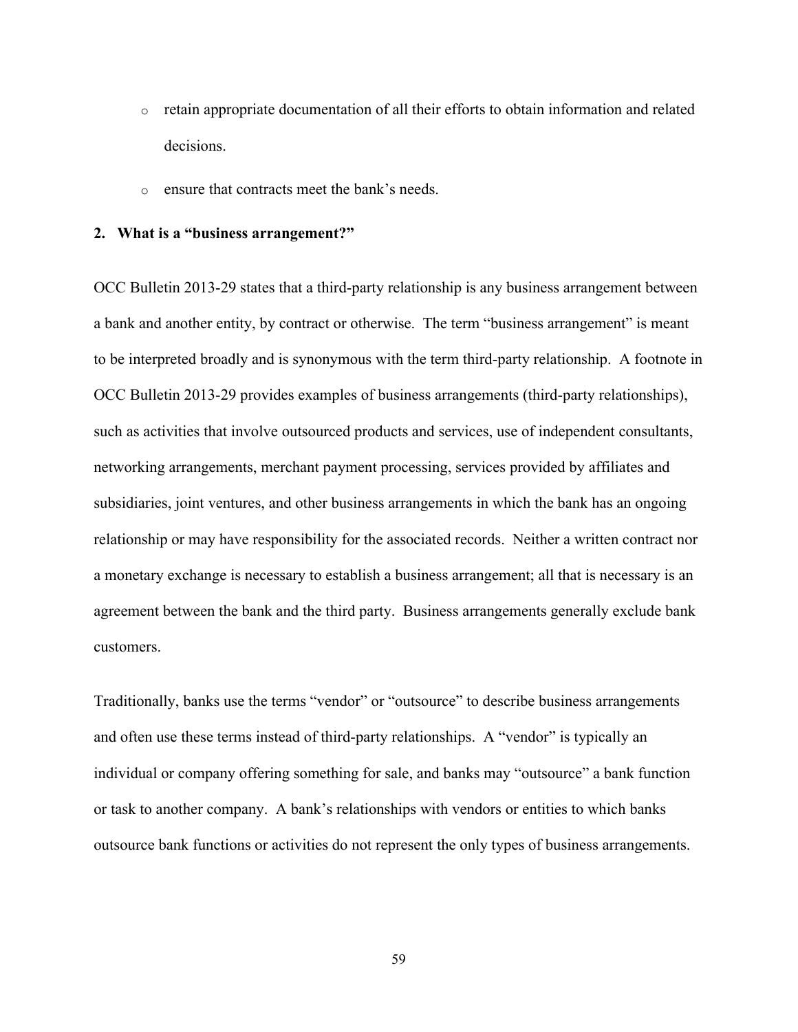- retain appropriate documentation of all their efforts to obtain information and related decisions.
- ensure that contracts meet the bank's needs.

**2. What is a "business arrangement?"**

OCC Bulletin 2013-29 states that a third-party relationship is any business arrangement between a bank and another entity, by contract or otherwise. The term "business arrangement" is meant to be interpreted broadly and is synonymous with the term third-party relationship. A footnote in OCC Bulletin 2013-29 provides examples of business arrangements (third-party relationships), such as activities that involve outsourced products and services, use of independent consultants, networking arrangements, merchant payment processing, services provided by affiliates and subsidiaries, joint ventures, and other business arrangements in which the bank has an ongoing relationship or may have responsibility for the associated records. Neither a written contract nor a monetary exchange is necessary to establish a business arrangement; all that is necessary is an agreement between the bank and the third party. Business arrangements generally exclude bank customers.

Traditionally, banks use the terms "vendor" or "outsource" to describe business arrangements and often use these terms instead of third-party relationships. A "vendor" is typically an individual or company offering something for sale, and banks may "outsource" a bank function or task to another company. A bank's relationships with vendors or entities to which banks outsource bank functions or activities do not represent the only types of business arrangements.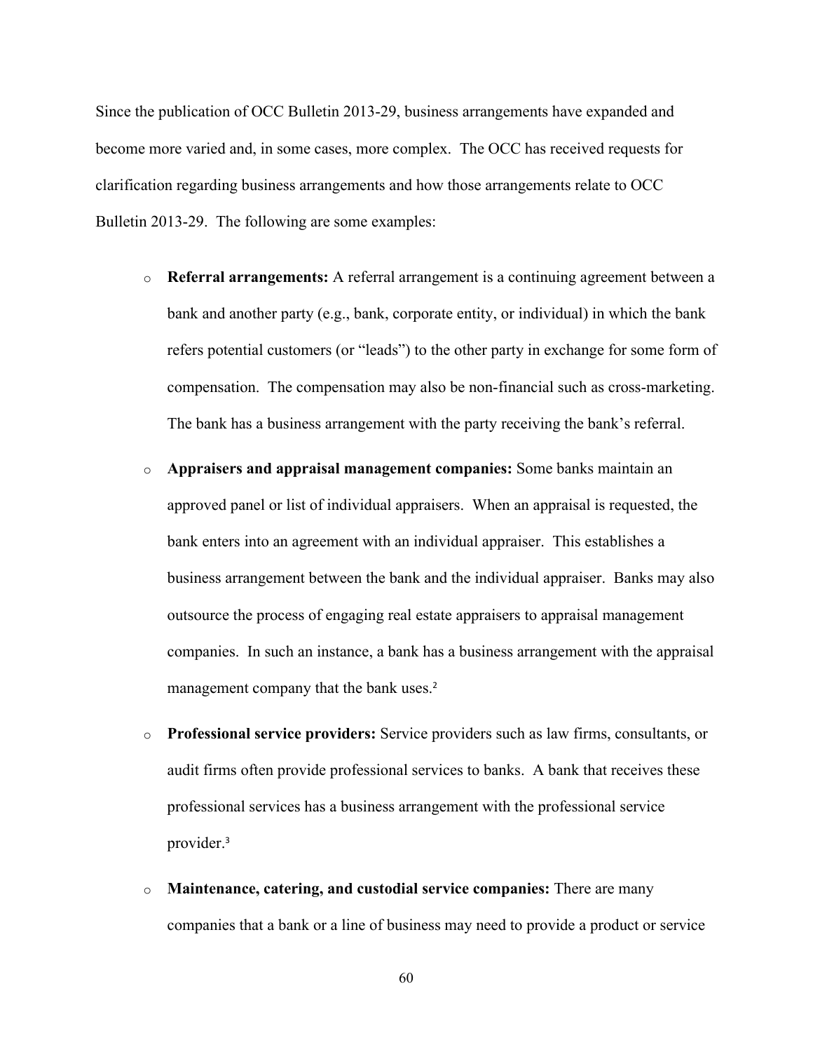Since the publication of OCC Bulletin 2013-29, business arrangements have expanded and become more varied and, in some cases, more complex. The OCC has received requests for clarification regarding business arrangements and how those arrangements relate to OCC Bulletin 2013-29. The following are some examples:

- **Referral arrangements:** A referral arrangement is a continuing agreement between a bank and another party (e.g., bank, corporate entity, or individual) in which the bank refers potential customers (or "leads") to the other party in exchange for some form of compensation. The compensation may also be non-financial such as cross-marketing. The bank has a business arrangement with the party receiving the bank's referral.
- **Appraisers and appraisal management companies:** Some banks maintain an approved panel or list of individual appraisers. When an appraisal is requested, the bank enters into an agreement with an individual appraiser. This establishes a business arrangement between the bank and the individual appraiser. Banks may also outsource the process of engaging real estate appraisers to appraisal management companies. In such an instance, a bank has a business arrangement with the appraisal management company that the bank uses.[2]
- **Professional service providers:** Service providers such as law firms, consultants, or audit firms often provide professional services to banks. A bank that receives these professional services has a business arrangement with the professional service provider.[3]
- **Maintenance, catering, and custodial service companies:** There are many companies that a bank or a line of business may need to provide a product or service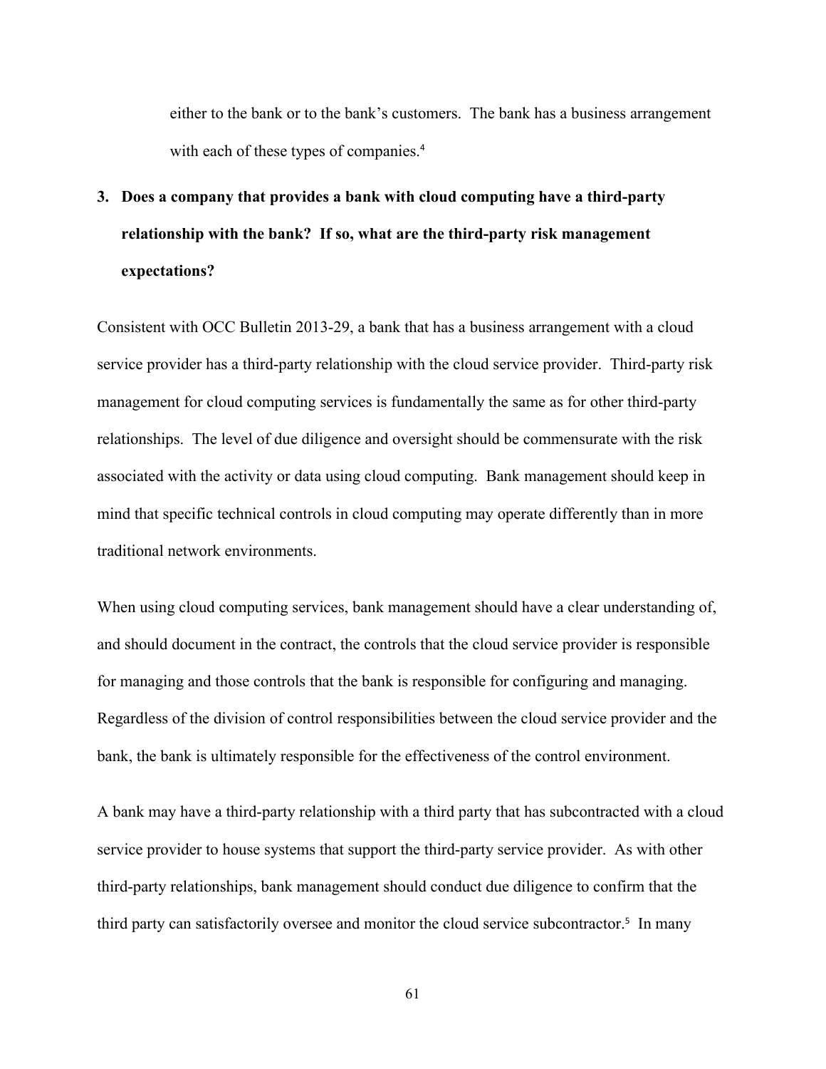either to the bank or to the bank's customers. The bank has a business arrangement with each of these types of companies.[4]

**3. Does a company that provides a bank with cloud computing have a third-party relationship with the bank? If so, what are the third-party risk management expectations?**

Consistent with OCC Bulletin 2013-29, a bank that has a business arrangement with a cloud service provider has a third-party relationship with the cloud service provider. Third-party risk management for cloud computing services is fundamentally the same as for other third-party relationships. The level of due diligence and oversight should be commensurate with the risk associated with the activity or data using cloud computing. Bank management should keep in mind that specific technical controls in cloud computing may operate differently than in more traditional network environments.

When using cloud computing services, bank management should have a clear understanding of, and should document in the contract, the controls that the cloud service provider is responsible for managing and those controls that the bank is responsible for configuring and managing. Regardless of the division of control responsibilities between the cloud service provider and the bank, the bank is ultimately responsible for the effectiveness of the control environment.

A bank may have a third-party relationship with a third party that has subcontracted with a cloud service provider to house systems that support the third-party service provider. As with other third-party relationships, bank management should conduct due diligence to confirm that the third party can satisfactorily oversee and monitor the cloud service subcontractor.[5] In many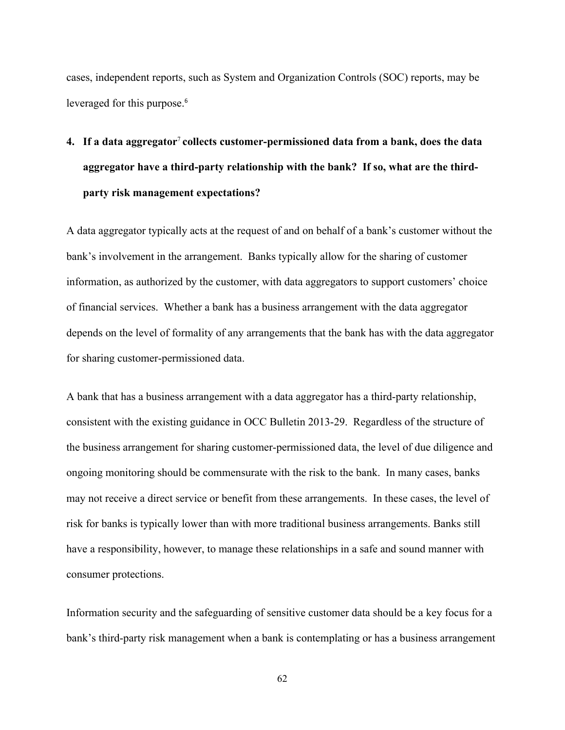cases, independent reports, such as System and Organization Controls (SOC) reports, may be leveraged for this purpose.[6]

**4. If a data aggregator[7] collects customer-permissioned data from a bank, does the data aggregator have a third-party relationship with the bank? If so, what are the third-party risk management expectations?**

A data aggregator typically acts at the request of and on behalf of a bank's customer without the bank's involvement in the arrangement. Banks typically allow for the sharing of customer information, as authorized by the customer, with data aggregators to support customers' choice of financial services. Whether a bank has a business arrangement with the data aggregator depends on the level of formality of any arrangements that the bank has with the data aggregator for sharing customer-permissioned data.

A bank that has a business arrangement with a data aggregator has a third-party relationship, consistent with the existing guidance in OCC Bulletin 2013-29. Regardless of the structure of the business arrangement for sharing customer-permissioned data, the level of due diligence and ongoing monitoring should be commensurate with the risk to the bank. In many cases, banks may not receive a direct service or benefit from these arrangements. In these cases, the level of risk for banks is typically lower than with more traditional business arrangements. Banks still have a responsibility, however, to manage these relationships in a safe and sound manner with consumer protections.

Information security and the safeguarding of sensitive customer data should be a key focus for a bank's third-party risk management when a bank is contemplating or has a business arrangement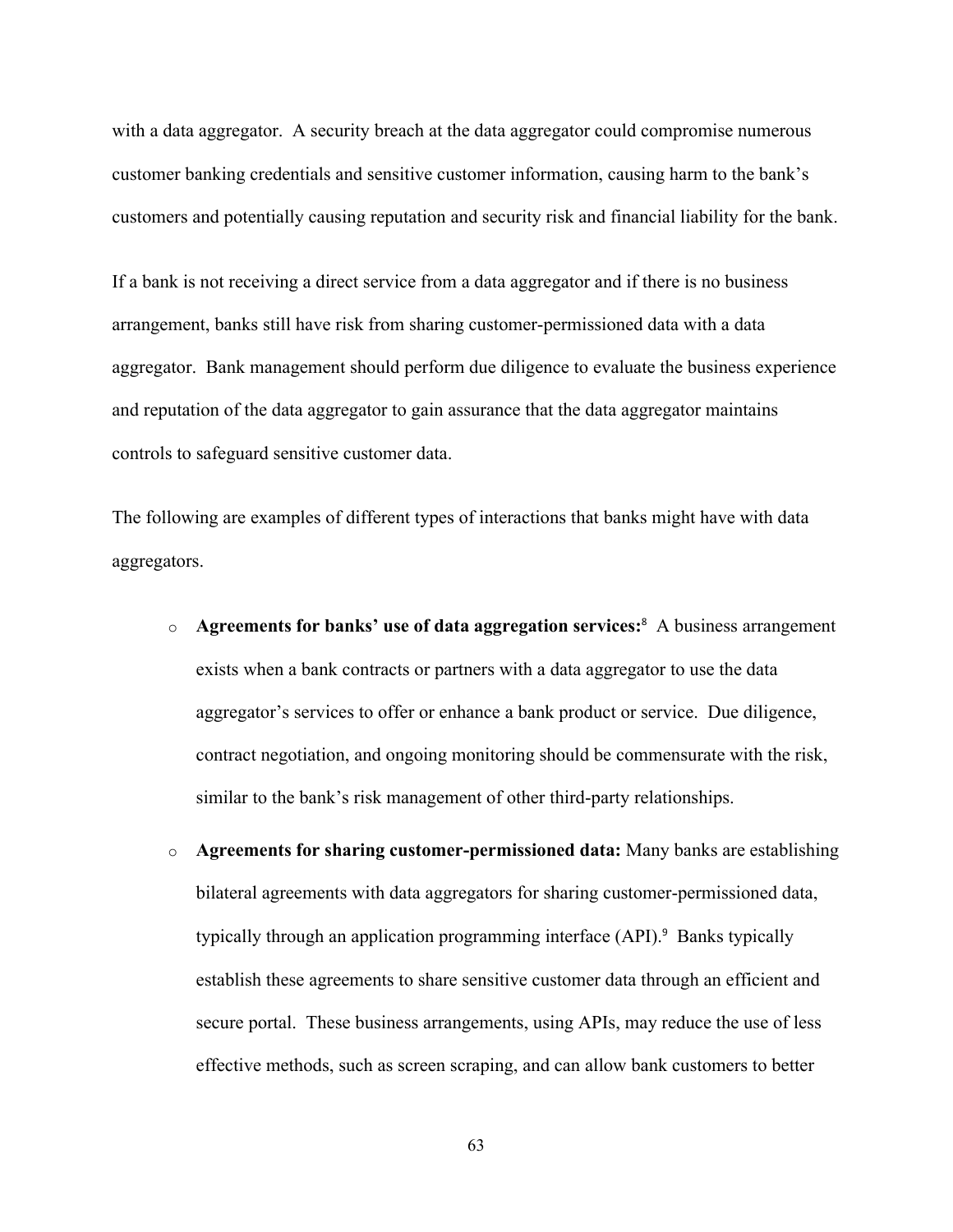with a data aggregator. A security breach at the data aggregator could compromise numerous customer banking credentials and sensitive customer information, causing harm to the bank's customers and potentially causing reputation and security risk and financial liability for the bank.

If a bank is not receiving a direct service from a data aggregator and if there is no business arrangement, banks still have risk from sharing customer-permissioned data with a data aggregator. Bank management should perform due diligence to evaluate the business experience and reputation of the data aggregator to gain assurance that the data aggregator maintains controls to safeguard sensitive customer data.

The following are examples of different types of interactions that banks might have with data aggregators.

- **Agreements for banks' use of data aggregation services:**[8] A business arrangement exists when a bank contracts or partners with a data aggregator to use the data aggregator's services to offer or enhance a bank product or service. Due diligence, contract negotiation, and ongoing monitoring should be commensurate with the risk, similar to the bank's risk management of other third-party relationships.
- **Agreements for sharing customer-permissioned data:** Many banks are establishing bilateral agreements with data aggregators for sharing customer-permissioned data, typically through an application programming interface (API).[9] Banks typically establish these agreements to share sensitive customer data through an efficient and secure portal. These business arrangements, using APIs, may reduce the use of less effective methods, such as screen scraping, and can allow bank customers to better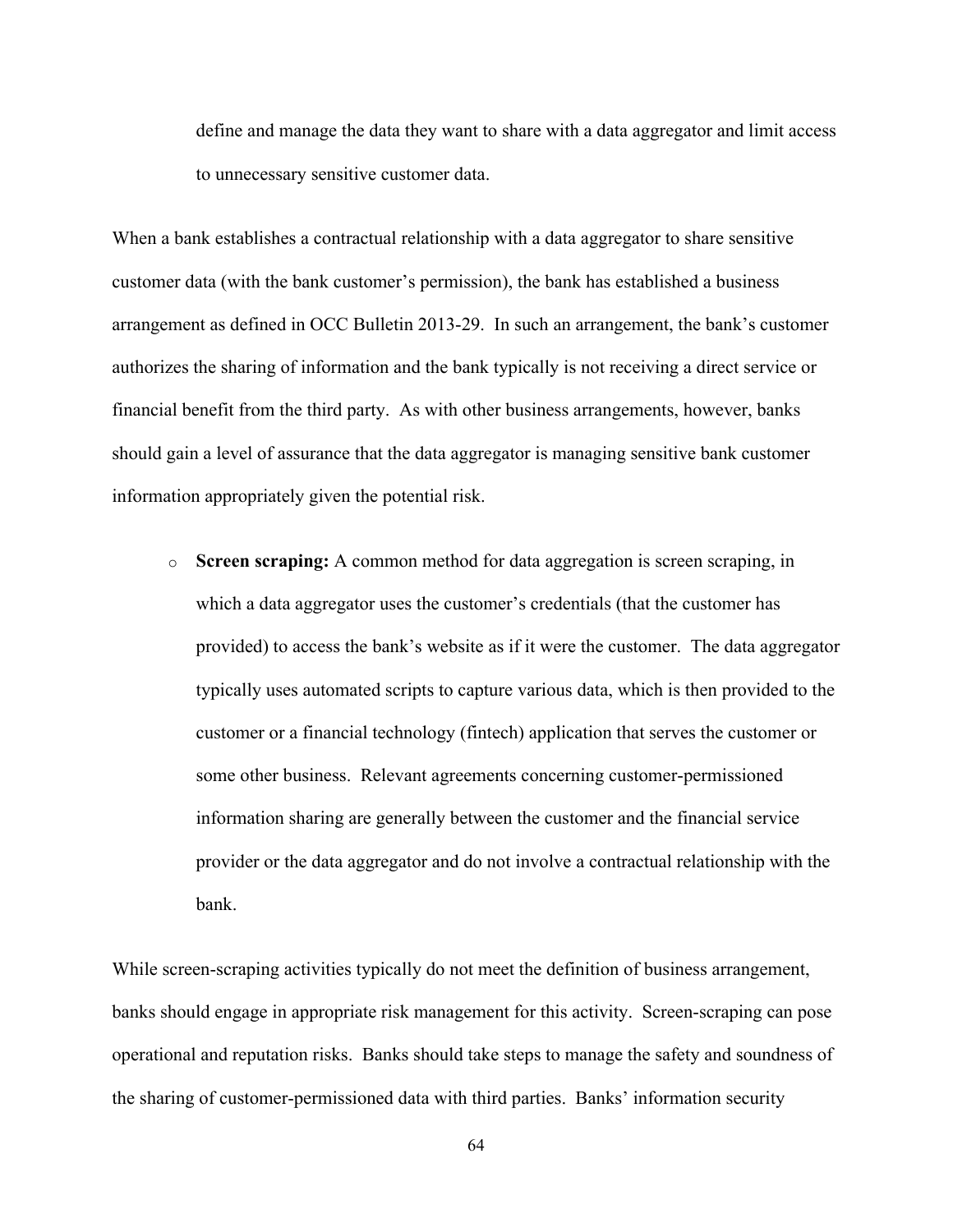define and manage the data they want to share with a data aggregator and limit access to unnecessary sensitive customer data.

When a bank establishes a contractual relationship with a data aggregator to share sensitive customer data (with the bank customer's permission), the bank has established a business arrangement as defined in OCC Bulletin 2013-29. In such an arrangement, the bank's customer authorizes the sharing of information and the bank typically is not receiving a direct service or financial benefit from the third party. As with other business arrangements, however, banks should gain a level of assurance that the data aggregator is managing sensitive bank customer information appropriately given the potential risk.

- **Screen scraping:** A common method for data aggregation is screen scraping, in which a data aggregator uses the customer's credentials (that the customer has provided) to access the bank's website as if it were the customer. The data aggregator typically uses automated scripts to capture various data, which is then provided to the customer or a financial technology (fintech) application that serves the customer or some other business. Relevant agreements concerning customer-permissioned information sharing are generally between the customer and the financial service provider or the data aggregator and do not involve a contractual relationship with the bank.

While screen-scraping activities typically do not meet the definition of business arrangement, banks should engage in appropriate risk management for this activity. Screen-scraping can pose operational and reputation risks. Banks should take steps to manage the safety and soundness of the sharing of customer-permissioned data with third parties. Banks' information security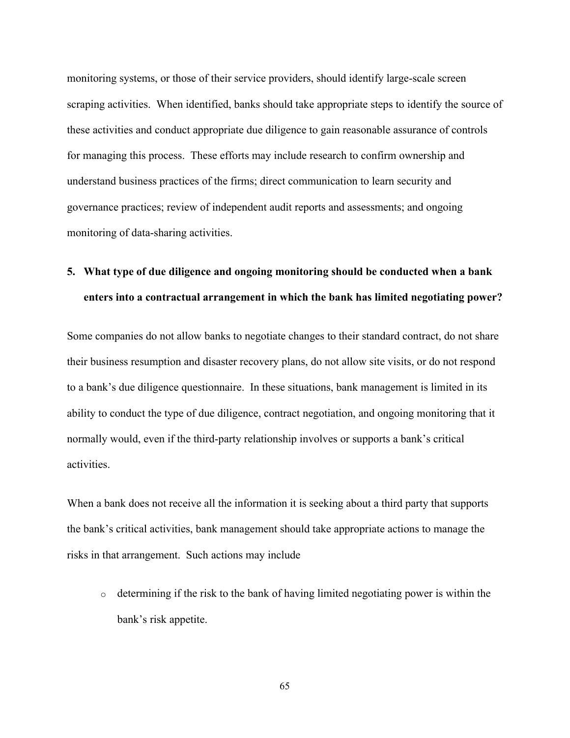monitoring systems, or those of their service providers, should identify large-scale screen scraping activities. When identified, banks should take appropriate steps to identify the source of these activities and conduct appropriate due diligence to gain reasonable assurance of controls for managing this process. These efforts may include research to confirm ownership and understand business practices of the firms; direct communication to learn security and governance practices; review of independent audit reports and assessments; and ongoing monitoring of data-sharing activities.

**5. What type of due diligence and ongoing monitoring should be conducted when a bank enters into a contractual arrangement in which the bank has limited negotiating power?**

Some companies do not allow banks to negotiate changes to their standard contract, do not share their business resumption and disaster recovery plans, do not allow site visits, or do not respond to a bank's due diligence questionnaire. In these situations, bank management is limited in its ability to conduct the type of due diligence, contract negotiation, and ongoing monitoring that it normally would, even if the third-party relationship involves or supports a bank's critical activities.

When a bank does not receive all the information it is seeking about a third party that supports the bank's critical activities, bank management should take appropriate actions to manage the risks in that arrangement. Such actions may include

- determining if the risk to the bank of having limited negotiating power is within the bank's risk appetite.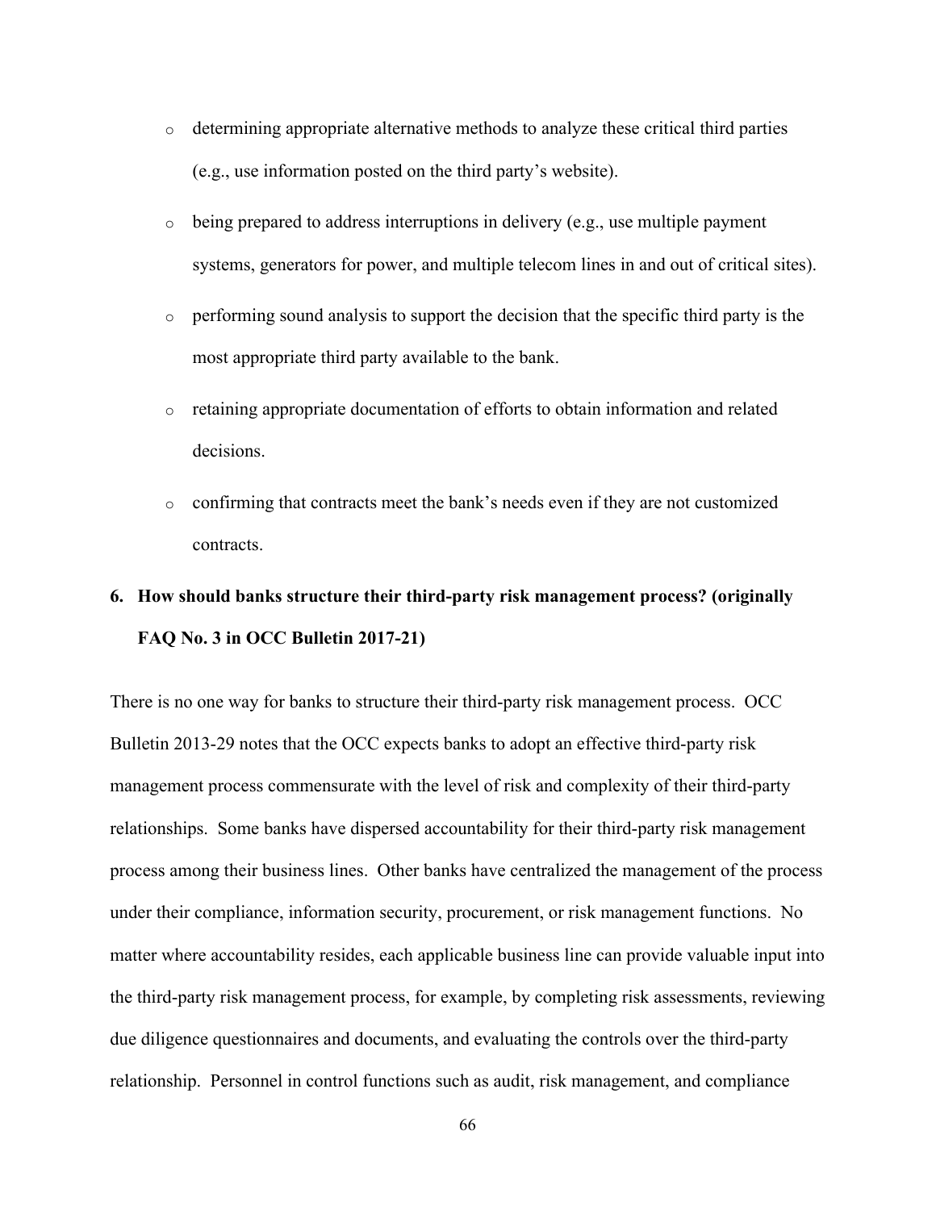- determining appropriate alternative methods to analyze these critical third parties (e.g., use information posted on the third party's website).
- being prepared to address interruptions in delivery (e.g., use multiple payment systems, generators for power, and multiple telecom lines in and out of critical sites).
- performing sound analysis to support the decision that the specific third party is the most appropriate third party available to the bank.
- retaining appropriate documentation of efforts to obtain information and related decisions.
- confirming that contracts meet the bank's needs even if they are not customized contracts.

**6. How should banks structure their third-party risk management process? (originally FAQ No. 3 in OCC Bulletin 2017-21)**

There is no one way for banks to structure their third-party risk management process. OCC Bulletin 2013-29 notes that the OCC expects banks to adopt an effective third-party risk management process commensurate with the level of risk and complexity of their third-party relationships. Some banks have dispersed accountability for their third-party risk management process among their business lines. Other banks have centralized the management of the process under their compliance, information security, procurement, or risk management functions. No matter where accountability resides, each applicable business line can provide valuable input into the third-party risk management process, for example, by completing risk assessments, reviewing due diligence questionnaires and documents, and evaluating the controls over the third-party relationship. Personnel in control functions such as audit, risk management, and compliance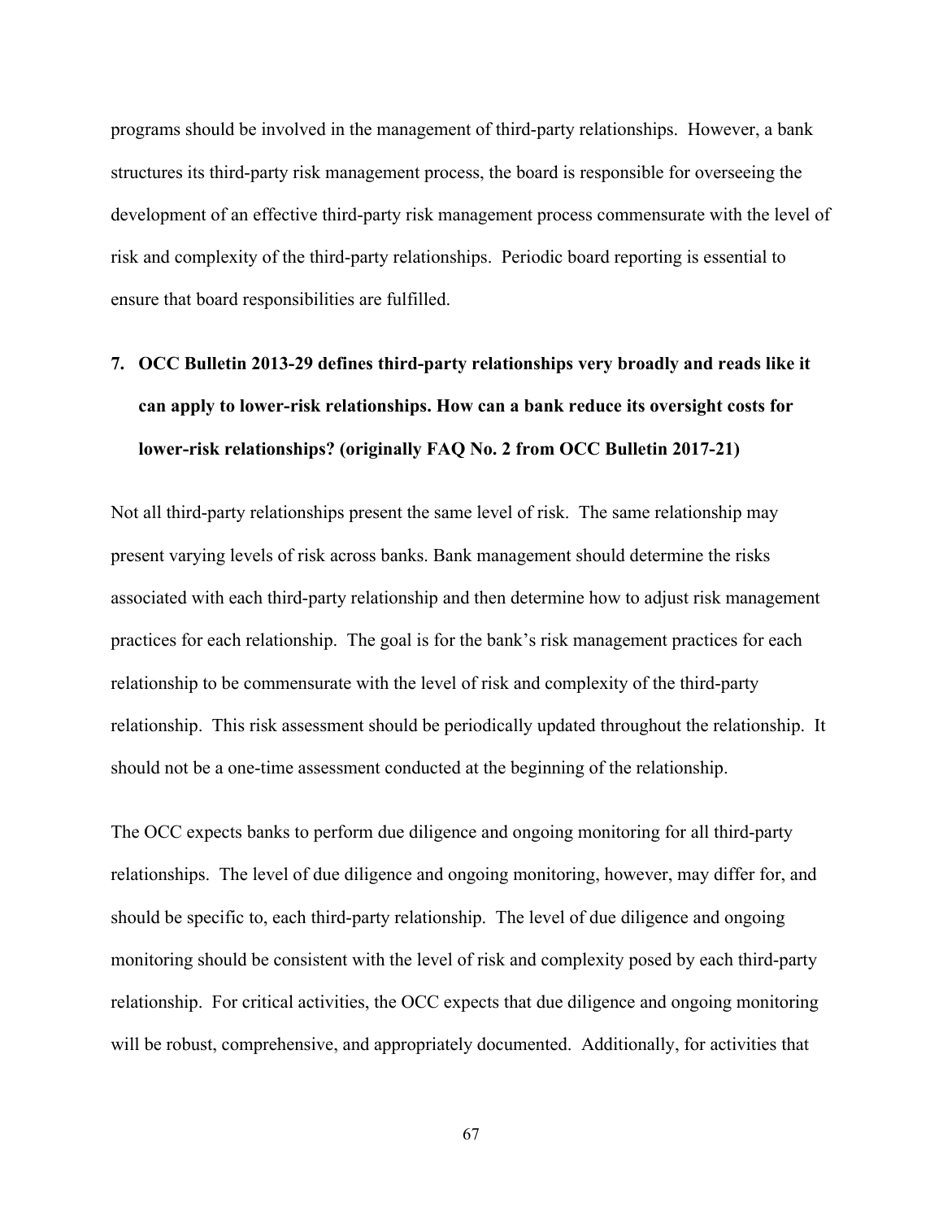programs should be involved in the management of third-party relationships. However, a bank structures its third-party risk management process, the board is responsible for overseeing the development of an effective third-party risk management process commensurate with the level of risk and complexity of the third-party relationships. Periodic board reporting is essential to ensure that board responsibilities are fulfilled.

**7. OCC Bulletin 2013-29 defines third-party relationships very broadly and reads like it can apply to lower-risk relationships. How can a bank reduce its oversight costs for lower-risk relationships? (originally FAQ No. 2 from OCC Bulletin 2017-21)**

Not all third-party relationships present the same level of risk. The same relationship may present varying levels of risk across banks. Bank management should determine the risks associated with each third-party relationship and then determine how to adjust risk management practices for each relationship. The goal is for the bank's risk management practices for each relationship to be commensurate with the level of risk and complexity of the third-party relationship. This risk assessment should be periodically updated throughout the relationship. It should not be a one-time assessment conducted at the beginning of the relationship.

The OCC expects banks to perform due diligence and ongoing monitoring for all third-party relationships. The level of due diligence and ongoing monitoring, however, may differ for, and should be specific to, each third-party relationship. The level of due diligence and ongoing monitoring should be consistent with the level of risk and complexity posed by each third-party relationship. For critical activities, the OCC expects that due diligence and ongoing monitoring will be robust, comprehensive, and appropriately documented. Additionally, for activities that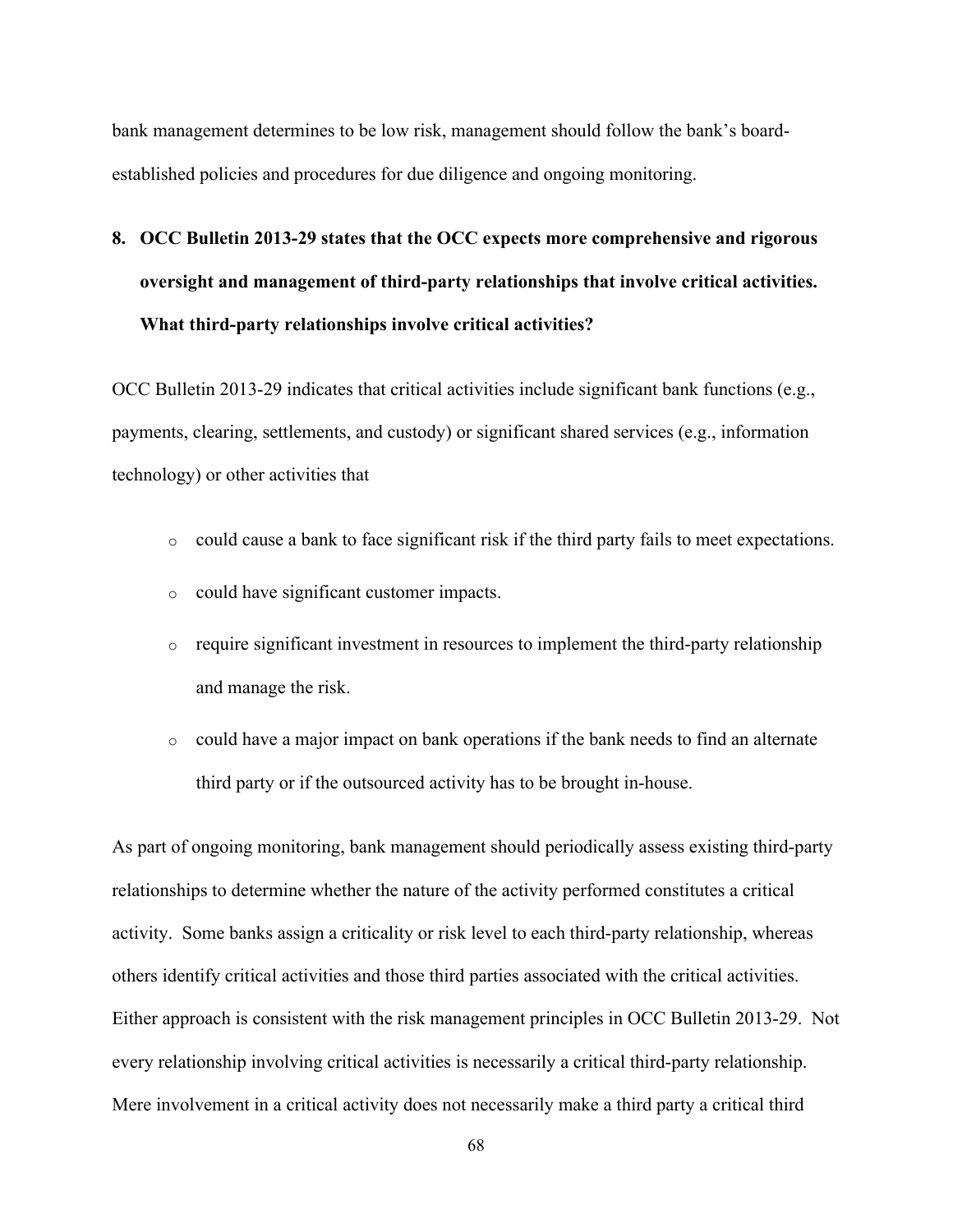bank management determines to be low risk, management should follow the bank's board-established policies and procedures for due diligence and ongoing monitoring.

**8. OCC Bulletin 2013-29 states that the OCC expects more comprehensive and rigorous oversight and management of third-party relationships that involve critical activities. What third-party relationships involve critical activities?**

OCC Bulletin 2013-29 indicates that critical activities include significant bank functions (e.g., payments, clearing, settlements, and custody) or significant shared services (e.g., information technology) or other activities that

- could cause a bank to face significant risk if the third party fails to meet expectations.
- could have significant customer impacts.
- require significant investment in resources to implement the third-party relationship and manage the risk.
- could have a major impact on bank operations if the bank needs to find an alternate third party or if the outsourced activity has to be brought in-house.

As part of ongoing monitoring, bank management should periodically assess existing third-party relationships to determine whether the nature of the activity performed constitutes a critical activity. Some banks assign a criticality or risk level to each third-party relationship, whereas others identify critical activities and those third parties associated with the critical activities. Either approach is consistent with the risk management principles in OCC Bulletin 2013-29. Not every relationship involving critical activities is necessarily a critical third-party relationship. Mere involvement in a critical activity does not necessarily make a third party a critical third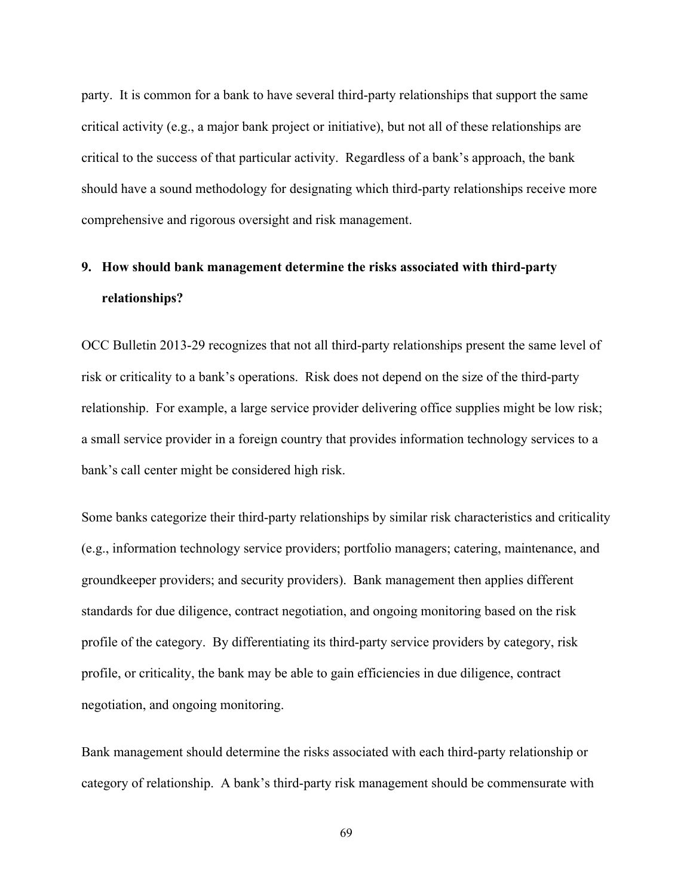party. It is common for a bank to have several third-party relationships that support the same critical activity (e.g., a major bank project or initiative), but not all of these relationships are critical to the success of that particular activity. Regardless of a bank's approach, the bank should have a sound methodology for designating which third-party relationships receive more comprehensive and rigorous oversight and risk management.

**9. How should bank management determine the risks associated with third-party relationships?**

OCC Bulletin 2013-29 recognizes that not all third-party relationships present the same level of risk or criticality to a bank's operations. Risk does not depend on the size of the third-party relationship. For example, a large service provider delivering office supplies might be low risk; a small service provider in a foreign country that provides information technology services to a bank's call center might be considered high risk.

Some banks categorize their third-party relationships by similar risk characteristics and criticality (e.g., information technology service providers; portfolio managers; catering, maintenance, and groundkeeper providers; and security providers). Bank management then applies different standards for due diligence, contract negotiation, and ongoing monitoring based on the risk profile of the category. By differentiating its third-party service providers by category, risk profile, or criticality, the bank may be able to gain efficiencies in due diligence, contract negotiation, and ongoing monitoring.

Bank management should determine the risks associated with each third-party relationship or category of relationship. A bank's third-party risk management should be commensurate with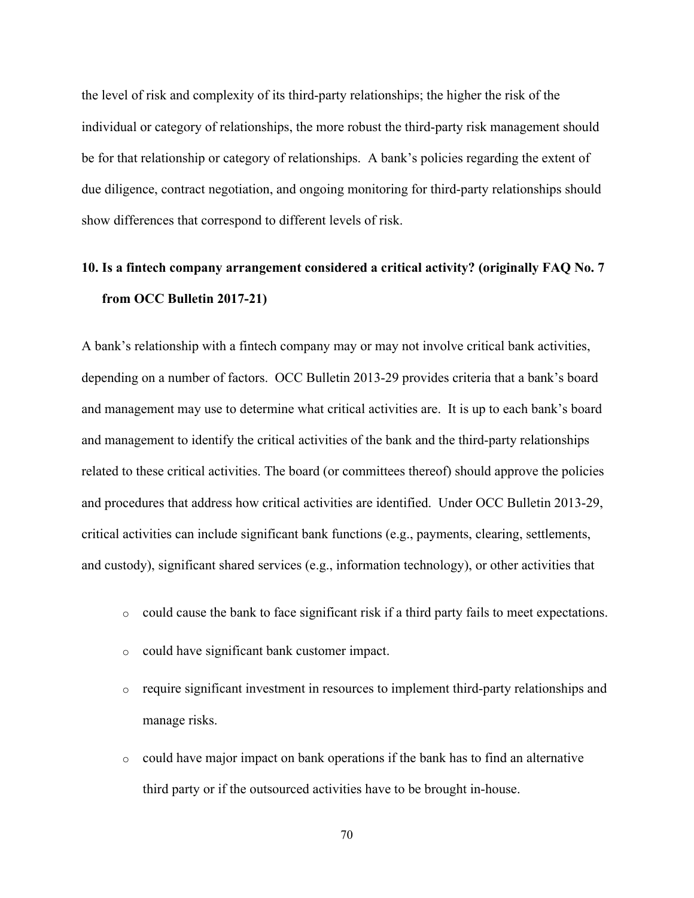the level of risk and complexity of its third-party relationships; the higher the risk of the individual or category of relationships, the more robust the third-party risk management should be for that relationship or category of relationships. A bank's policies regarding the extent of due diligence, contract negotiation, and ongoing monitoring for third-party relationships should show differences that correspond to different levels of risk.

**10. Is a fintech company arrangement considered a critical activity? (originally FAQ No. 7 from OCC Bulletin 2017-21)**

A bank's relationship with a fintech company may or may not involve critical bank activities, depending on a number of factors. OCC Bulletin 2013-29 provides criteria that a bank's board and management may use to determine what critical activities are. It is up to each bank's board and management to identify the critical activities of the bank and the third-party relationships related to these critical activities. The board (or committees thereof) should approve the policies and procedures that address how critical activities are identified. Under OCC Bulletin 2013-29, critical activities can include significant bank functions (e.g., payments, clearing, settlements, and custody), significant shared services (e.g., information technology), or other activities that

- could cause the bank to face significant risk if a third party fails to meet expectations.
- could have significant bank customer impact.
- require significant investment in resources to implement third-party relationships and manage risks.
- could have major impact on bank operations if the bank has to find an alternative third party or if the outsourced activities have to be brought in-house.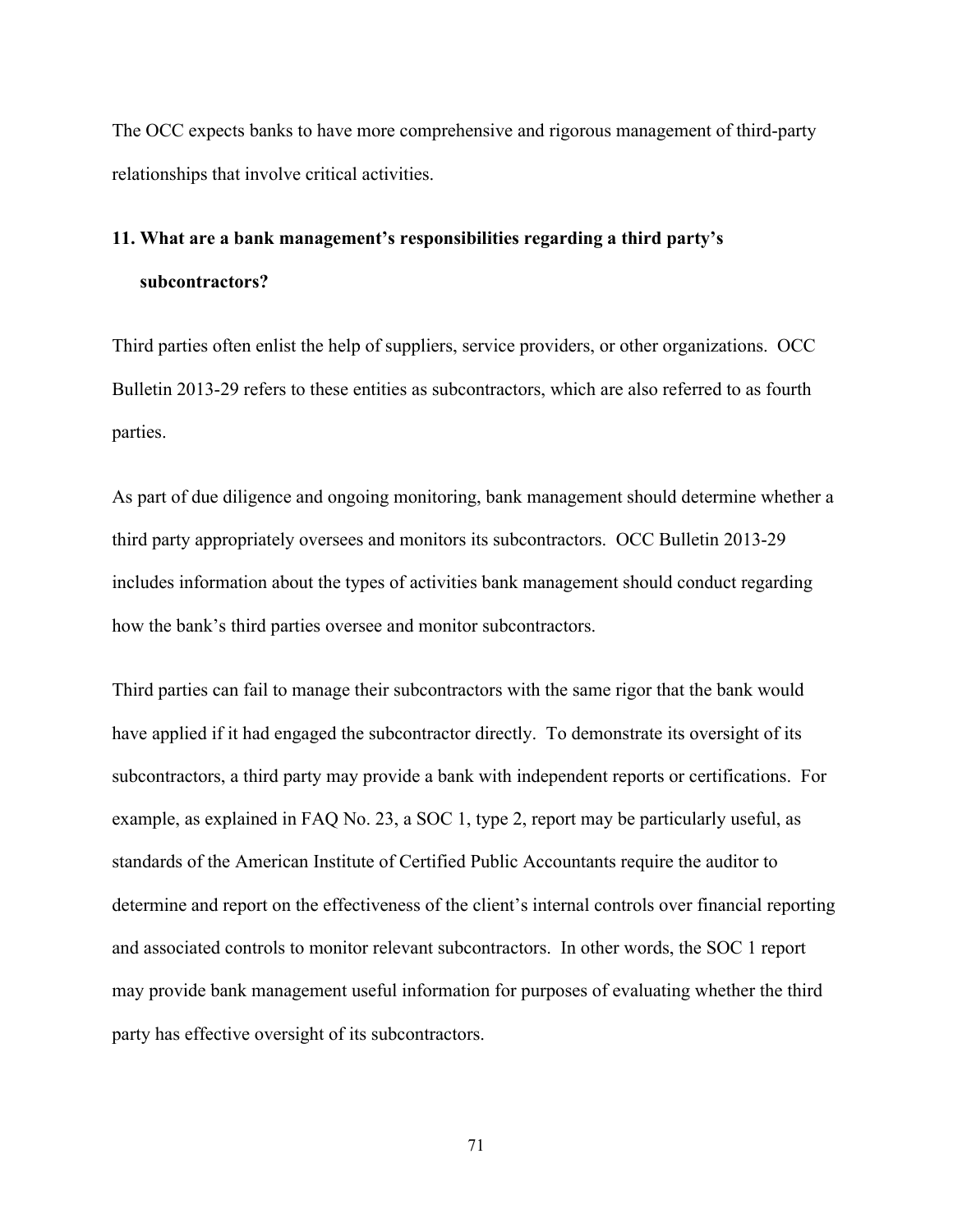The OCC expects banks to have more comprehensive and rigorous management of third-party relationships that involve critical activities.

**11. What are a bank management's responsibilities regarding a third party's subcontractors?**

Third parties often enlist the help of suppliers, service providers, or other organizations. OCC Bulletin 2013-29 refers to these entities as subcontractors, which are also referred to as fourth parties.

As part of due diligence and ongoing monitoring, bank management should determine whether a third party appropriately oversees and monitors its subcontractors. OCC Bulletin 2013-29 includes information about the types of activities bank management should conduct regarding how the bank's third parties oversee and monitor subcontractors.

Third parties can fail to manage their subcontractors with the same rigor that the bank would have applied if it had engaged the subcontractor directly. To demonstrate its oversight of its subcontractors, a third party may provide a bank with independent reports or certifications. For example, as explained in FAQ No. 23, a SOC 1, type 2, report may be particularly useful, as standards of the American Institute of Certified Public Accountants require the auditor to determine and report on the effectiveness of the client's internal controls over financial reporting and associated controls to monitor relevant subcontractors. In other words, the SOC 1 report may provide bank management useful information for purposes of evaluating whether the third party has effective oversight of its subcontractors.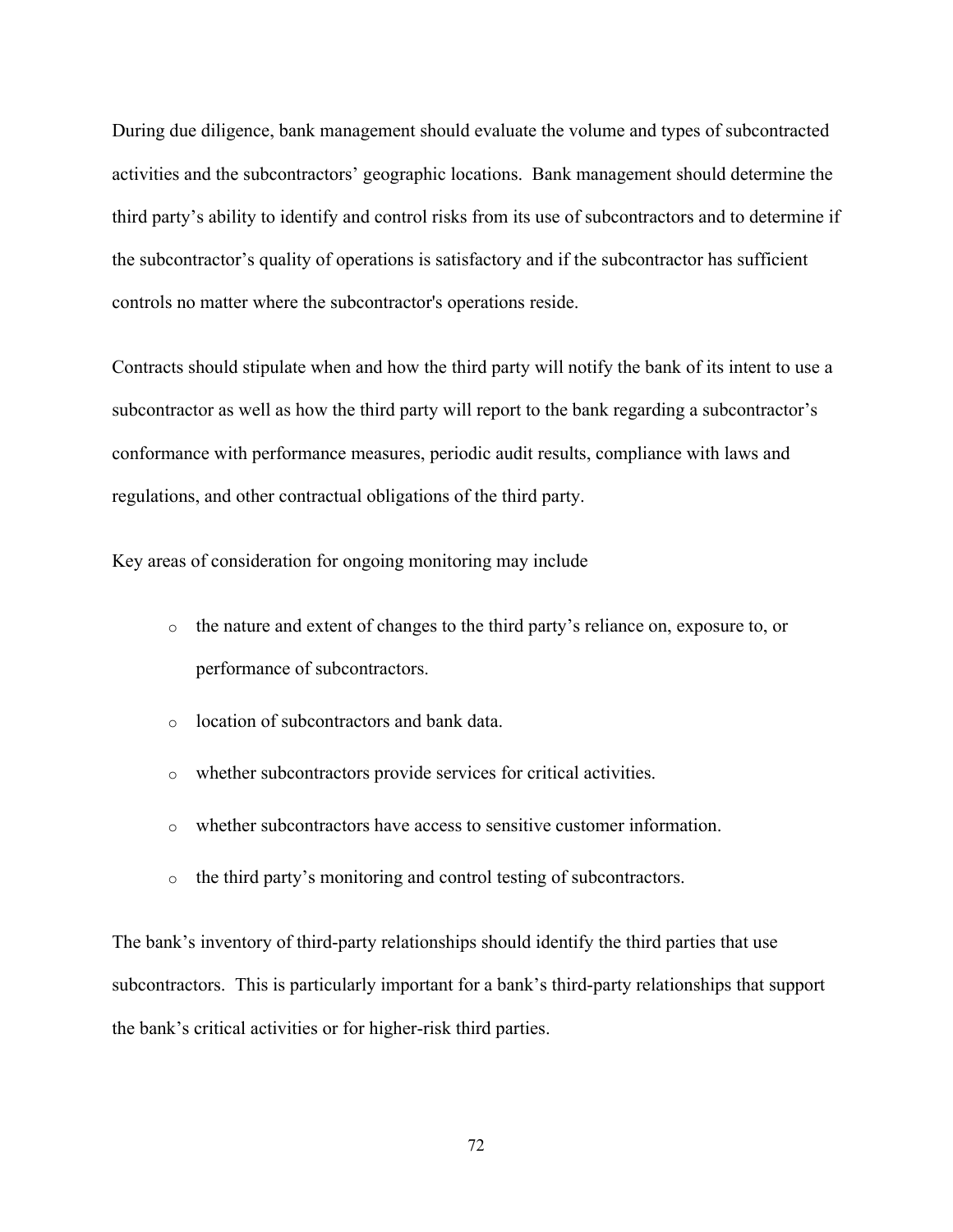During due diligence, bank management should evaluate the volume and types of subcontracted activities and the subcontractors' geographic locations. Bank management should determine the third party's ability to identify and control risks from its use of subcontractors and to determine if the subcontractor's quality of operations is satisfactory and if the subcontractor has sufficient controls no matter where the subcontractor's operations reside.

Contracts should stipulate when and how the third party will notify the bank of its intent to use a subcontractor as well as how the third party will report to the bank regarding a subcontractor's conformance with performance measures, periodic audit results, compliance with laws and regulations, and other contractual obligations of the third party.

Key areas of consideration for ongoing monitoring may include

- the nature and extent of changes to the third party's reliance on, exposure to, or performance of subcontractors.
- location of subcontractors and bank data.
- whether subcontractors provide services for critical activities.
- whether subcontractors have access to sensitive customer information.
- the third party's monitoring and control testing of subcontractors.

The bank's inventory of third-party relationships should identify the third parties that use subcontractors. This is particularly important for a bank's third-party relationships that support the bank's critical activities or for higher-risk third parties.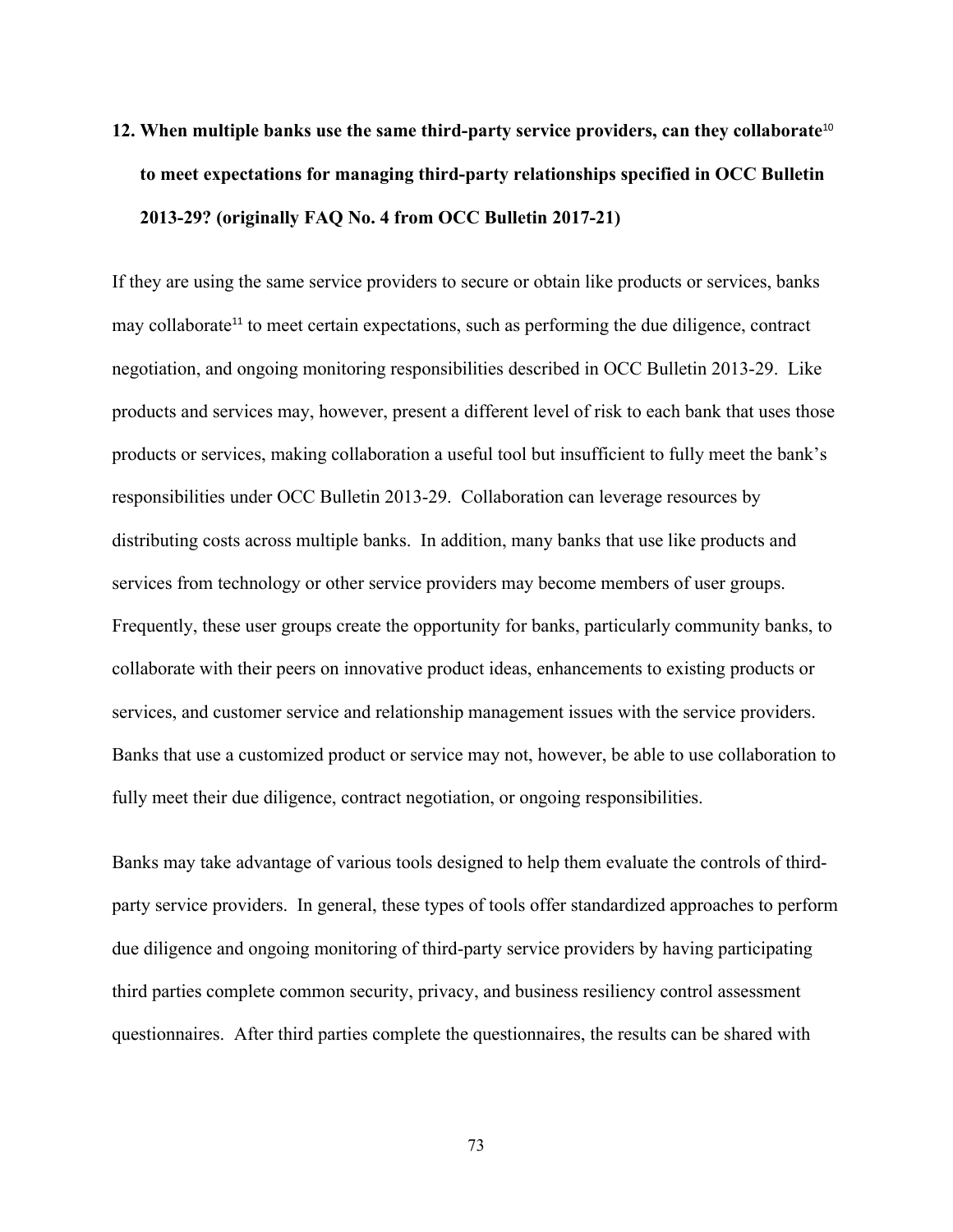**12. When multiple banks use the same third-party service providers, can they collaborate[10] to meet expectations for managing third-party relationships specified in OCC Bulletin 2013-29? (originally FAQ No. 4 from OCC Bulletin 2017-21)**

If they are using the same service providers to secure or obtain like products or services, banks may collaborate[11] to meet certain expectations, such as performing the due diligence, contract negotiation, and ongoing monitoring responsibilities described in OCC Bulletin 2013-29. Like products and services may, however, present a different level of risk to each bank that uses those products or services, making collaboration a useful tool but insufficient to fully meet the bank's responsibilities under OCC Bulletin 2013-29. Collaboration can leverage resources by distributing costs across multiple banks. In addition, many banks that use like products and services from technology or other service providers may become members of user groups. Frequently, these user groups create the opportunity for banks, particularly community banks, to collaborate with their peers on innovative product ideas, enhancements to existing products or services, and customer service and relationship management issues with the service providers. Banks that use a customized product or service may not, however, be able to use collaboration to fully meet their due diligence, contract negotiation, or ongoing responsibilities.

Banks may take advantage of various tools designed to help them evaluate the controls of third-party service providers. In general, these types of tools offer standardized approaches to perform due diligence and ongoing monitoring of third-party service providers by having participating third parties complete common security, privacy, and business resiliency control assessment questionnaires. After third parties complete the questionnaires, the results can be shared with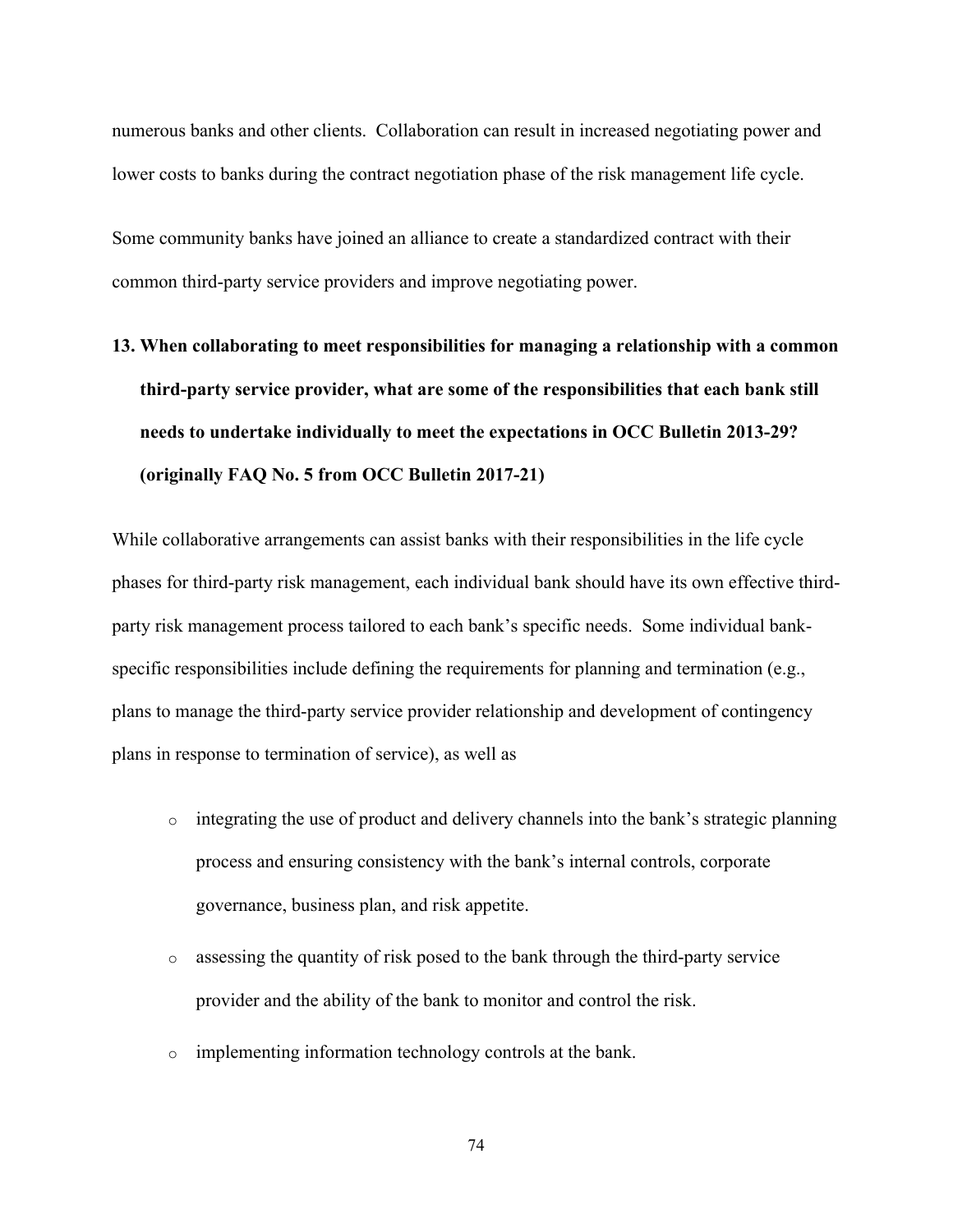numerous banks and other clients. Collaboration can result in increased negotiating power and lower costs to banks during the contract negotiation phase of the risk management life cycle.

Some community banks have joined an alliance to create a standardized contract with their common third-party service providers and improve negotiating power.

**13. When collaborating to meet responsibilities for managing a relationship with a common third-party service provider, what are some of the responsibilities that each bank still needs to undertake individually to meet the expectations in OCC Bulletin 2013-29? (originally FAQ No. 5 from OCC Bulletin 2017-21)**

While collaborative arrangements can assist banks with their responsibilities in the life cycle phases for third-party risk management, each individual bank should have its own effective third-party risk management process tailored to each bank's specific needs. Some individual bank-specific responsibilities include defining the requirements for planning and termination (e.g., plans to manage the third-party service provider relationship and development of contingency plans in response to termination of service), as well as

- integrating the use of product and delivery channels into the bank's strategic planning process and ensuring consistency with the bank's internal controls, corporate governance, business plan, and risk appetite.
- assessing the quantity of risk posed to the bank through the third-party service provider and the ability of the bank to monitor and control the risk.
- implementing information technology controls at the bank.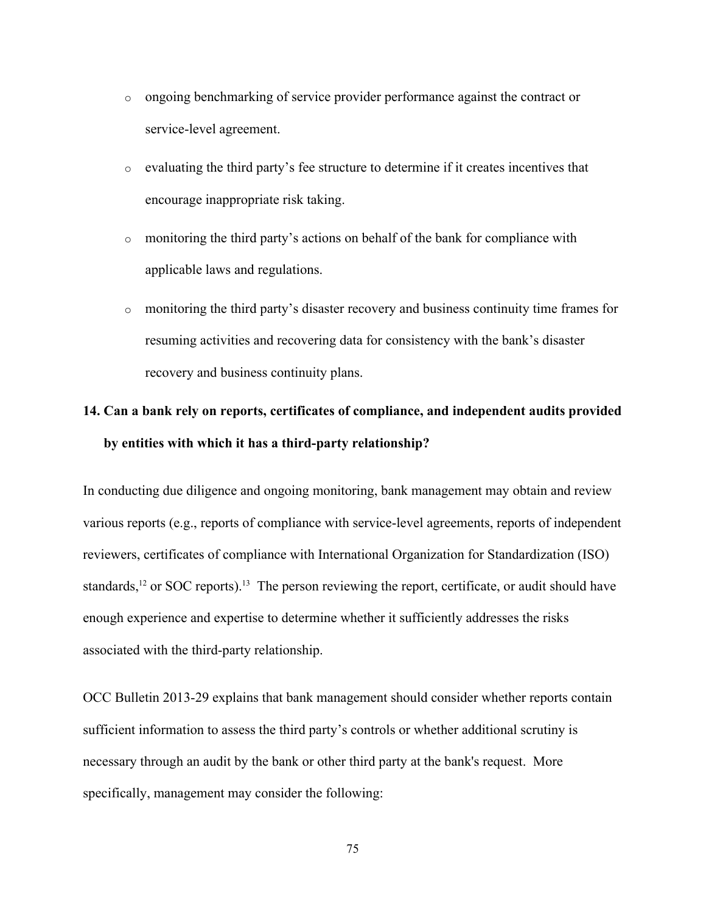- ongoing benchmarking of service provider performance against the contract or service-level agreement.
- evaluating the third party's fee structure to determine if it creates incentives that encourage inappropriate risk taking.
- monitoring the third party's actions on behalf of the bank for compliance with applicable laws and regulations.
- monitoring the third party's disaster recovery and business continuity time frames for resuming activities and recovering data for consistency with the bank's disaster recovery and business continuity plans.

**14. Can a bank rely on reports, certificates of compliance, and independent audits provided by entities with which it has a third-party relationship?**

In conducting due diligence and ongoing monitoring, bank management may obtain and review various reports (e.g., reports of compliance with service-level agreements, reports of independent reviewers, certificates of compliance with International Organization for Standardization (ISO) standards,[12] or SOC reports).[13] The person reviewing the report, certificate, or audit should have enough experience and expertise to determine whether it sufficiently addresses the risks associated with the third-party relationship.

OCC Bulletin 2013-29 explains that bank management should consider whether reports contain sufficient information to assess the third party's controls or whether additional scrutiny is necessary through an audit by the bank or other third party at the bank's request. More specifically, management may consider the following: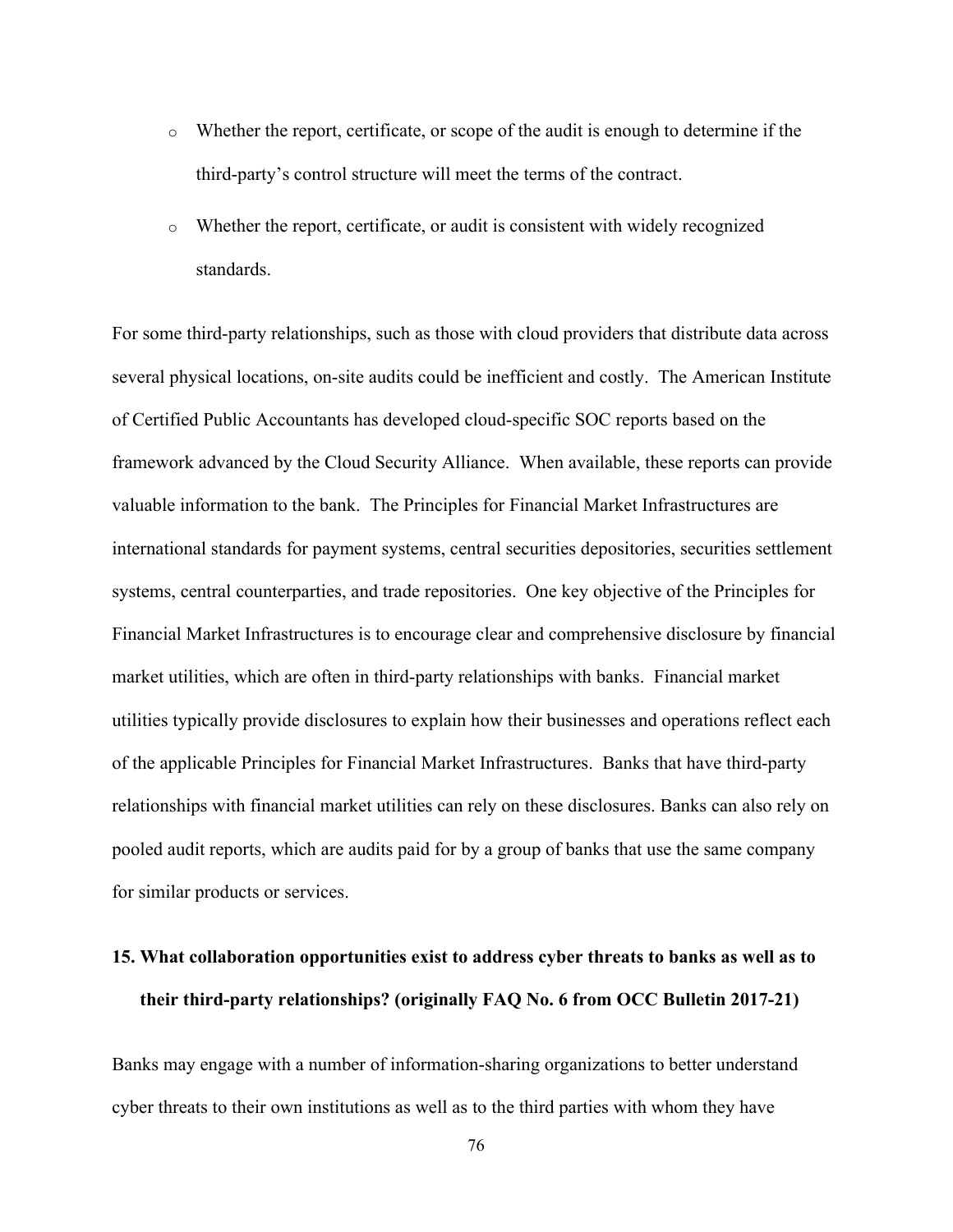- Whether the report, certificate, or scope of the audit is enough to determine if the third-party's control structure will meet the terms of the contract.
- Whether the report, certificate, or audit is consistent with widely recognized standards.

For some third-party relationships, such as those with cloud providers that distribute data across several physical locations, on-site audits could be inefficient and costly. The American Institute of Certified Public Accountants has developed cloud-specific SOC reports based on the framework advanced by the Cloud Security Alliance. When available, these reports can provide valuable information to the bank. The Principles for Financial Market Infrastructures are international standards for payment systems, central securities depositories, securities settlement systems, central counterparties, and trade repositories. One key objective of the Principles for Financial Market Infrastructures is to encourage clear and comprehensive disclosure by financial market utilities, which are often in third-party relationships with banks. Financial market utilities typically provide disclosures to explain how their businesses and operations reflect each of the applicable Principles for Financial Market Infrastructures. Banks that have third-party relationships with financial market utilities can rely on these disclosures. Banks can also rely on pooled audit reports, which are audits paid for by a group of banks that use the same company for similar products or services.

**15. What collaboration opportunities exist to address cyber threats to banks as well as to their third-party relationships? (originally FAQ No. 6 from OCC Bulletin 2017-21)**

Banks may engage with a number of information-sharing organizations to better understand cyber threats to their own institutions as well as to the third parties with whom they have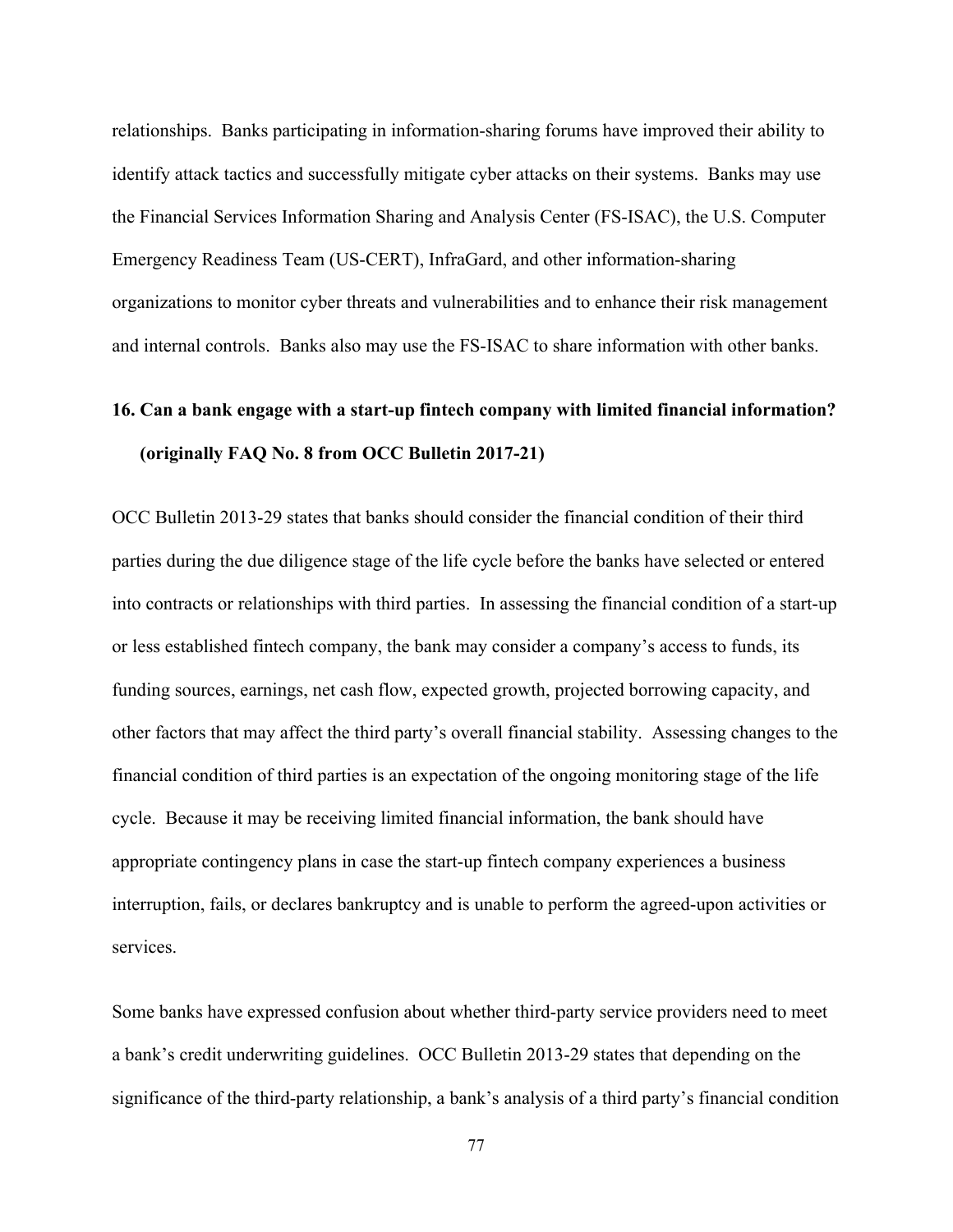relationships. Banks participating in information-sharing forums have improved their ability to identify attack tactics and successfully mitigate cyber attacks on their systems. Banks may use the Financial Services Information Sharing and Analysis Center (FS-ISAC), the U.S. Computer Emergency Readiness Team (US-CERT), InfraGard, and other information-sharing organizations to monitor cyber threats and vulnerabilities and to enhance their risk management and internal controls. Banks also may use the FS-ISAC to share information with other banks.

### 16. Can a bank engage with a start-up fintech company with limited financial information? (originally FAQ No. 8 from OCC Bulletin 2017-21)

OCC Bulletin 2013-29 states that banks should consider the financial condition of their third parties during the due diligence stage of the life cycle before the banks have selected or entered into contracts or relationships with third parties. In assessing the financial condition of a start-up or less established fintech company, the bank may consider a company's access to funds, its funding sources, earnings, net cash flow, expected growth, projected borrowing capacity, and other factors that may affect the third party's overall financial stability. Assessing changes to the financial condition of third parties is an expectation of the ongoing monitoring stage of the life cycle. Because it may be receiving limited financial information, the bank should have appropriate contingency plans in case the start-up fintech company experiences a business interruption, fails, or declares bankruptcy and is unable to perform the agreed-upon activities or services.

Some banks have expressed confusion about whether third-party service providers need to meet a bank's credit underwriting guidelines. OCC Bulletin 2013-29 states that depending on the significance of the third-party relationship, a bank's analysis of a third party's financial condition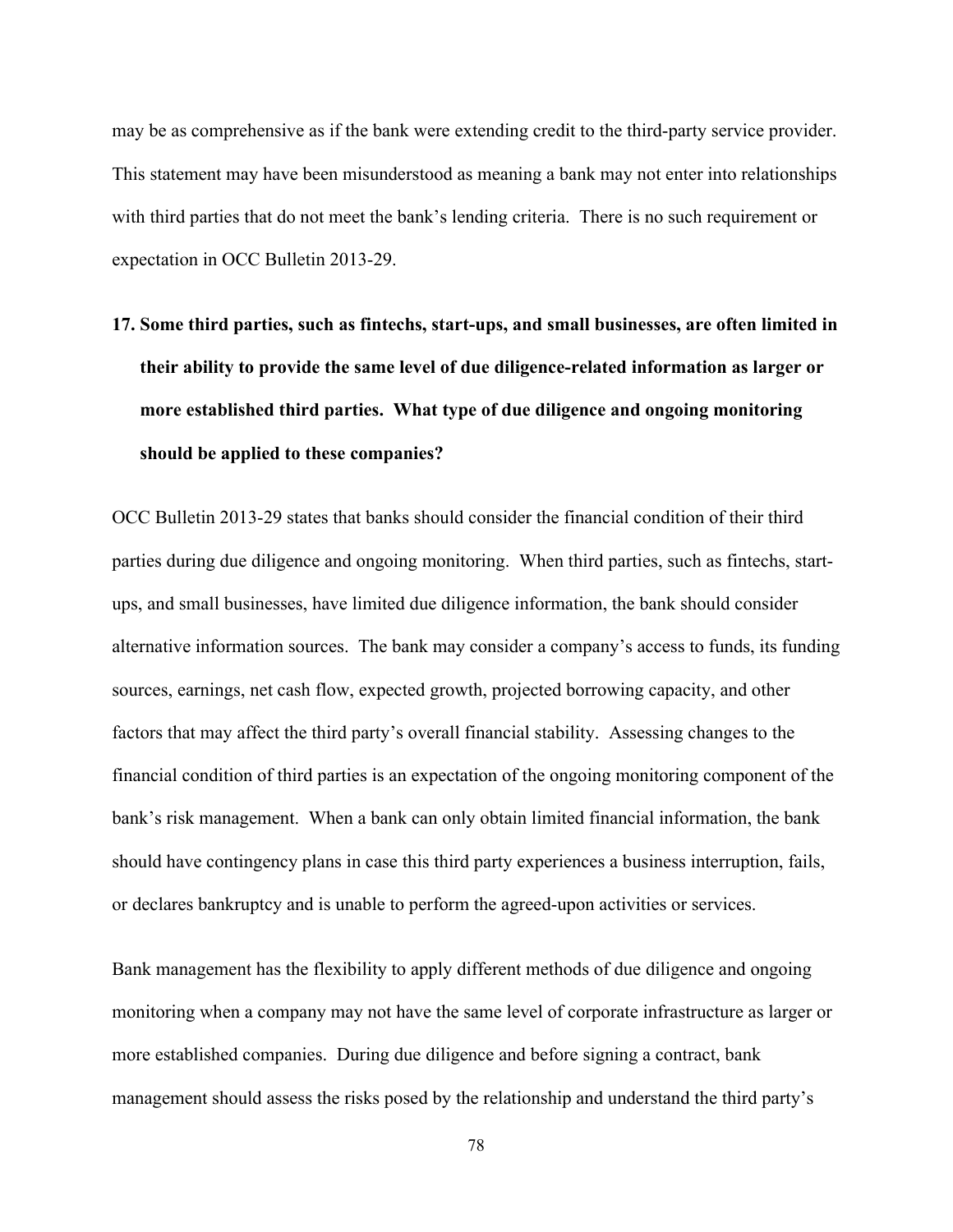may be as comprehensive as if the bank were extending credit to the third-party service provider. This statement may have been misunderstood as meaning a bank may not enter into relationships with third parties that do not meet the bank's lending criteria. There is no such requirement or expectation in OCC Bulletin 2013-29.

**17. Some third parties, such as fintechs, start-ups, and small businesses, are often limited in their ability to provide the same level of due diligence-related information as larger or more established third parties. What type of due diligence and ongoing monitoring should be applied to these companies?**

OCC Bulletin 2013-29 states that banks should consider the financial condition of their third parties during due diligence and ongoing monitoring. When third parties, such as fintechs, start-ups, and small businesses, have limited due diligence information, the bank should consider alternative information sources. The bank may consider a company's access to funds, its funding sources, earnings, net cash flow, expected growth, projected borrowing capacity, and other factors that may affect the third party's overall financial stability. Assessing changes to the financial condition of third parties is an expectation of the ongoing monitoring component of the bank's risk management. When a bank can only obtain limited financial information, the bank should have contingency plans in case this third party experiences a business interruption, fails, or declares bankruptcy and is unable to perform the agreed-upon activities or services.

Bank management has the flexibility to apply different methods of due diligence and ongoing monitoring when a company may not have the same level of corporate infrastructure as larger or more established companies. During due diligence and before signing a contract, bank management should assess the risks posed by the relationship and understand the third party's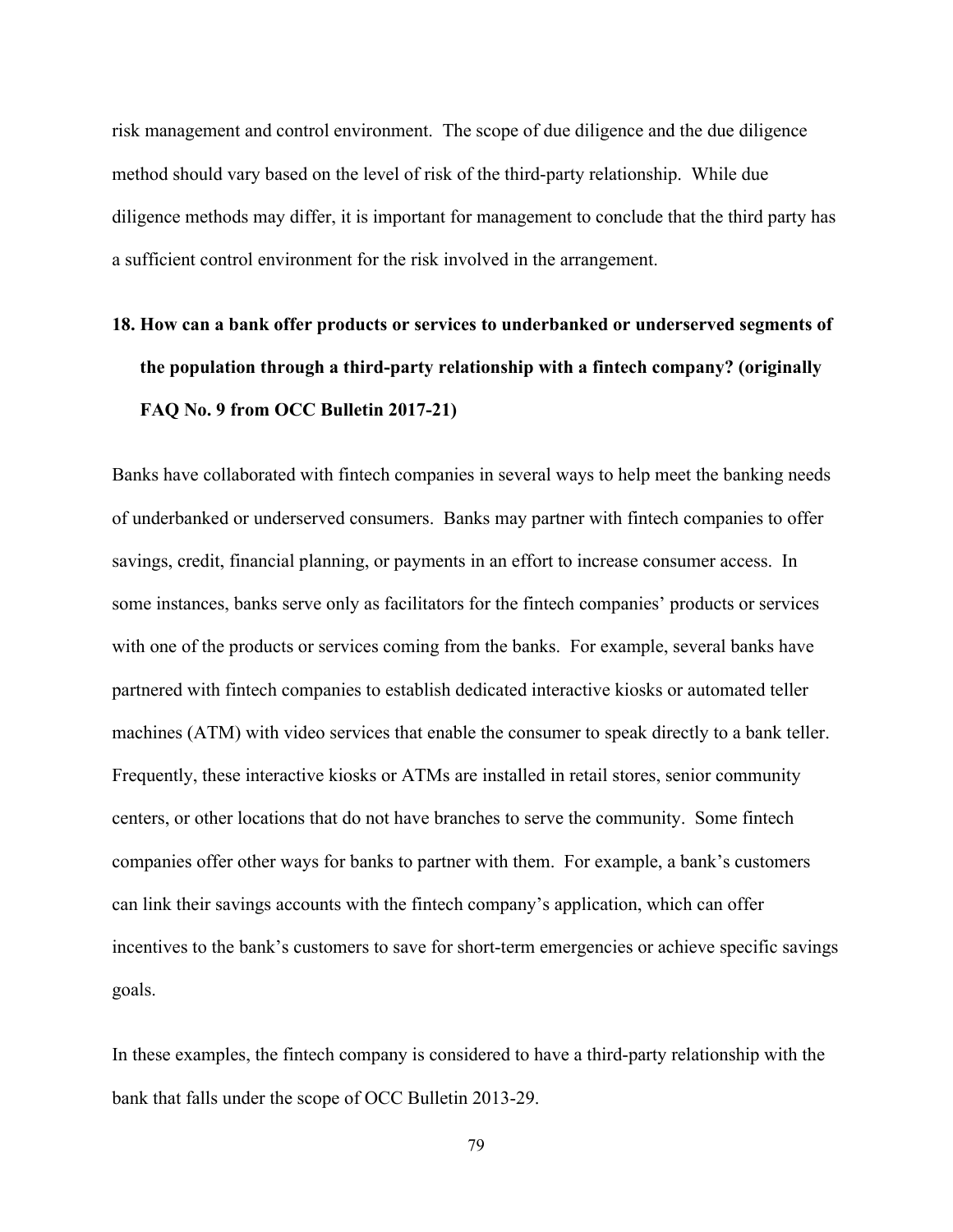risk management and control environment. The scope of due diligence and the due diligence method should vary based on the level of risk of the third-party relationship. While due diligence methods may differ, it is important for management to conclude that the third party has a sufficient control environment for the risk involved in the arrangement.

**18. How can a bank offer products or services to underbanked or underserved segments of the population through a third-party relationship with a fintech company? (originally FAQ No. 9 from OCC Bulletin 2017-21)**

Banks have collaborated with fintech companies in several ways to help meet the banking needs of underbanked or underserved consumers. Banks may partner with fintech companies to offer savings, credit, financial planning, or payments in an effort to increase consumer access. In some instances, banks serve only as facilitators for the fintech companies' products or services with one of the products or services coming from the banks. For example, several banks have partnered with fintech companies to establish dedicated interactive kiosks or automated teller machines (ATM) with video services that enable the consumer to speak directly to a bank teller. Frequently, these interactive kiosks or ATMs are installed in retail stores, senior community centers, or other locations that do not have branches to serve the community. Some fintech companies offer other ways for banks to partner with them. For example, a bank's customers can link their savings accounts with the fintech company's application, which can offer incentives to the bank's customers to save for short-term emergencies or achieve specific savings goals.

In these examples, the fintech company is considered to have a third-party relationship with the bank that falls under the scope of OCC Bulletin 2013-29.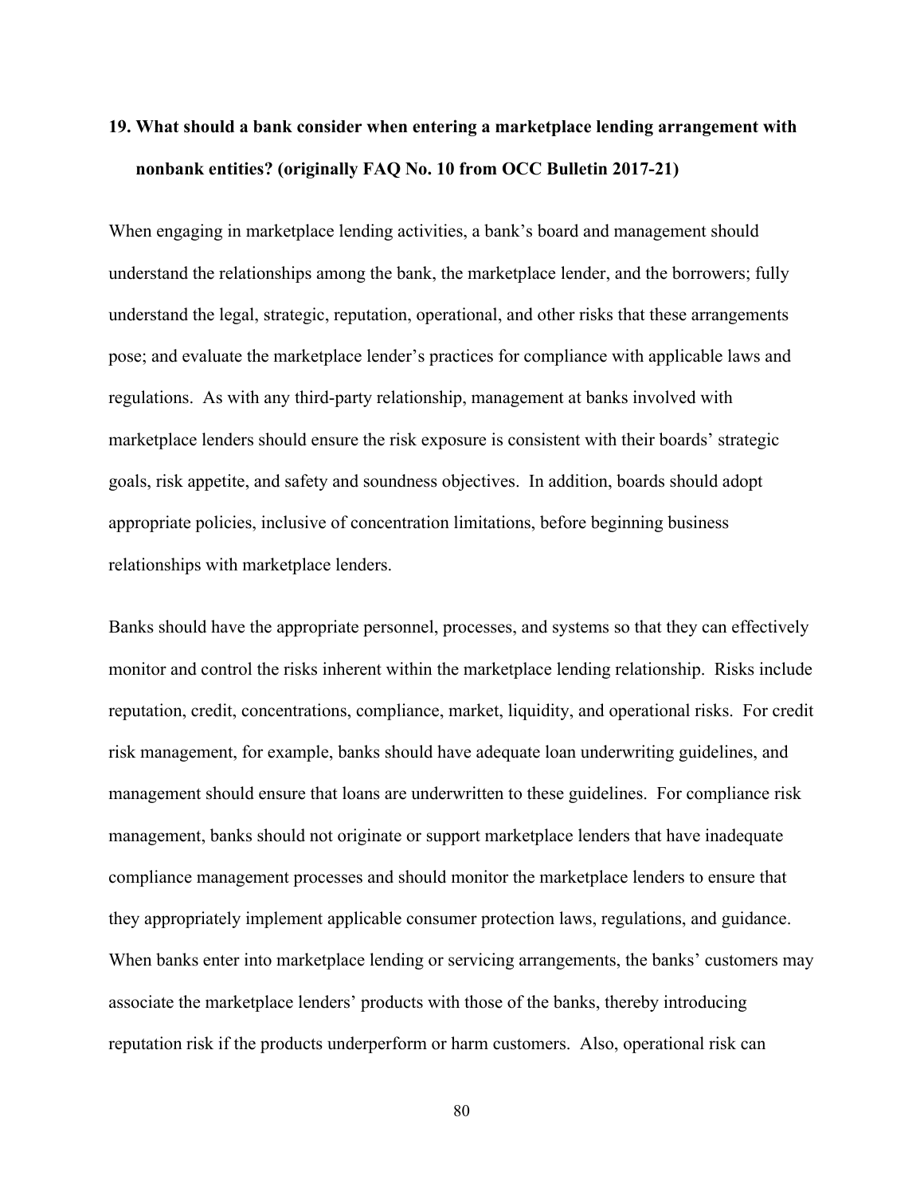**19. What should a bank consider when entering a marketplace lending arrangement with nonbank entities? (originally FAQ No. 10 from OCC Bulletin 2017-21)**

When engaging in marketplace lending activities, a bank's board and management should understand the relationships among the bank, the marketplace lender, and the borrowers; fully understand the legal, strategic, reputation, operational, and other risks that these arrangements pose; and evaluate the marketplace lender's practices for compliance with applicable laws and regulations. As with any third-party relationship, management at banks involved with marketplace lenders should ensure the risk exposure is consistent with their boards' strategic goals, risk appetite, and safety and soundness objectives. In addition, boards should adopt appropriate policies, inclusive of concentration limitations, before beginning business relationships with marketplace lenders.

Banks should have the appropriate personnel, processes, and systems so that they can effectively monitor and control the risks inherent within the marketplace lending relationship. Risks include reputation, credit, concentrations, compliance, market, liquidity, and operational risks. For credit risk management, for example, banks should have adequate loan underwriting guidelines, and management should ensure that loans are underwritten to these guidelines. For compliance risk management, banks should not originate or support marketplace lenders that have inadequate compliance management processes and should monitor the marketplace lenders to ensure that they appropriately implement applicable consumer protection laws, regulations, and guidance. When banks enter into marketplace lending or servicing arrangements, the banks' customers may associate the marketplace lenders' products with those of the banks, thereby introducing reputation risk if the products underperform or harm customers. Also, operational risk can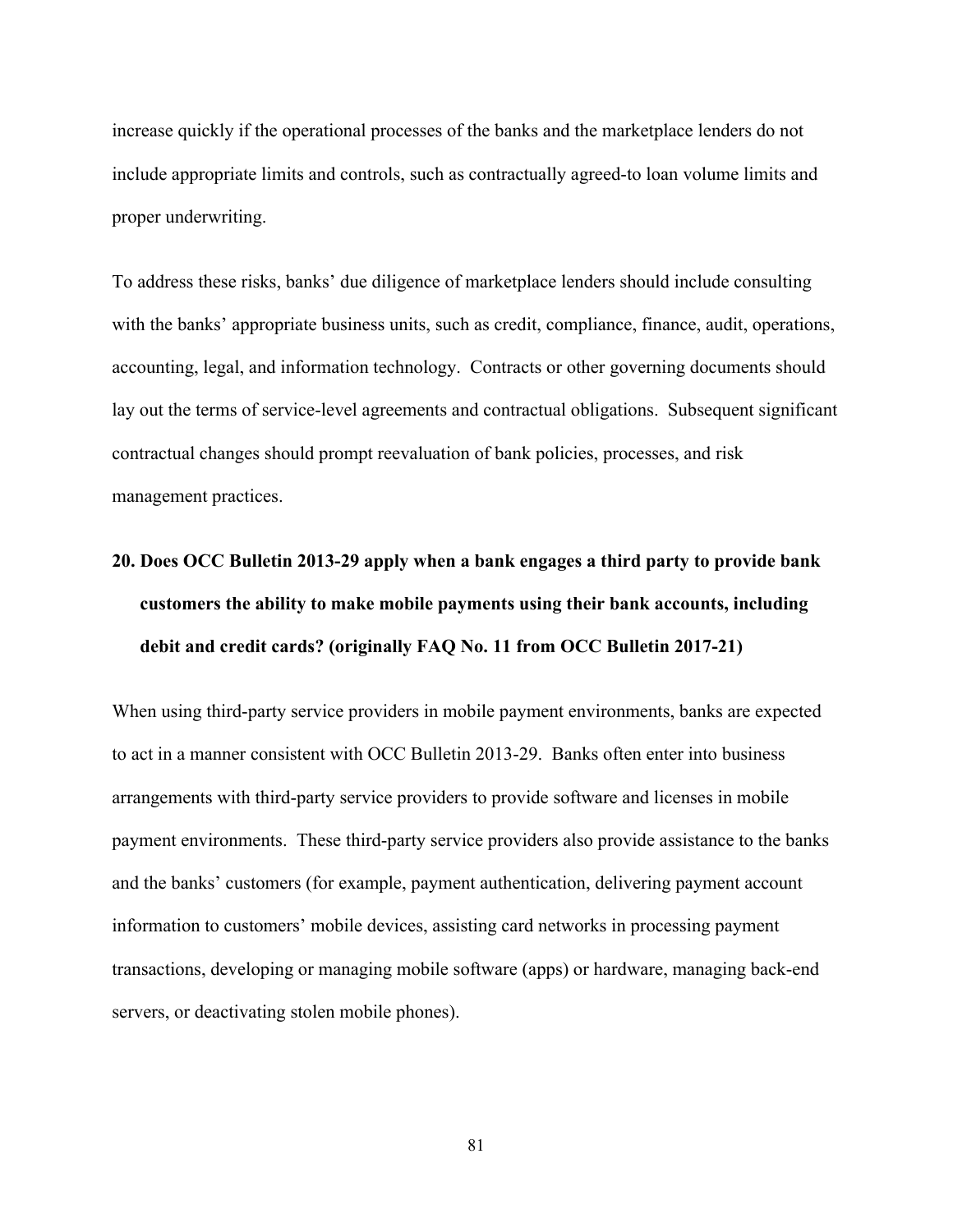increase quickly if the operational processes of the banks and the marketplace lenders do not include appropriate limits and controls, such as contractually agreed-to loan volume limits and proper underwriting.

To address these risks, banks' due diligence of marketplace lenders should include consulting with the banks' appropriate business units, such as credit, compliance, finance, audit, operations, accounting, legal, and information technology. Contracts or other governing documents should lay out the terms of service-level agreements and contractual obligations. Subsequent significant contractual changes should prompt reevaluation of bank policies, processes, and risk management practices.

**20. Does OCC Bulletin 2013-29 apply when a bank engages a third party to provide bank customers the ability to make mobile payments using their bank accounts, including debit and credit cards? (originally FAQ No. 11 from OCC Bulletin 2017-21)**

When using third-party service providers in mobile payment environments, banks are expected to act in a manner consistent with OCC Bulletin 2013-29. Banks often enter into business arrangements with third-party service providers to provide software and licenses in mobile payment environments. These third-party service providers also provide assistance to the banks and the banks' customers (for example, payment authentication, delivering payment account information to customers' mobile devices, assisting card networks in processing payment transactions, developing or managing mobile software (apps) or hardware, managing back-end servers, or deactivating stolen mobile phones).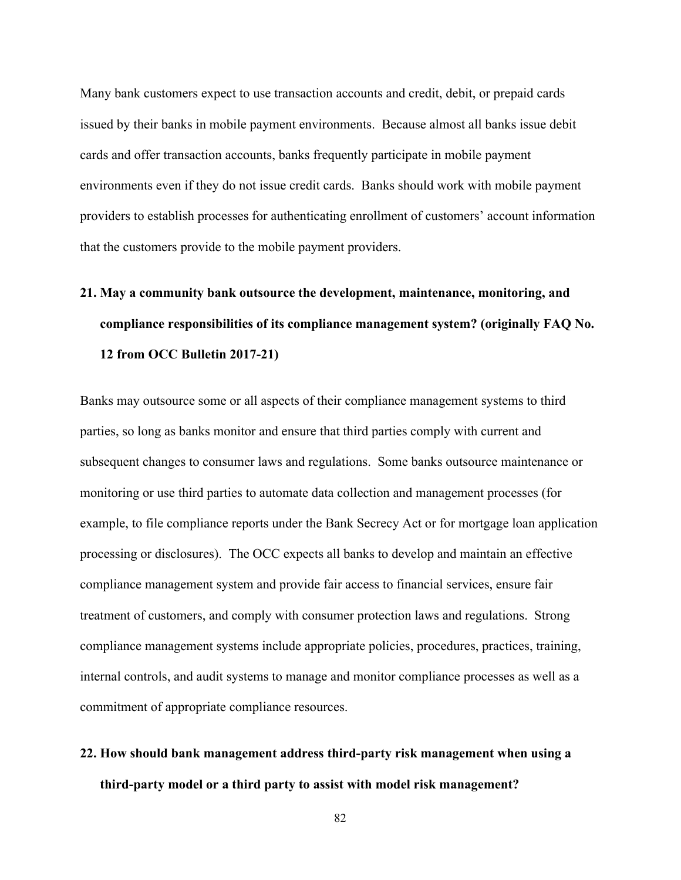Many bank customers expect to use transaction accounts and credit, debit, or prepaid cards issued by their banks in mobile payment environments. Because almost all banks issue debit cards and offer transaction accounts, banks frequently participate in mobile payment environments even if they do not issue credit cards. Banks should work with mobile payment providers to establish processes for authenticating enrollment of customers' account information that the customers provide to the mobile payment providers.

**21. May a community bank outsource the development, maintenance, monitoring, and compliance responsibilities of its compliance management system? (originally FAQ No. 12 from OCC Bulletin 2017-21)**

Banks may outsource some or all aspects of their compliance management systems to third parties, so long as banks monitor and ensure that third parties comply with current and subsequent changes to consumer laws and regulations. Some banks outsource maintenance or monitoring or use third parties to automate data collection and management processes (for example, to file compliance reports under the Bank Secrecy Act or for mortgage loan application processing or disclosures). The OCC expects all banks to develop and maintain an effective compliance management system and provide fair access to financial services, ensure fair treatment of customers, and comply with consumer protection laws and regulations. Strong compliance management systems include appropriate policies, procedures, practices, training, internal controls, and audit systems to manage and monitor compliance processes as well as a commitment of appropriate compliance resources.

**22. How should bank management address third-party risk management when using a third-party model or a third party to assist with model risk management?**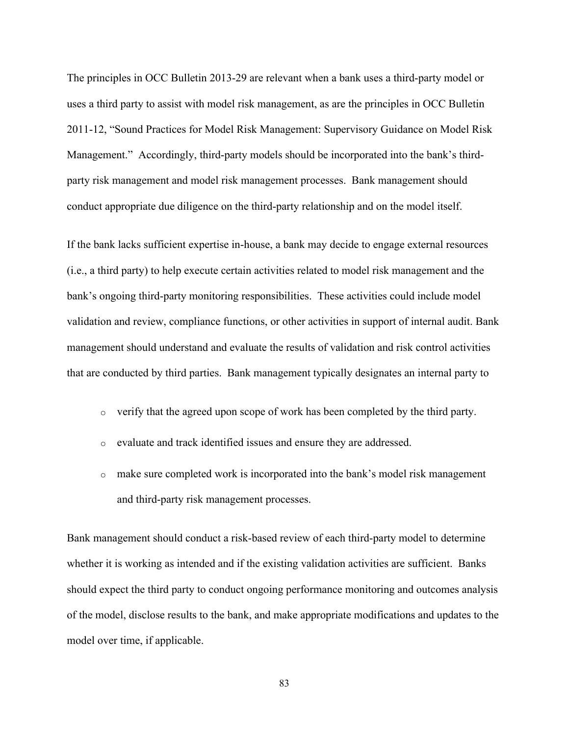The principles in OCC Bulletin 2013-29 are relevant when a bank uses a third-party model or uses a third party to assist with model risk management, as are the principles in OCC Bulletin 2011-12, "Sound Practices for Model Risk Management: Supervisory Guidance on Model Risk Management." Accordingly, third-party models should be incorporated into the bank's third-party risk management and model risk management processes. Bank management should conduct appropriate due diligence on the third-party relationship and on the model itself.

If the bank lacks sufficient expertise in-house, a bank may decide to engage external resources (i.e., a third party) to help execute certain activities related to model risk management and the bank's ongoing third-party monitoring responsibilities. These activities could include model validation and review, compliance functions, or other activities in support of internal audit. Bank management should understand and evaluate the results of validation and risk control activities that are conducted by third parties. Bank management typically designates an internal party to

- verify that the agreed upon scope of work has been completed by the third party.
- evaluate and track identified issues and ensure they are addressed.
- make sure completed work is incorporated into the bank's model risk management and third-party risk management processes.

Bank management should conduct a risk-based review of each third-party model to determine whether it is working as intended and if the existing validation activities are sufficient. Banks should expect the third party to conduct ongoing performance monitoring and outcomes analysis of the model, disclose results to the bank, and make appropriate modifications and updates to the model over time, if applicable.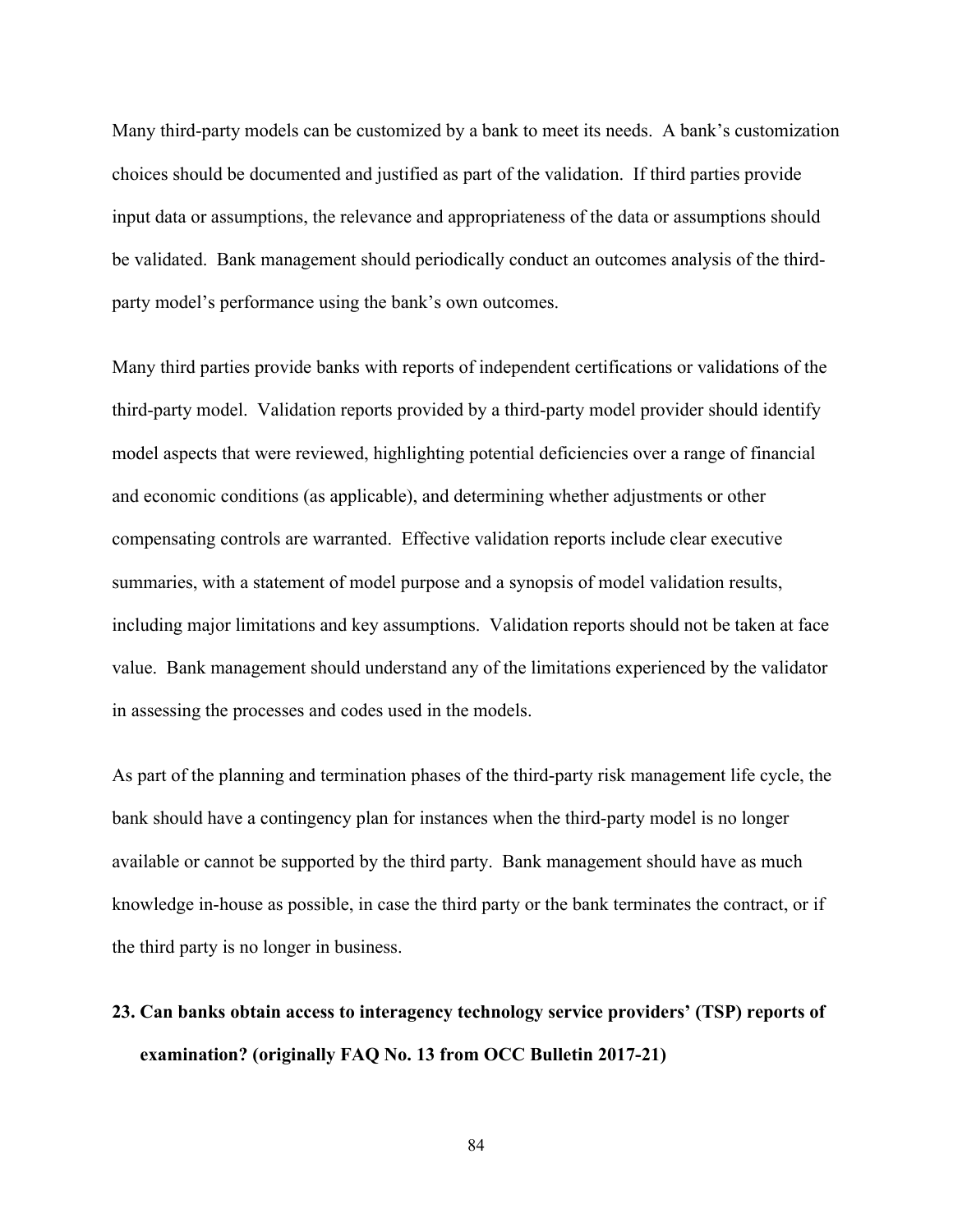Many third-party models can be customized by a bank to meet its needs. A bank's customization choices should be documented and justified as part of the validation. If third parties provide input data or assumptions, the relevance and appropriateness of the data or assumptions should be validated. Bank management should periodically conduct an outcomes analysis of the third-party model's performance using the bank's own outcomes.

Many third parties provide banks with reports of independent certifications or validations of the third-party model. Validation reports provided by a third-party model provider should identify model aspects that were reviewed, highlighting potential deficiencies over a range of financial and economic conditions (as applicable), and determining whether adjustments or other compensating controls are warranted. Effective validation reports include clear executive summaries, with a statement of model purpose and a synopsis of model validation results, including major limitations and key assumptions. Validation reports should not be taken at face value. Bank management should understand any of the limitations experienced by the validator in assessing the processes and codes used in the models.

As part of the planning and termination phases of the third-party risk management life cycle, the bank should have a contingency plan for instances when the third-party model is no longer available or cannot be supported by the third party. Bank management should have as much knowledge in-house as possible, in case the third party or the bank terminates the contract, or if the third party is no longer in business.

**23. Can banks obtain access to interagency technology service providers' (TSP) reports of examination? (originally FAQ No. 13 from OCC Bulletin 2017-21)**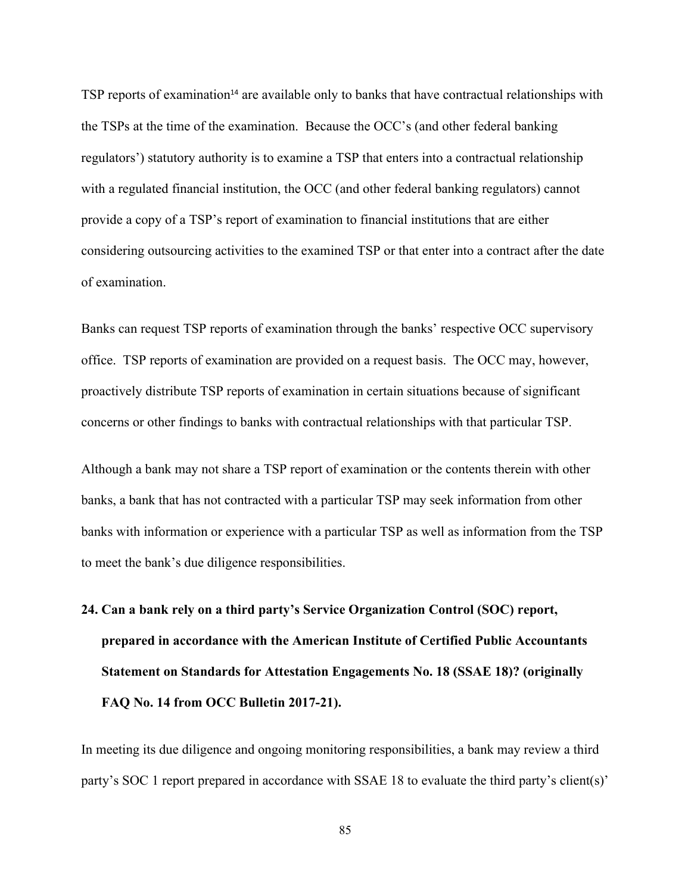TSP reports of examination[14] are available only to banks that have contractual relationships with the TSPs at the time of the examination. Because the OCC's (and other federal banking regulators') statutory authority is to examine a TSP that enters into a contractual relationship with a regulated financial institution, the OCC (and other federal banking regulators) cannot provide a copy of a TSP's report of examination to financial institutions that are either considering outsourcing activities to the examined TSP or that enter into a contract after the date of examination.

Banks can request TSP reports of examination through the banks' respective OCC supervisory office. TSP reports of examination are provided on a request basis. The OCC may, however, proactively distribute TSP reports of examination in certain situations because of significant concerns or other findings to banks with contractual relationships with that particular TSP.

Although a bank may not share a TSP report of examination or the contents therein with other banks, a bank that has not contracted with a particular TSP may seek information from other banks with information or experience with a particular TSP as well as information from the TSP to meet the bank's due diligence responsibilities.

**24. Can a bank rely on a third party's Service Organization Control (SOC) report, prepared in accordance with the American Institute of Certified Public Accountants Statement on Standards for Attestation Engagements No. 18 (SSAE 18)? (originally FAQ No. 14 from OCC Bulletin 2017-21).**

In meeting its due diligence and ongoing monitoring responsibilities, a bank may review a third party's SOC 1 report prepared in accordance with SSAE 18 to evaluate the third party's client(s)'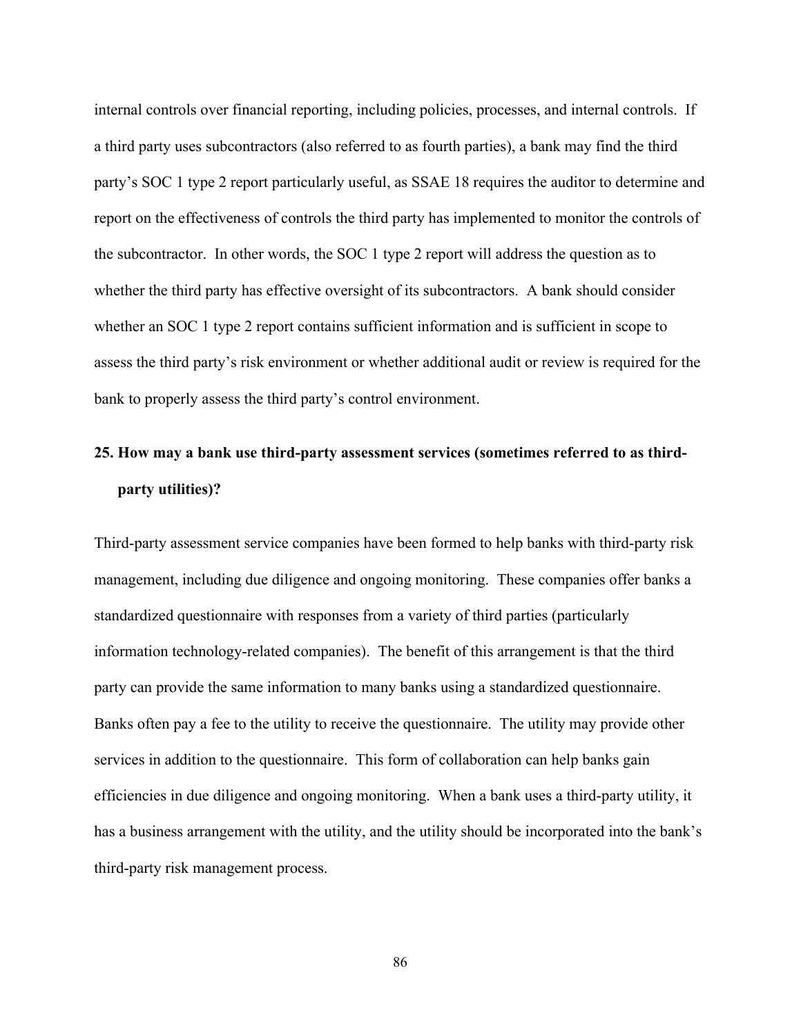internal controls over financial reporting, including policies, processes, and internal controls. If a third party uses subcontractors (also referred to as fourth parties), a bank may find the third party's SOC 1 type 2 report particularly useful, as SSAE 18 requires the auditor to determine and report on the effectiveness of controls the third party has implemented to monitor the controls of the subcontractor. In other words, the SOC 1 type 2 report will address the question as to whether the third party has effective oversight of its subcontractors. A bank should consider whether an SOC 1 type 2 report contains sufficient information and is sufficient in scope to assess the third party's risk environment or whether additional audit or review is required for the bank to properly assess the third party's control environment.

**25. How may a bank use third-party assessment services (sometimes referred to as third-party utilities)?**

Third-party assessment service companies have been formed to help banks with third-party risk management, including due diligence and ongoing monitoring. These companies offer banks a standardized questionnaire with responses from a variety of third parties (particularly information technology-related companies). The benefit of this arrangement is that the third party can provide the same information to many banks using a standardized questionnaire. Banks often pay a fee to the utility to receive the questionnaire. The utility may provide other services in addition to the questionnaire. This form of collaboration can help banks gain efficiencies in due diligence and ongoing monitoring. When a bank uses a third-party utility, it has a business arrangement with the utility, and the utility should be incorporated into the bank's third-party risk management process.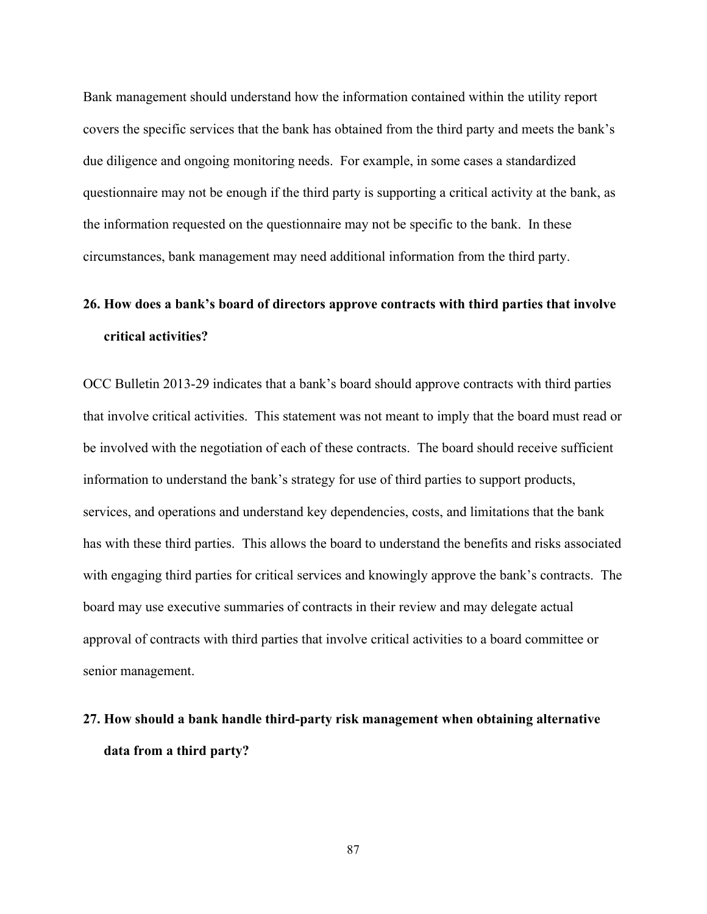Bank management should understand how the information contained within the utility report covers the specific services that the bank has obtained from the third party and meets the bank's due diligence and ongoing monitoring needs. For example, in some cases a standardized questionnaire may not be enough if the third party is supporting a critical activity at the bank, as the information requested on the questionnaire may not be specific to the bank. In these circumstances, bank management may need additional information from the third party.

**26. How does a bank's board of directors approve contracts with third parties that involve critical activities?**

OCC Bulletin 2013-29 indicates that a bank's board should approve contracts with third parties that involve critical activities. This statement was not meant to imply that the board must read or be involved with the negotiation of each of these contracts. The board should receive sufficient information to understand the bank's strategy for use of third parties to support products, services, and operations and understand key dependencies, costs, and limitations that the bank has with these third parties. This allows the board to understand the benefits and risks associated with engaging third parties for critical services and knowingly approve the bank's contracts. The board may use executive summaries of contracts in their review and may delegate actual approval of contracts with third parties that involve critical activities to a board committee or senior management.

**27. How should a bank handle third-party risk management when obtaining alternative data from a third party?**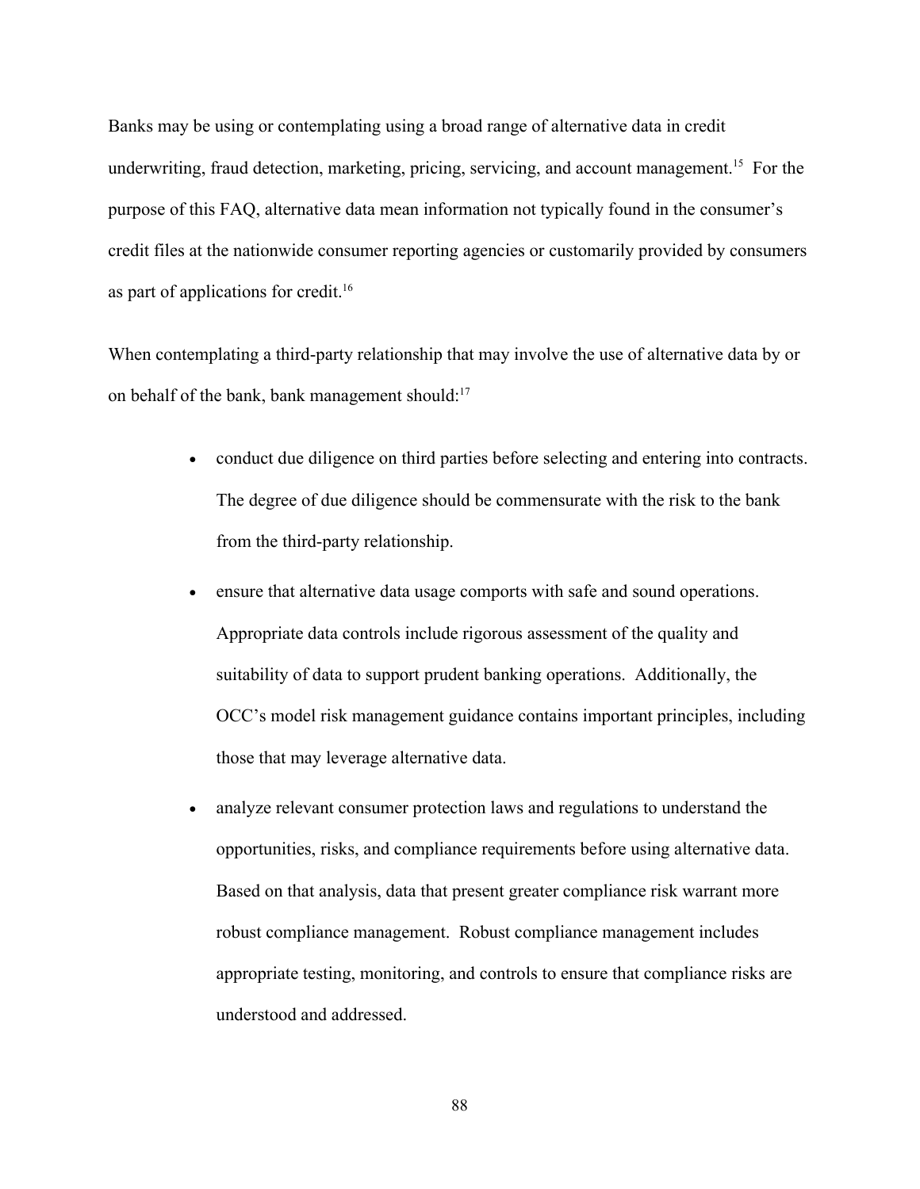Banks may be using or contemplating using a broad range of alternative data in credit underwriting, fraud detection, marketing, pricing, servicing, and account management.[15] For the purpose of this FAQ, alternative data mean information not typically found in the consumer's credit files at the nationwide consumer reporting agencies or customarily provided by consumers as part of applications for credit.[16]

When contemplating a third-party relationship that may involve the use of alternative data by or on behalf of the bank, bank management should:[17]

- conduct due diligence on third parties before selecting and entering into contracts. The degree of due diligence should be commensurate with the risk to the bank from the third-party relationship.
- ensure that alternative data usage comports with safe and sound operations. Appropriate data controls include rigorous assessment of the quality and suitability of data to support prudent banking operations. Additionally, the OCC's model risk management guidance contains important principles, including those that may leverage alternative data.
- analyze relevant consumer protection laws and regulations to understand the opportunities, risks, and compliance requirements before using alternative data. Based on that analysis, data that present greater compliance risk warrant more robust compliance management. Robust compliance management includes appropriate testing, monitoring, and controls to ensure that compliance risks are understood and addressed.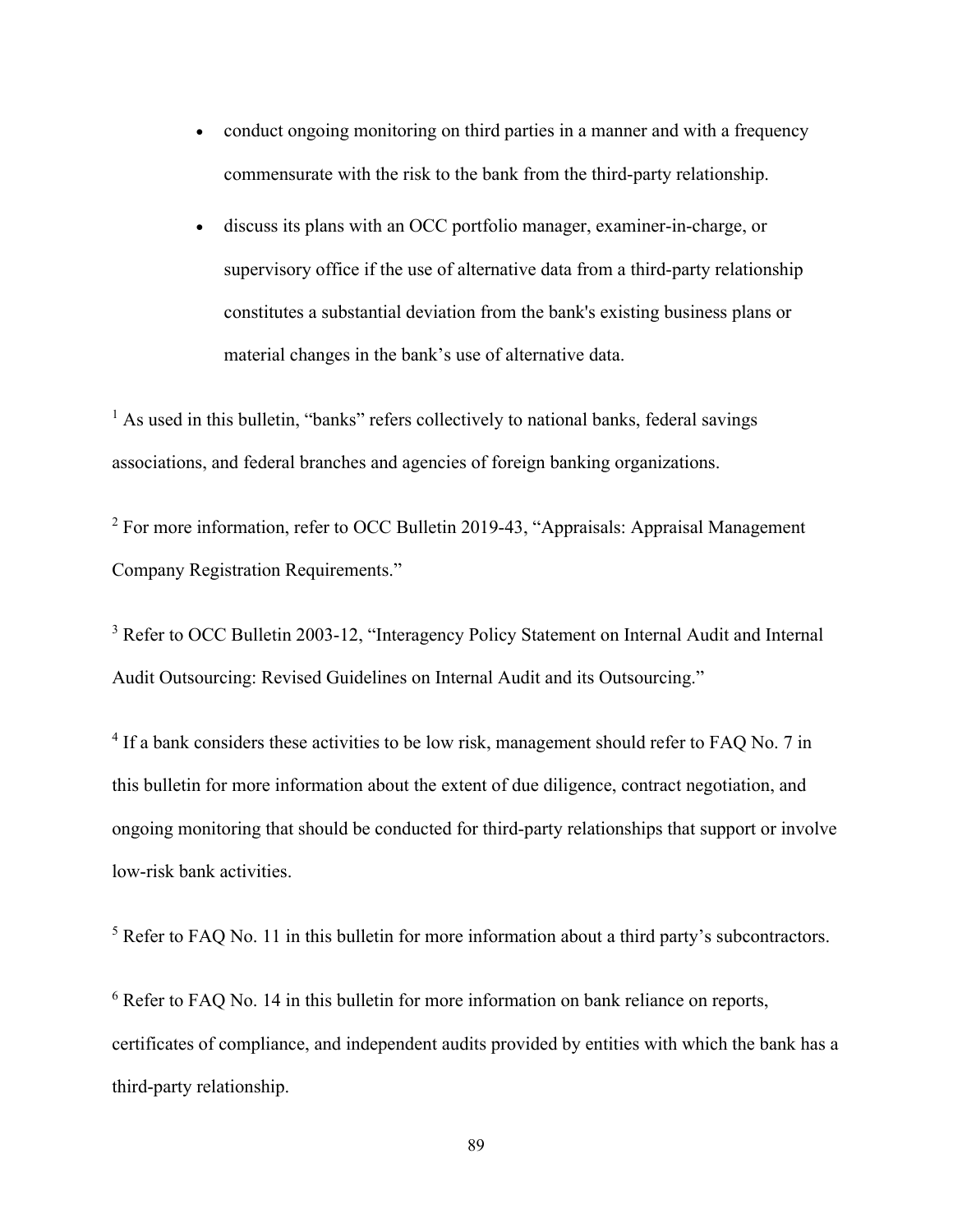- conduct ongoing monitoring on third parties in a manner and with a frequency commensurate with the risk to the bank from the third-party relationship.
- discuss its plans with an OCC portfolio manager, examiner-in-charge, or supervisory office if the use of alternative data from a third-party relationship constitutes a substantial deviation from the bank's existing business plans or material changes in the bank's use of alternative data.

[1] As used in this bulletin, "banks" refers collectively to national banks, federal savings associations, and federal branches and agencies of foreign banking organizations.

[2] For more information, refer to OCC Bulletin 2019-43, "Appraisals: Appraisal Management Company Registration Requirements."

[3] Refer to OCC Bulletin 2003-12, "Interagency Policy Statement on Internal Audit and Internal Audit Outsourcing: Revised Guidelines on Internal Audit and its Outsourcing."

[4] If a bank considers these activities to be low risk, management should refer to FAQ No. 7 in this bulletin for more information about the extent of due diligence, contract negotiation, and ongoing monitoring that should be conducted for third-party relationships that support or involve low-risk bank activities.

[5] Refer to FAQ No. 11 in this bulletin for more information about a third party's subcontractors.

[6] Refer to FAQ No. 14 in this bulletin for more information on bank reliance on reports, certificates of compliance, and independent audits provided by entities with which the bank has a third-party relationship.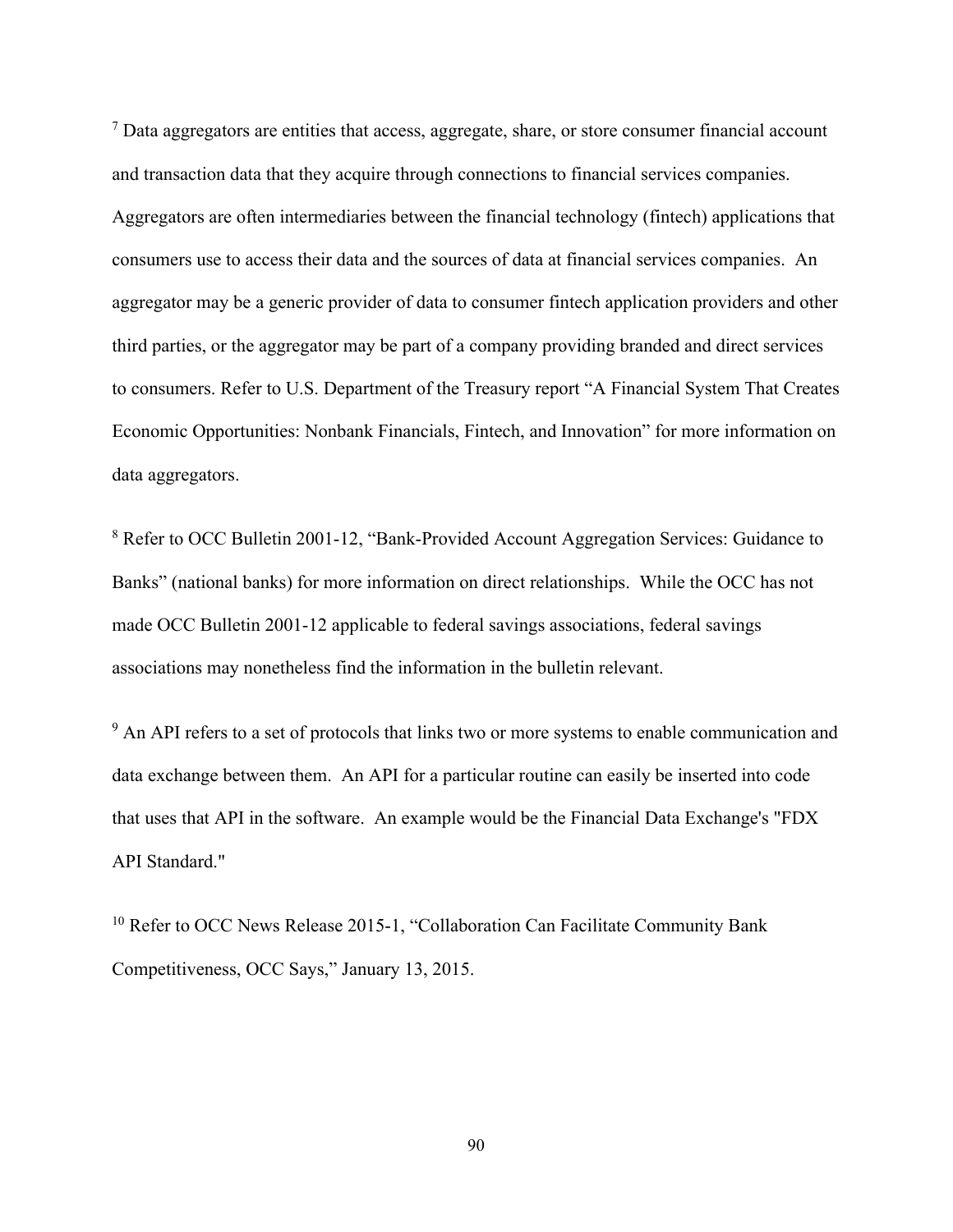[7] Data aggregators are entities that access, aggregate, share, or store consumer financial account and transaction data that they acquire through connections to financial services companies. Aggregators are often intermediaries between the financial technology (fintech) applications that consumers use to access their data and the sources of data at financial services companies. An aggregator may be a generic provider of data to consumer fintech application providers and other third parties, or the aggregator may be part of a company providing branded and direct services to consumers. Refer to U.S. Department of the Treasury report "A Financial System That Creates Economic Opportunities: Nonbank Financials, Fintech, and Innovation" for more information on data aggregators.

[8] Refer to OCC Bulletin 2001-12, "Bank-Provided Account Aggregation Services: Guidance to Banks" (national banks) for more information on direct relationships. While the OCC has not made OCC Bulletin 2001-12 applicable to federal savings associations, federal savings associations may nonetheless find the information in the bulletin relevant.

[9] An API refers to a set of protocols that links two or more systems to enable communication and data exchange between them. An API for a particular routine can easily be inserted into code that uses that API in the software. An example would be the Financial Data Exchange's "FDX API Standard."

[10] Refer to OCC News Release 2015-1, "Collaboration Can Facilitate Community Bank Competitiveness, OCC Says," January 13, 2015.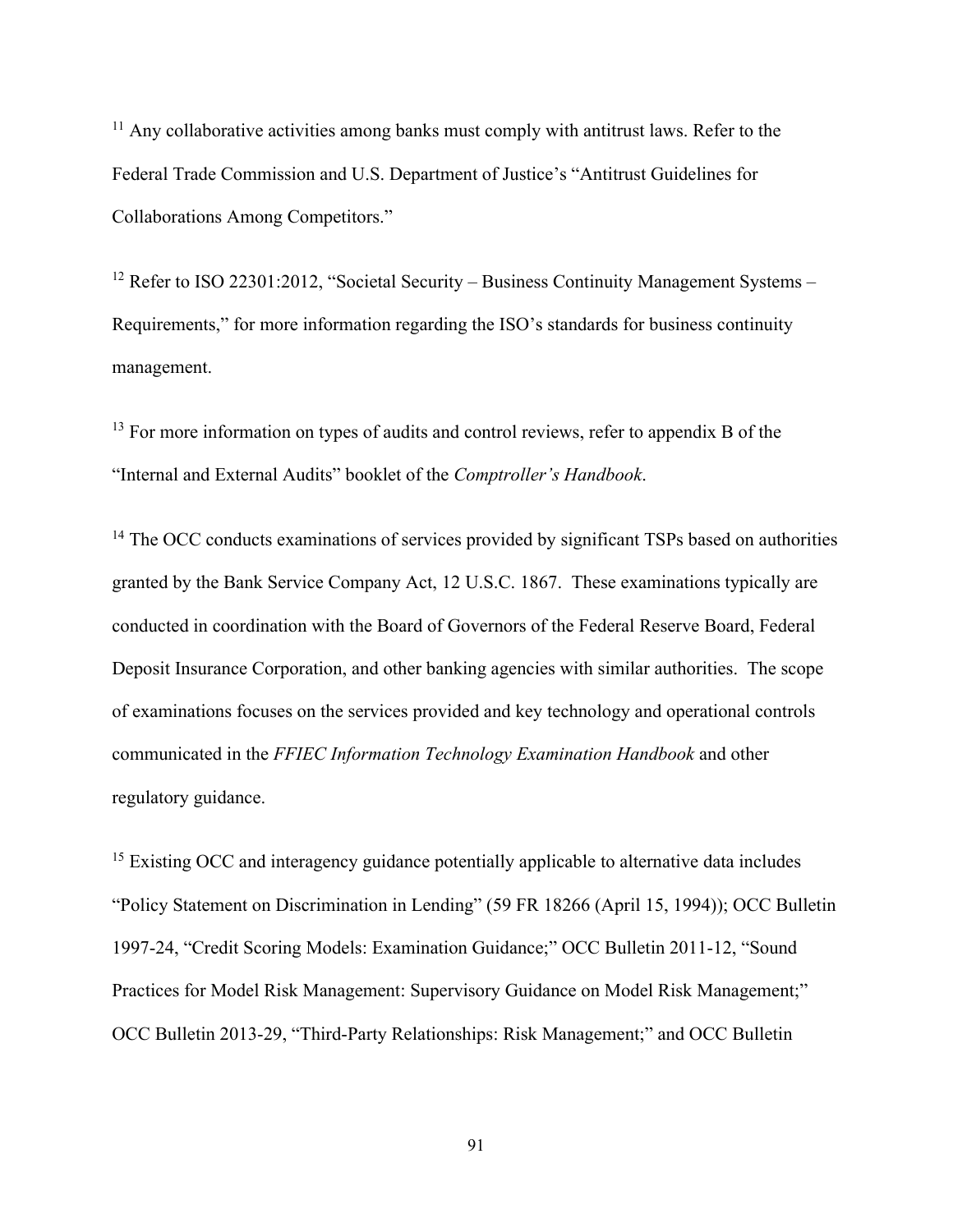[11] Any collaborative activities among banks must comply with antitrust laws. Refer to the Federal Trade Commission and U.S. Department of Justice's "Antitrust Guidelines for Collaborations Among Competitors."

[12] Refer to ISO 22301:2012, "Societal Security – Business Continuity Management Systems – Requirements," for more information regarding the ISO's standards for business continuity management.

[13] For more information on types of audits and control reviews, refer to appendix B of the "Internal and External Audits" booklet of the *Comptroller's Handbook*.

[14] The OCC conducts examinations of services provided by significant TSPs based on authorities granted by the Bank Service Company Act, 12 U.S.C. 1867. These examinations typically are conducted in coordination with the Board of Governors of the Federal Reserve Board, Federal Deposit Insurance Corporation, and other banking agencies with similar authorities. The scope of examinations focuses on the services provided and key technology and operational controls communicated in the *FFIEC Information Technology Examination Handbook* and other regulatory guidance.

[15] Existing OCC and interagency guidance potentially applicable to alternative data includes "Policy Statement on Discrimination in Lending" (59 FR 18266 (April 15, 1994)); OCC Bulletin 1997-24, "Credit Scoring Models: Examination Guidance;" OCC Bulletin 2011-12, "Sound Practices for Model Risk Management: Supervisory Guidance on Model Risk Management;" OCC Bulletin 2013-29, "Third-Party Relationships: Risk Management;" and OCC Bulletin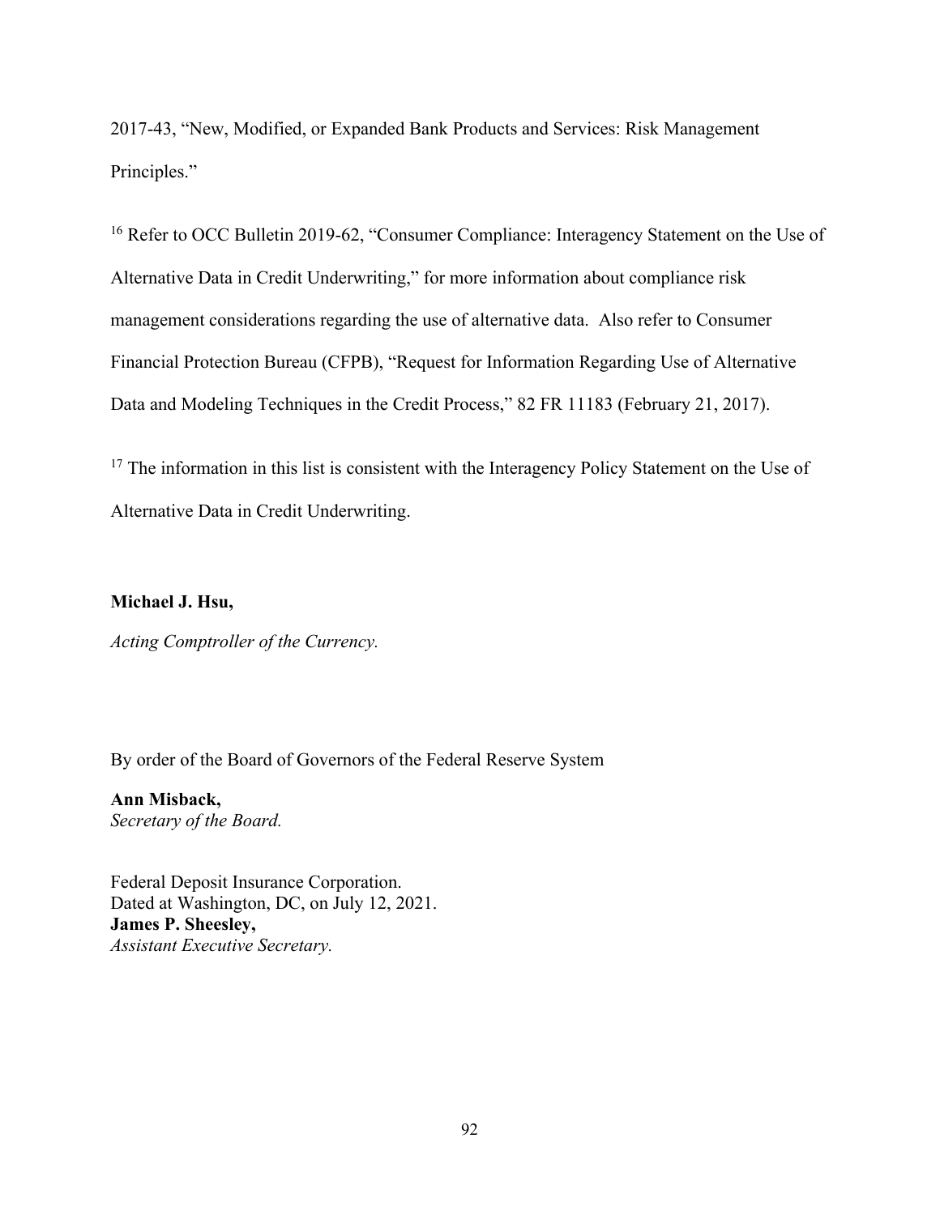2017-43, "New, Modified, or Expanded Bank Products and Services: Risk Management Principles."

[16] Refer to OCC Bulletin 2019-62, "Consumer Compliance: Interagency Statement on the Use of Alternative Data in Credit Underwriting," for more information about compliance risk management considerations regarding the use of alternative data. Also refer to Consumer Financial Protection Bureau (CFPB), "Request for Information Regarding Use of Alternative Data and Modeling Techniques in the Credit Process," 82 FR 11183 (February 21, 2017).

[17] The information in this list is consistent with the Interagency Policy Statement on the Use of Alternative Data in Credit Underwriting.

**Michael J. Hsu,**

*Acting Comptroller of the Currency.*

By order of the Board of Governors of the Federal Reserve System

**Ann Misback,**
*Secretary of the Board.*

Federal Deposit Insurance Corporation.
Dated at Washington, DC, on July 12, 2021.
**James P. Sheesley,**
*Assistant Executive Secretary.*